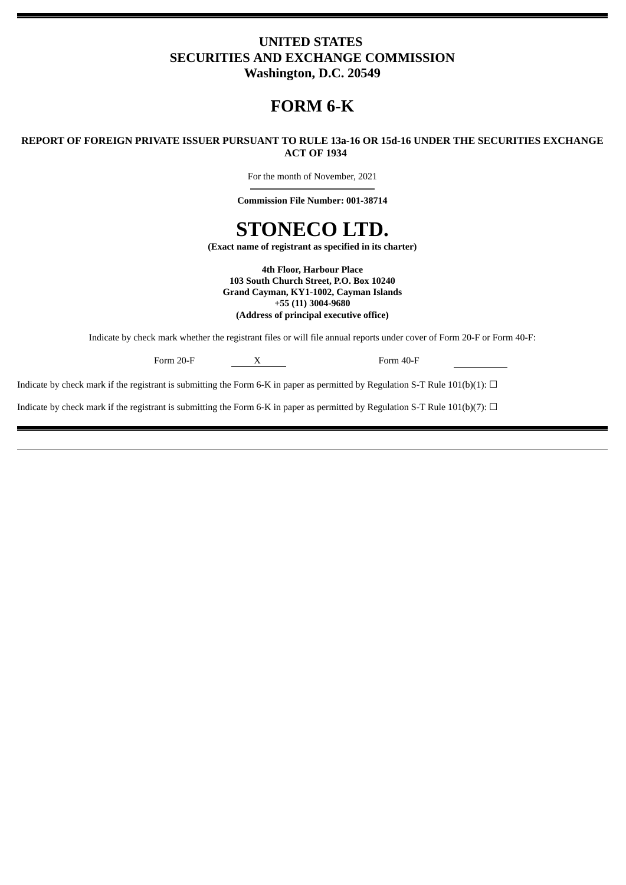**UNITED STATES**
**SECURITIES AND EXCHANGE COMMISSION**
**Washington, D.C. 20549**

# FORM 6-K

**REPORT OF FOREIGN PRIVATE ISSUER PURSUANT TO RULE 13a-16 OR 15d-16 UNDER THE SECURITIES EXCHANGE ACT OF 1934**

For the month of November, 2021

**Commission File Number: 001-38714**

# STONECO LTD.

**(Exact name of registrant as specified in its charter)**

**4th Floor, Harbour Place**
**103 South Church Street, P.O. Box 10240**
**Grand Cayman, KY1-1002, Cayman Islands**
**+55 (11) 3004-9680**
**(Address of principal executive office)**

Indicate by check mark whether the registrant files or will file annual reports under cover of Form 20-F or Form 40-F:

Form 20-F X Form 40-F ____

Indicate by check mark if the registrant is submitting the Form 6-K in paper as permitted by Regulation S-T Rule 101(b)(1): ☐

Indicate by check mark if the registrant is submitting the Form 6-K in paper as permitted by Regulation S-T Rule 101(b)(7): ☐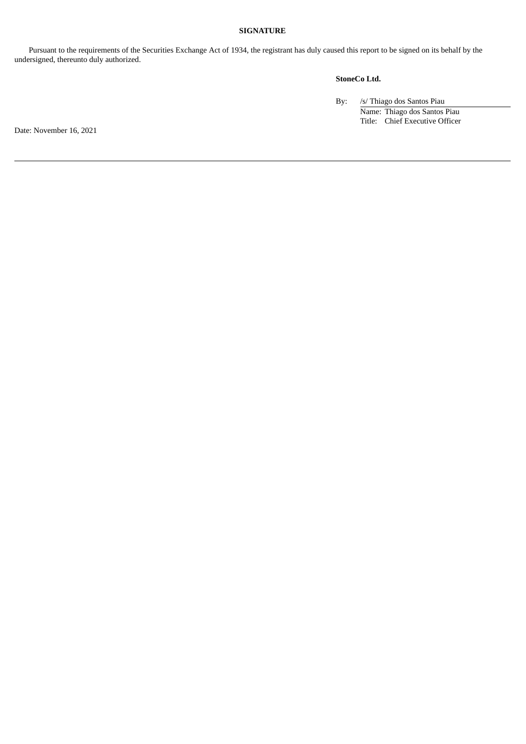**SIGNATURE**

Pursuant to the requirements of the Securities Exchange Act of 1934, the registrant has duly caused this report to be signed on its behalf by the undersigned, thereunto duly authorized.

**StoneCo Ltd.**

By: /s/ Thiago dos Santos Piau
Name: Thiago dos Santos Piau
Title: Chief Executive Officer

Date: November 16, 2021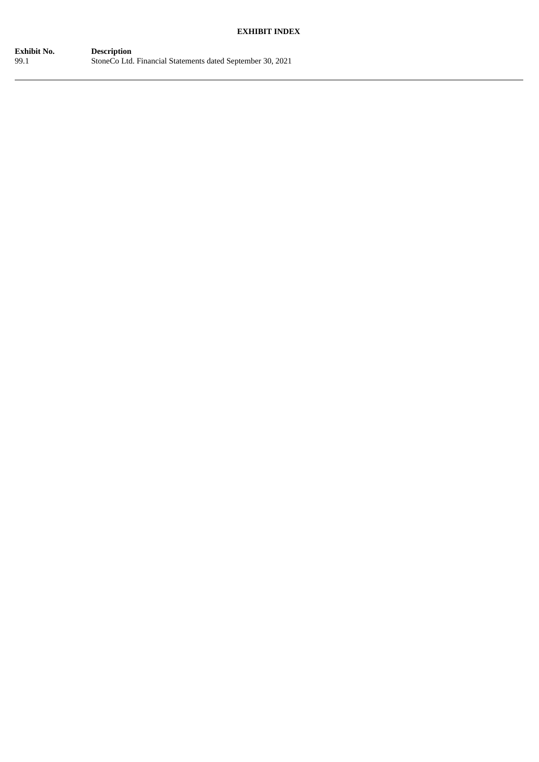## EXHIBIT INDEX

| Exhibit No. | Description |
| --- | --- |
| 99.1 | StoneCo Ltd. Financial Statements dated September 30, 2021 |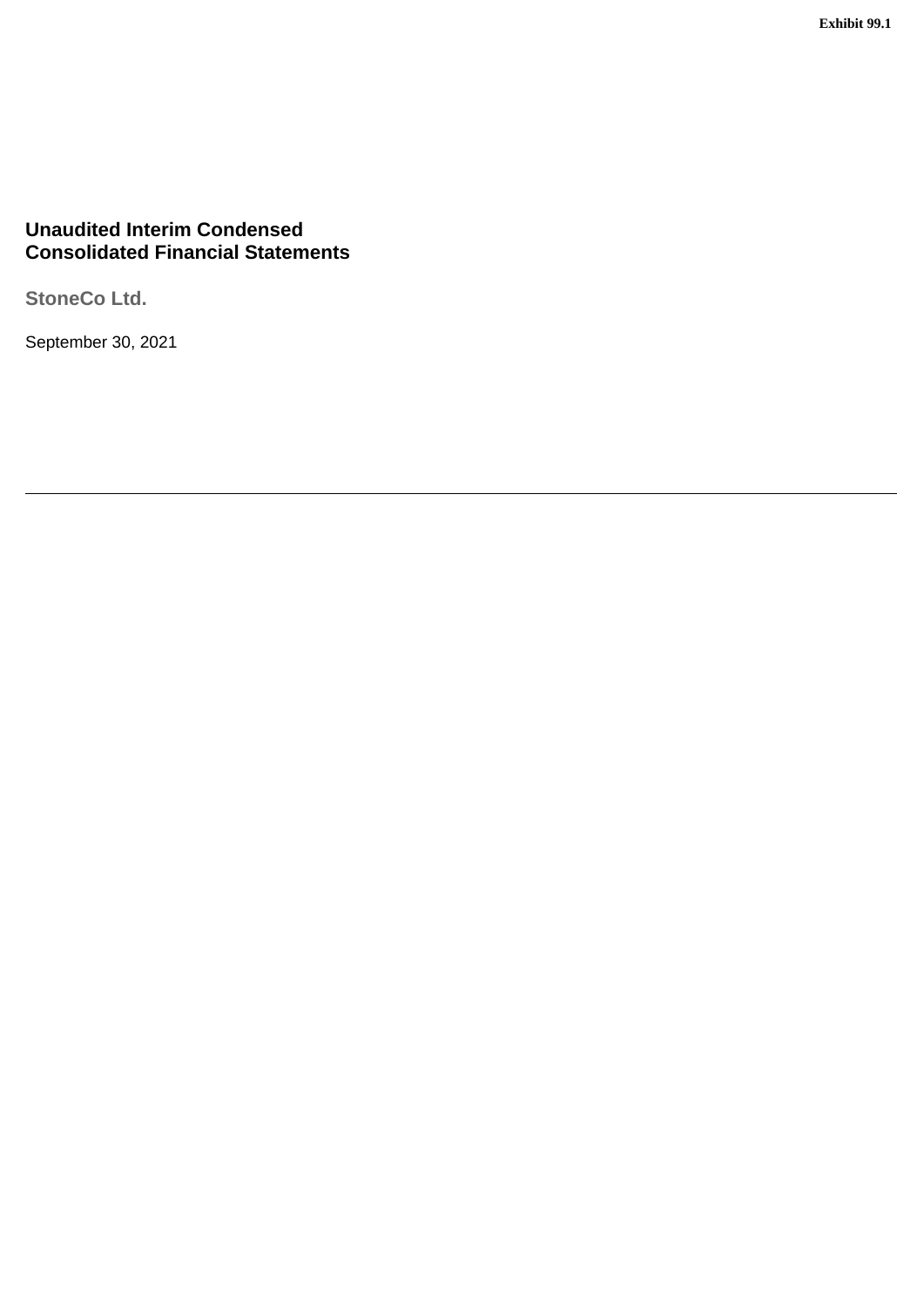**Exhibit 99.1**

# Unaudited Interim Condensed Consolidated Financial Statements

## StoneCo Ltd.

September 30, 2021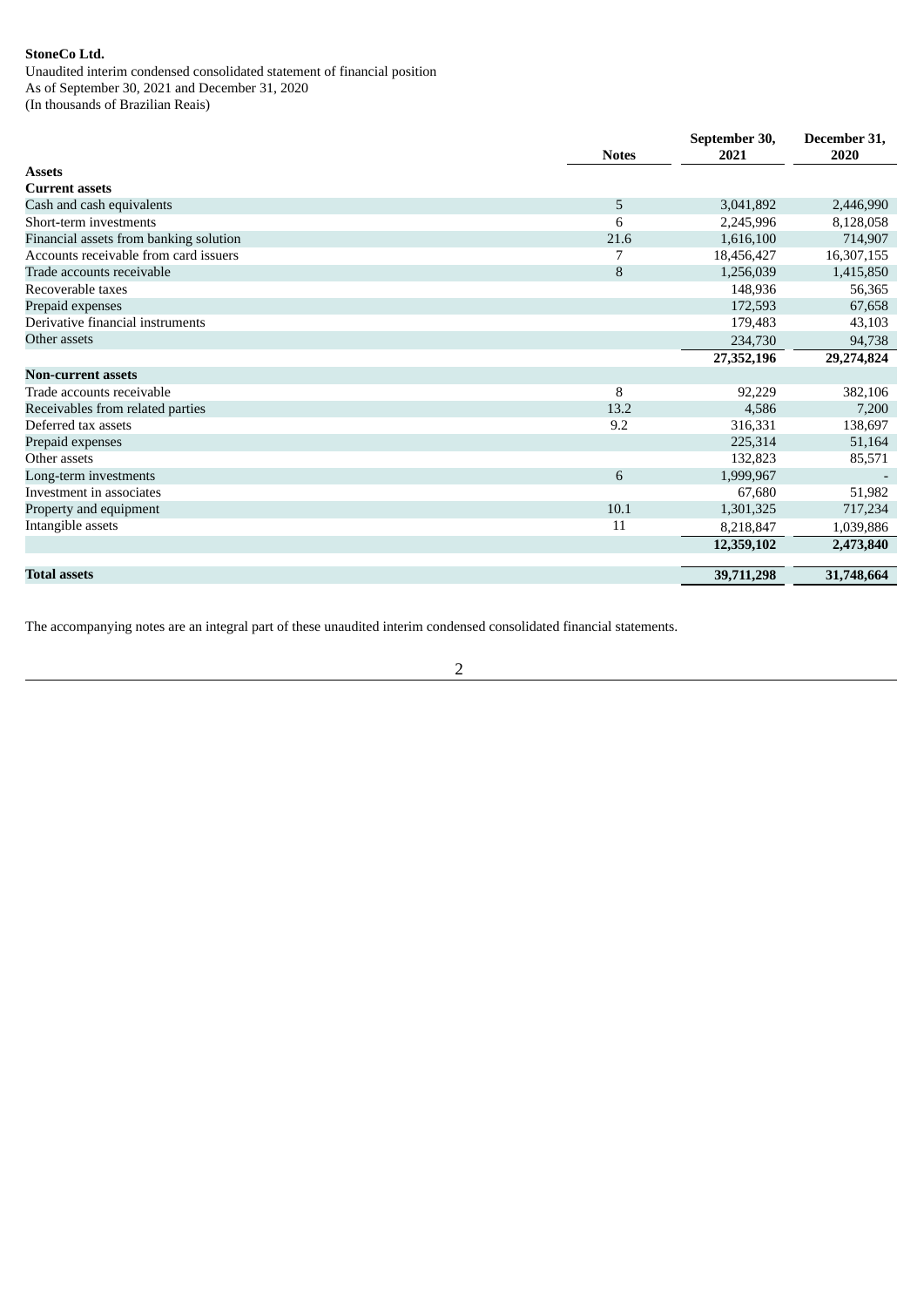**StoneCo Ltd.**

Unaudited interim condensed consolidated statement of financial position
As of September 30, 2021 and December 31, 2020
(In thousands of Brazilian Reais)

| | Notes | September 30, 2021 | December 31, 2020 |
|---|---|---|---|
| **Assets** | | | |
| **Current assets** | | | |
| Cash and cash equivalents | 5 | 3,041,892 | 2,446,990 |
| Short-term investments | 6 | 2,245,996 | 8,128,058 |
| Financial assets from banking solution | 21.6 | 1,616,100 | 714,907 |
| Accounts receivable from card issuers | 7 | 18,456,427 | 16,307,155 |
| Trade accounts receivable | 8 | 1,256,039 | 1,415,850 |
| Recoverable taxes | | 148,936 | 56,365 |
| Prepaid expenses | | 172,593 | 67,658 |
| Derivative financial instruments | | 179,483 | 43,103 |
| Other assets | | 234,730 | 94,738 |
| | | **27,352,196** | **29,274,824** |
| **Non-current assets** | | | |
| Trade accounts receivable | 8 | 92,229 | 382,106 |
| Receivables from related parties | 13.2 | 4,586 | 7,200 |
| Deferred tax assets | 9.2 | 316,331 | 138,697 |
| Prepaid expenses | | 225,314 | 51,164 |
| Other assets | | 132,823 | 85,571 |
| Long-term investments | 6 | 1,999,967 | - |
| Investment in associates | | 67,680 | 51,982 |
| Property and equipment | 10.1 | 1,301,325 | 717,234 |
| Intangible assets | 11 | 8,218,847 | 1,039,886 |
| | | **12,359,102** | **2,473,840** |
| **Total assets** | | **39,711,298** | **31,748,664** |

The accompanying notes are an integral part of these unaudited interim condensed consolidated financial statements.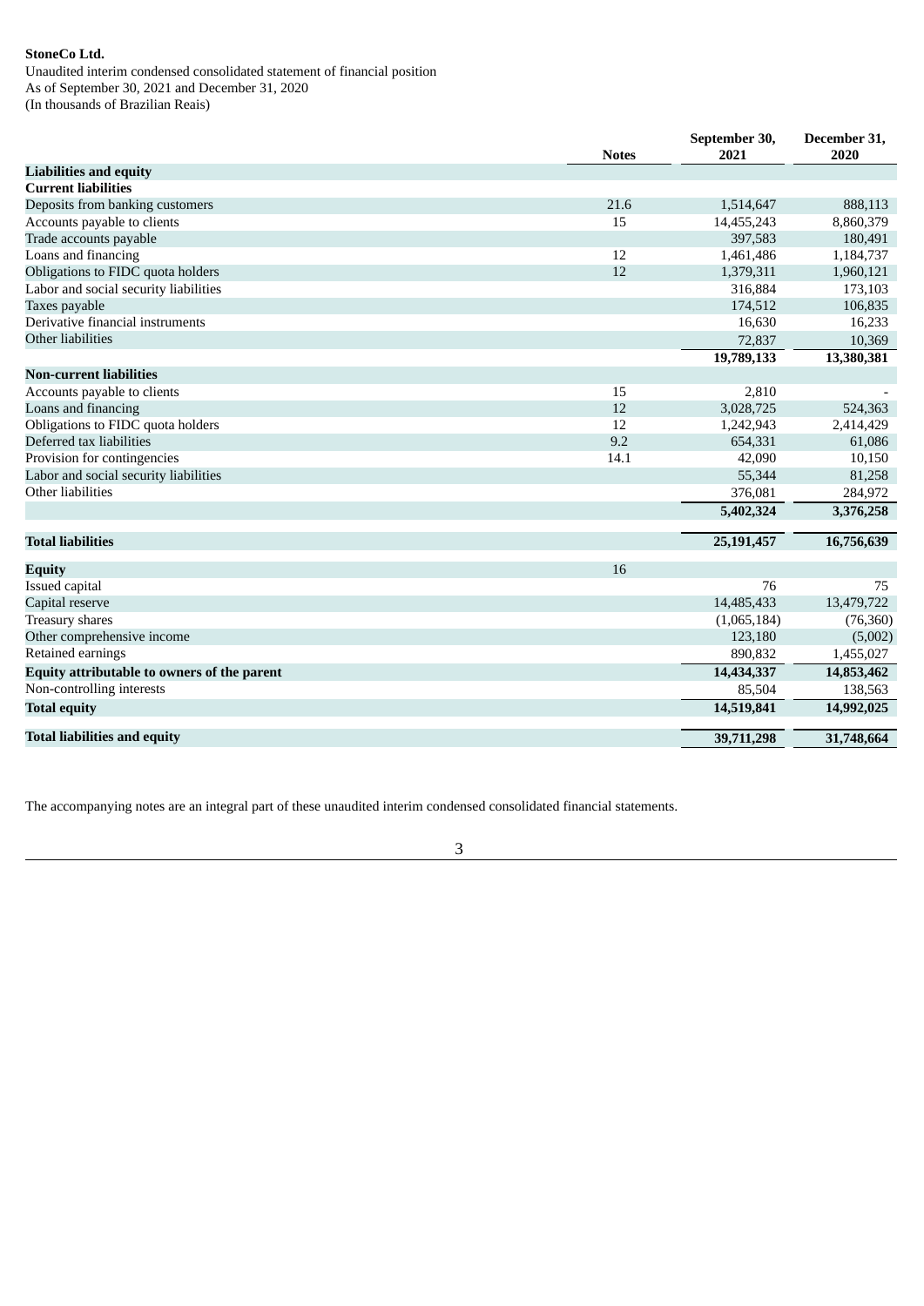**StoneCo Ltd.**

Unaudited interim condensed consolidated statement of financial position
As of September 30, 2021 and December 31, 2020
(In thousands of Brazilian Reais)

| | Notes | September 30, 2021 | December 31, 2020 |
|---|---|---|---|
| **Liabilities and equity** | | | |
| **Current liabilities** | | | |
| Deposits from banking customers | 21.6 | 1,514,647 | 888,113 |
| Accounts payable to clients | 15 | 14,455,243 | 8,860,379 |
| Trade accounts payable | | 397,583 | 180,491 |
| Loans and financing | 12 | 1,461,486 | 1,184,737 |
| Obligations to FIDC quota holders | 12 | 1,379,311 | 1,960,121 |
| Labor and social security liabilities | | 316,884 | 173,103 |
| Taxes payable | | 174,512 | 106,835 |
| Derivative financial instruments | | 16,630 | 16,233 |
| Other liabilities | | 72,837 | 10,369 |
| | | **19,789,133** | **13,380,381** |
| **Non-current liabilities** | | | |
| Accounts payable to clients | 15 | 2,810 | - |
| Loans and financing | 12 | 3,028,725 | 524,363 |
| Obligations to FIDC quota holders | 12 | 1,242,943 | 2,414,429 |
| Deferred tax liabilities | 9.2 | 654,331 | 61,086 |
| Provision for contingencies | 14.1 | 42,090 | 10,150 |
| Labor and social security liabilities | | 55,344 | 81,258 |
| Other liabilities | | 376,081 | 284,972 |
| | | **5,402,324** | **3,376,258** |
| **Total liabilities** | | **25,191,457** | **16,756,639** |
| **Equity** | 16 | | |
| Issued capital | | 76 | 75 |
| Capital reserve | | 14,485,433 | 13,479,722 |
| Treasury shares | | (1,065,184) | (76,360) |
| Other comprehensive income | | 123,180 | (5,002) |
| Retained earnings | | 890,832 | 1,455,027 |
| **Equity attributable to owners of the parent** | | **14,434,337** | **14,853,462** |
| Non-controlling interests | | 85,504 | 138,563 |
| **Total equity** | | **14,519,841** | **14,992,025** |
| **Total liabilities and equity** | | **39,711,298** | **31,748,664** |

The accompanying notes are an integral part of these unaudited interim condensed consolidated financial statements.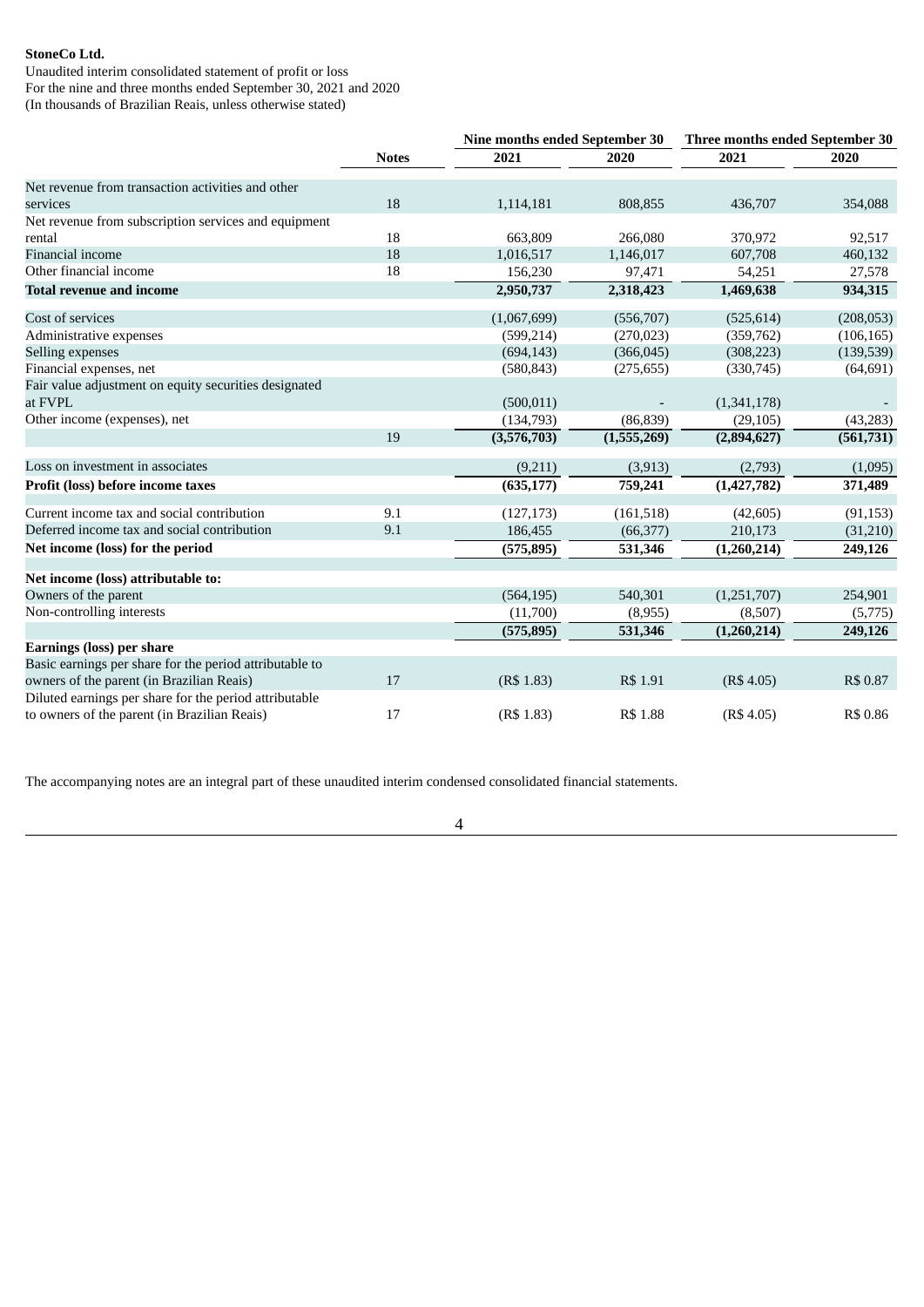**StoneCo Ltd.**

Unaudited interim consolidated statement of profit or loss
For the nine and three months ended September 30, 2021 and 2020
(In thousands of Brazilian Reais, unless otherwise stated)

| | | Nine months ended September 30 | | Three months ended September 30 | |
|---|---|---|---|---|---|
| | **Notes** | **2021** | **2020** | **2021** | **2020** |
| Net revenue from transaction activities and other services | 18 | 1,114,181 | 808,855 | 436,707 | 354,088 |
| Net revenue from subscription services and equipment rental | 18 | 663,809 | 266,080 | 370,972 | 92,517 |
| Financial income | 18 | 1,016,517 | 1,146,017 | 607,708 | 460,132 |
| Other financial income | 18 | 156,230 | 97,471 | 54,251 | 27,578 |
| **Total revenue and income** | | **2,950,737** | **2,318,423** | **1,469,638** | **934,315** |
| Cost of services | | (1,067,699) | (556,707) | (525,614) | (208,053) |
| Administrative expenses | | (599,214) | (270,023) | (359,762) | (106,165) |
| Selling expenses | | (694,143) | (366,045) | (308,223) | (139,539) |
| Financial expenses, net | | (580,843) | (275,655) | (330,745) | (64,691) |
| Fair value adjustment on equity securities designated at FVPL | | (500,011) | - | (1,341,178) | - |
| Other income (expenses), net | | (134,793) | (86,839) | (29,105) | (43,283) |
| | 19 | **(3,576,703)** | **(1,555,269)** | **(2,894,627)** | **(561,731)** |
| Loss on investment in associates | | (9,211) | (3,913) | (2,793) | (1,095) |
| **Profit (loss) before income taxes** | | **(635,177)** | **759,241** | **(1,427,782)** | **371,489** |
| Current income tax and social contribution | 9.1 | (127,173) | (161,518) | (42,605) | (91,153) |
| Deferred income tax and social contribution | 9.1 | 186,455 | (66,377) | 210,173 | (31,210) |
| **Net income (loss) for the period** | | **(575,895)** | **531,346** | **(1,260,214)** | **249,126** |
| **Net income (loss) attributable to:** | | | | | |
| Owners of the parent | | (564,195) | 540,301 | (1,251,707) | 254,901 |
| Non-controlling interests | | (11,700) | (8,955) | (8,507) | (5,775) |
| | | **(575,895)** | **531,346** | **(1,260,214)** | **249,126** |
| **Earnings (loss) per share** | | | | | |
| Basic earnings per share for the period attributable to owners of the parent (in Brazilian Reais) | 17 | (R$ 1.83) | R$ 1.91 | (R$ 4.05) | R$ 0.87 |
| Diluted earnings per share for the period attributable to owners of the parent (in Brazilian Reais) | 17 | (R$ 1.83) | R$ 1.88 | (R$ 4.05) | R$ 0.86 |

The accompanying notes are an integral part of these unaudited interim condensed consolidated financial statements.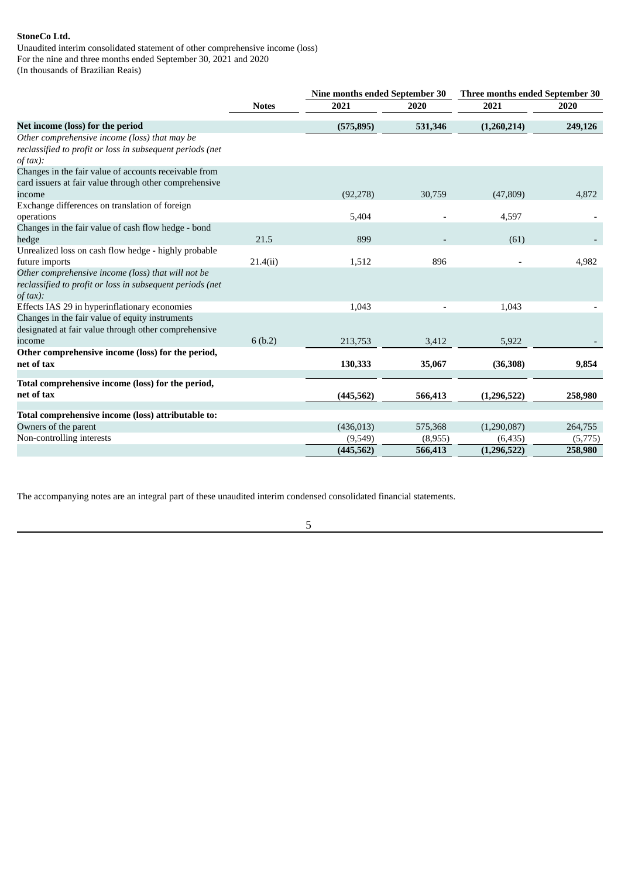**StoneCo Ltd.**

Unaudited interim consolidated statement of other comprehensive income (loss)
For the nine and three months ended September 30, 2021 and 2020
(In thousands of Brazilian Reais)

| | Notes | Nine months ended September 30 | | Three months ended September 30 | |
|---|---|---|---|---|---|
| | | 2021 | 2020 | 2021 | 2020 |
| **Net income (loss) for the period** | | **(575,895)** | **531,346** | **(1,260,214)** | **249,126** |
| *Other comprehensive income (loss) that may be reclassified to profit or loss in subsequent periods (net of tax):* | | | | | |
| Changes in the fair value of accounts receivable from card issuers at fair value through other comprehensive income | | (92,278) | 30,759 | (47,809) | 4,872 |
| Exchange differences on translation of foreign operations | | 5,404 | - | 4,597 | - |
| Changes in the fair value of cash flow hedge - bond hedge | 21.5 | 899 | - | (61) | - |
| Unrealized loss on cash flow hedge - highly probable future imports | 21.4(ii) | 1,512 | 896 | - | 4,982 |
| *Other comprehensive income (loss) that will not be reclassified to profit or loss in subsequent periods (net of tax):* | | | | | |
| Effects IAS 29 in hyperinflationary economies | | 1,043 | - | 1,043 | - |
| Changes in the fair value of equity instruments designated at fair value through other comprehensive income | 6 (b.2) | 213,753 | 3,412 | 5,922 | - |
| **Other comprehensive income (loss) for the period, net of tax** | | **130,333** | **35,067** | **(36,308)** | **9,854** |
| **Total comprehensive income (loss) for the period, net of tax** | | **(445,562)** | **566,413** | **(1,296,522)** | **258,980** |
| **Total comprehensive income (loss) attributable to:** | | | | | |
| Owners of the parent | | (436,013) | 575,368 | (1,290,087) | 264,755 |
| Non-controlling interests | | (9,549) | (8,955) | (6,435) | (5,775) |
| | | **(445,562)** | **566,413** | **(1,296,522)** | **258,980** |

The accompanying notes are an integral part of these unaudited interim condensed consolidated financial statements.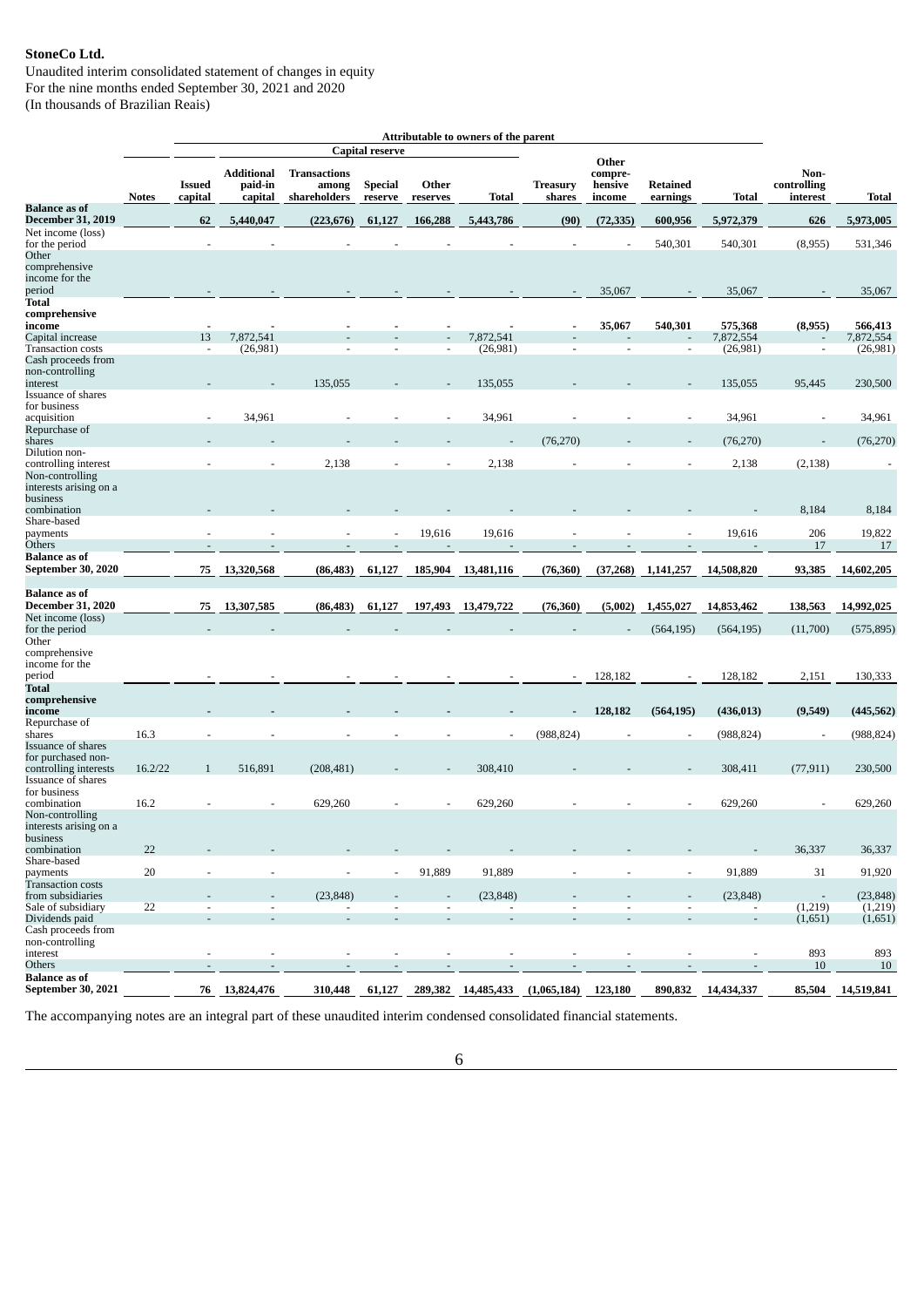**StoneCo Ltd.**

Unaudited interim consolidated statement of changes in equity
For the nine months ended September 30, 2021 and 2020
(In thousands of Brazilian Reais)

| | | Attributable to owners of the parent | | | | | | | | | | | | |
|---|---|---|---|---|---|---|---|---|---|---|---|---|---|---|
| | | | Capital reserve | | | | | | | | | | | |
| | Notes | Issued capital | Additional paid-in capital | Transactions among shareholders | Special reserve | Other reserves | Total | Treasury shares | Other compre-hensive income | Retained earnings | Total | Non-controlling interest | Total |
| **Balance as of December 31, 2019** | | **62** | **5,440,047** | **(223,676)** | **61,127** | **166,288** | **5,443,786** | **(90)** | **(72,335)** | **600,956** | **5,972,379** | **626** | **5,973,005** |
| Net income (loss) for the period | | - | - | - | - | - | - | - | - | 540,301 | 540,301 | (8,955) | 531,346 |
| Other comprehensive income for the period | | - | - | - | - | - | - | - | 35,067 | - | 35,067 | - | 35,067 |
| **Total comprehensive income** | | **-** | **-** | **-** | **-** | **-** | **-** | **-** | **35,067** | **540,301** | **575,368** | **(8,955)** | **566,413** |
| Capital increase | | 13 | 7,872,541 | - | - | - | 7,872,541 | - | - | - | 7,872,554 | - | 7,872,554 |
| Transaction costs | | - | (26,981) | - | - | - | (26,981) | - | - | - | (26,981) | - | (26,981) |
| Cash proceeds from non-controlling interest | | - | - | 135,055 | - | - | 135,055 | - | - | - | 135,055 | 95,445 | 230,500 |
| Issuance of shares for business acquisition | | - | 34,961 | - | - | - | 34,961 | - | - | - | 34,961 | - | 34,961 |
| Repurchase of shares | | - | - | - | - | - | - | (76,270) | - | - | (76,270) | - | (76,270) |
| Dilution non-controlling interest | | - | - | 2,138 | - | - | 2,138 | - | - | - | 2,138 | (2,138) | - |
| Non-controlling interests arising on a business combination | | - | - | - | - | - | - | - | - | - | - | 8,184 | 8,184 |
| Share-based payments | | - | - | - | - | 19,616 | 19,616 | - | - | - | 19,616 | 206 | 19,822 |
| Others | | - | - | - | - | - | - | - | - | - | - | 17 | 17 |
| **Balance as of September 30, 2020** | | **75** | **13,320,568** | **(86,483)** | **61,127** | **185,904** | **13,481,116** | **(76,360)** | **(37,268)** | **1,141,257** | **14,508,820** | **93,385** | **14,602,205** |
| **Balance as of December 31, 2020** | | **75** | **13,307,585** | **(86,483)** | **61,127** | **197,493** | **13,479,722** | **(76,360)** | **(5,002)** | **1,455,027** | **14,853,462** | **138,563** | **14,992,025** |
| Net income (loss) for the period | | - | - | - | - | - | - | - | - | (564,195) | (564,195) | (11,700) | (575,895) |
| Other comprehensive income for the period | | - | - | - | - | - | - | - | 128,182 | - | 128,182 | 2,151 | 130,333 |
| **Total comprehensive income** | | **-** | **-** | **-** | **-** | **-** | **-** | **-** | **128,182** | **(564,195)** | **(436,013)** | **(9,549)** | **(445,562)** |
| Repurchase of shares | 16.3 | - | - | - | - | - | - | (988,824) | - | - | (988,824) | - | (988,824) |
| Issuance of shares for purchased non-controlling interests | 16.2/22 | 1 | 516,891 | (208,481) | - | - | 308,410 | - | - | - | 308,411 | (77,911) | 230,500 |
| Issuance of shares for business combination | 16.2 | - | - | 629,260 | - | - | 629,260 | - | - | - | 629,260 | - | 629,260 |
| Non-controlling interests arising on a business combination | 22 | - | - | - | - | - | - | - | - | - | - | 36,337 | 36,337 |
| Share-based payments | 20 | - | - | - | - | 91,889 | 91,889 | - | - | - | 91,889 | 31 | 91,920 |
| Transaction costs from subsidiaries | | - | - | (23,848) | - | - | (23,848) | - | - | - | (23,848) | - | (23,848) |
| Sale of subsidiary | 22 | - | - | - | - | - | - | - | - | - | - | (1,219) | (1,219) |
| Dividends paid | | - | - | - | - | - | - | - | - | - | - | (1,651) | (1,651) |
| Cash proceeds from non-controlling interest | | - | - | - | - | - | - | - | - | - | - | 893 | 893 |
| Others | | - | - | - | - | - | - | - | - | - | - | 10 | 10 |
| **Balance as of September 30, 2021** | | **76** | **13,824,476** | **310,448** | **61,127** | **289,382** | **14,485,433** | **(1,065,184)** | **123,180** | **890,832** | **14,434,337** | **85,504** | **14,519,841** |

The accompanying notes are an integral part of these unaudited interim condensed consolidated financial statements.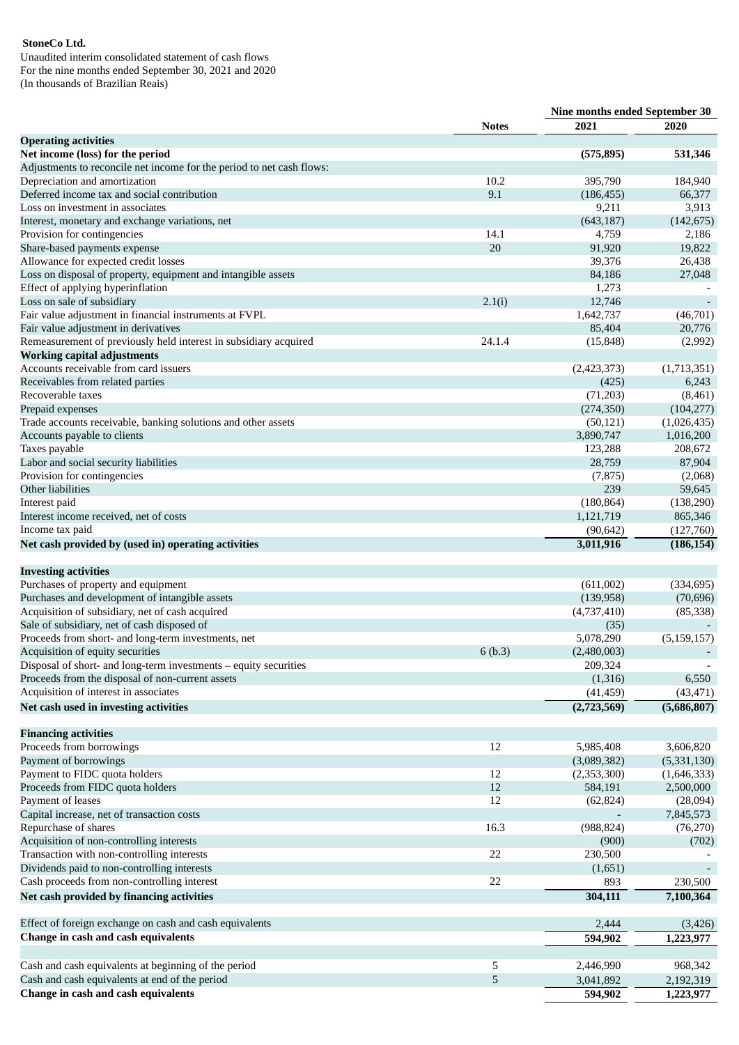**StoneCo Ltd.**

Unaudited interim consolidated statement of cash flows
For the nine months ended September 30, 2021 and 2020
(In thousands of Brazilian Reais)

| | Notes | Nine months ended September 30 | |
|---|---|---|---|
| | | **2021** | **2020** |
| **Operating activities** | | | |
| **Net income (loss) for the period** | | **(575,895)** | **531,346** |
| Adjustments to reconcile net income for the period to net cash flows: | | | |
| Depreciation and amortization | 10.2 | 395,790 | 184,940 |
| Deferred income tax and social contribution | 9.1 | (186,455) | 66,377 |
| Loss on investment in associates | | 9,211 | 3,913 |
| Interest, monetary and exchange variations, net | | (643,187) | (142,675) |
| Provision for contingencies | 14.1 | 4,759 | 2,186 |
| Share-based payments expense | 20 | 91,920 | 19,822 |
| Allowance for expected credit losses | | 39,376 | 26,438 |
| Loss on disposal of property, equipment and intangible assets | | 84,186 | 27,048 |
| Effect of applying hyperinflation | | 1,273 | - |
| Loss on sale of subsidiary | 2.1(i) | 12,746 | - |
| Fair value adjustment in financial instruments at FVPL | | 1,642,737 | (46,701) |
| Fair value adjustment in derivatives | | 85,404 | 20,776 |
| Remeasurement of previously held interest in subsidiary acquired | 24.1.4 | (15,848) | (2,992) |
| **Working capital adjustments** | | | |
| Accounts receivable from card issuers | | (2,423,373) | (1,713,351) |
| Receivables from related parties | | (425) | 6,243 |
| Recoverable taxes | | (71,203) | (8,461) |
| Prepaid expenses | | (274,350) | (104,277) |
| Trade accounts receivable, banking solutions and other assets | | (50,121) | (1,026,435) |
| Accounts payable to clients | | 3,890,747 | 1,016,200 |
| Taxes payable | | 123,288 | 208,672 |
| Labor and social security liabilities | | 28,759 | 87,904 |
| Provision for contingencies | | (7,875) | (2,068) |
| Other liabilities | | 239 | 59,645 |
| Interest paid | | (180,864) | (138,290) |
| Interest income received, net of costs | | 1,121,719 | 865,346 |
| Income tax paid | | (90,642) | (127,760) |
| **Net cash provided by (used in) operating activities** | | **3,011,916** | **(186,154)** |
| | | | |
| **Investing activities** | | | |
| Purchases of property and equipment | | (611,002) | (334,695) |
| Purchases and development of intangible assets | | (139,958) | (70,696) |
| Acquisition of subsidiary, net of cash acquired | | (4,737,410) | (85,338) |
| Sale of subsidiary, net of cash disposed of | | (35) | - |
| Proceeds from short- and long-term investments, net | | 5,078,290 | (5,159,157) |
| Acquisition of equity securities | 6 (b.3) | (2,480,003) | - |
| Disposal of short- and long-term investments – equity securities | | 209,324 | - |
| Proceeds from the disposal of non-current assets | | (1,316) | 6,550 |
| Acquisition of interest in associates | | (41,459) | (43,471) |
| **Net cash used in investing activities** | | **(2,723,569)** | **(5,686,807)** |
| | | | |
| **Financing activities** | | | |
| Proceeds from borrowings | 12 | 5,985,408 | 3,606,820 |
| Payment of borrowings | | (3,089,382) | (5,331,130) |
| Payment to FIDC quota holders | 12 | (2,353,300) | (1,646,333) |
| Proceeds from FIDC quota holders | 12 | 584,191 | 2,500,000 |
| Payment of leases | 12 | (62,824) | (28,094) |
| Capital increase, net of transaction costs | | - | 7,845,573 |
| Repurchase of shares | 16.3 | (988,824) | (76,270) |
| Acquisition of non-controlling interests | | (900) | (702) |
| Transaction with non-controlling interests | 22 | 230,500 | - |
| Dividends paid to non-controlling interests | | (1,651) | - |
| Cash proceeds from non-controlling interest | 22 | 893 | 230,500 |
| **Net cash provided by financing activities** | | **304,111** | **7,100,364** |
| | | | |
| Effect of foreign exchange on cash and cash equivalents | | 2,444 | (3,426) |
| **Change in cash and cash equivalents** | | **594,902** | **1,223,977** |
| | | | |
| Cash and cash equivalents at beginning of the period | 5 | 2,446,990 | 968,342 |
| Cash and cash equivalents at end of the period | 5 | 3,041,892 | 2,192,319 |
| **Change in cash and cash equivalents** | | **594,902** | **1,223,977** |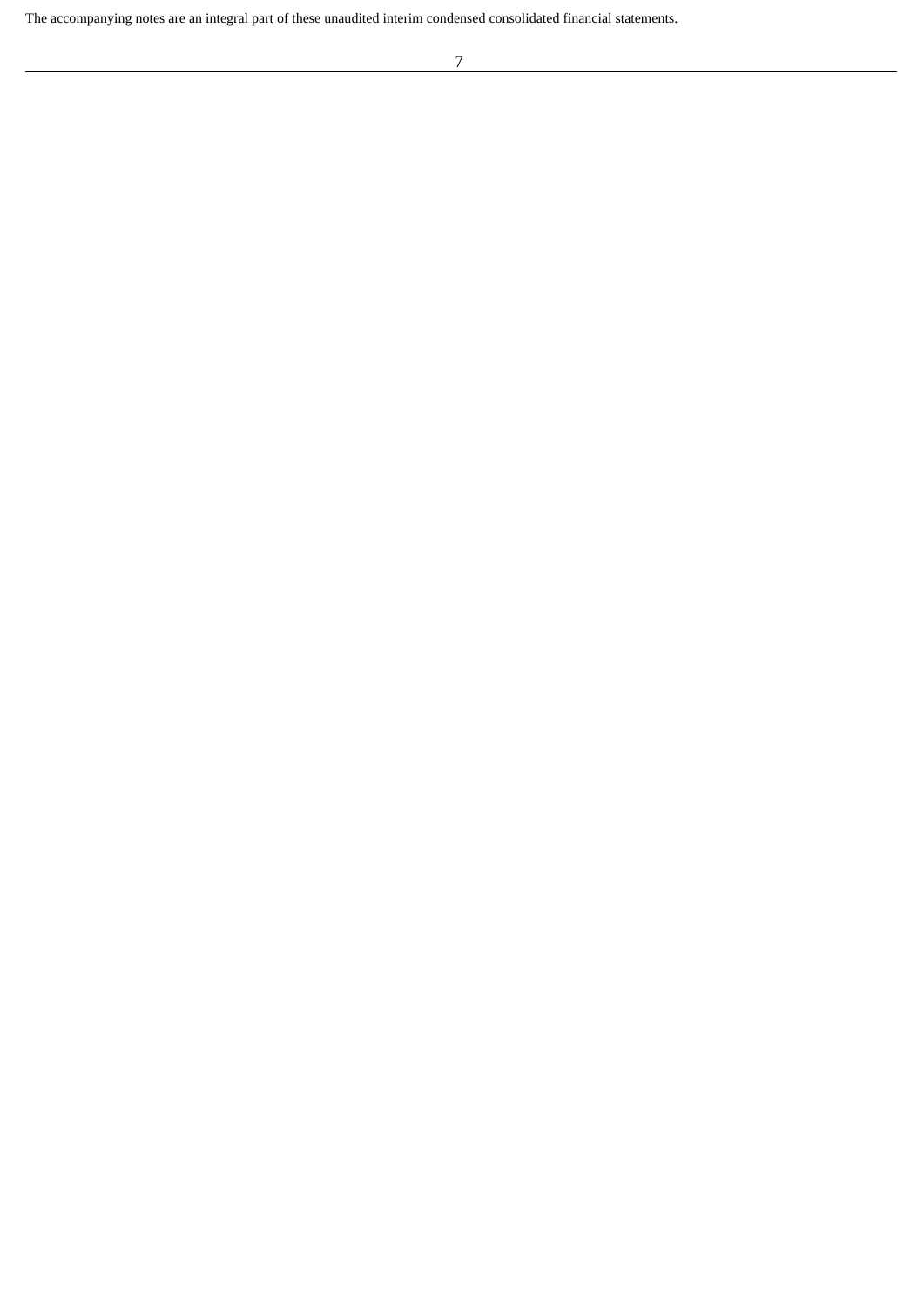The accompanying notes are an integral part of these unaudited interim condensed consolidated financial statements.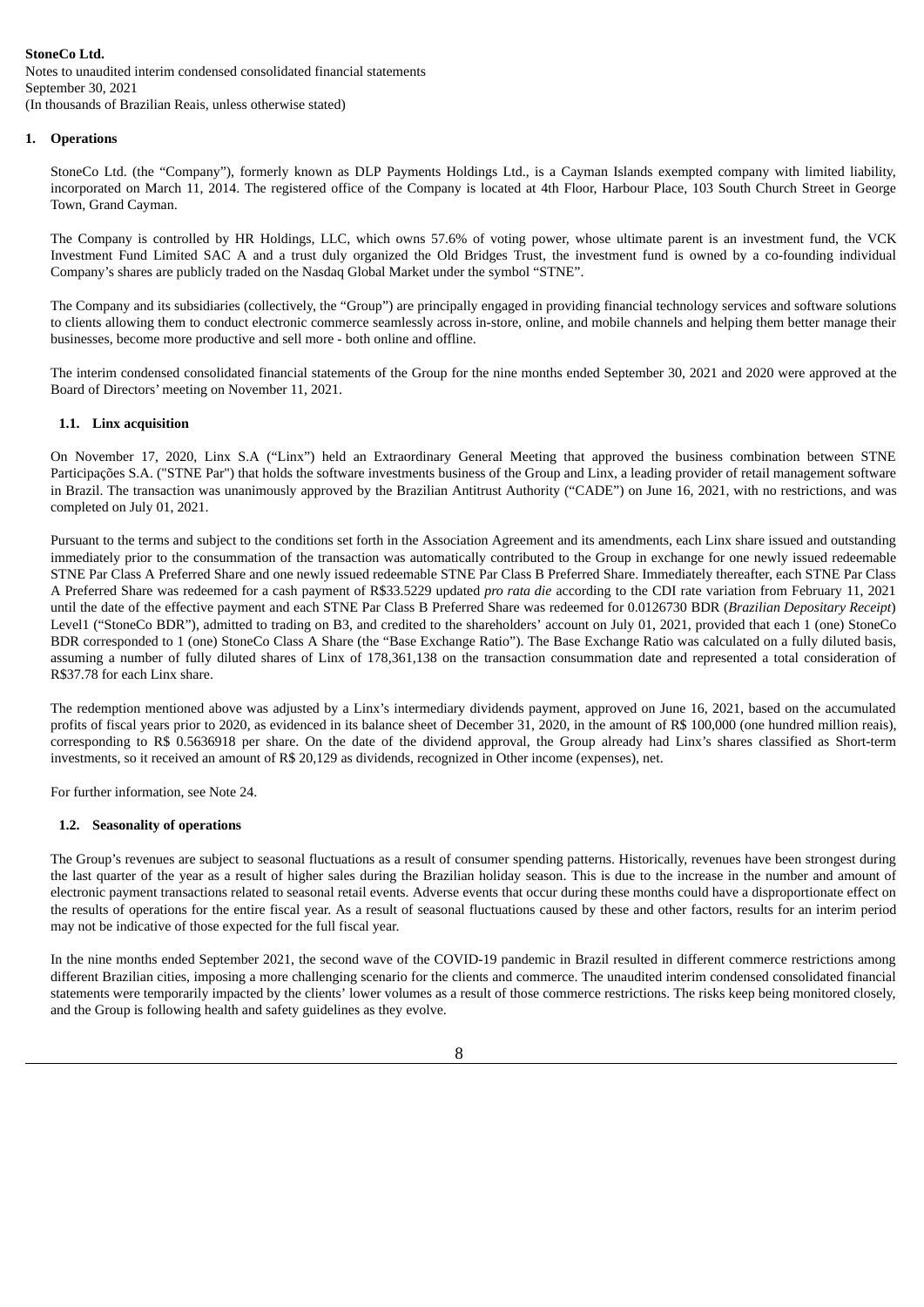**StoneCo Ltd.**
Notes to unaudited interim condensed consolidated financial statements
September 30, 2021
(In thousands of Brazilian Reais, unless otherwise stated)

## 1. Operations

StoneCo Ltd. (the "Company"), formerly known as DLP Payments Holdings Ltd., is a Cayman Islands exempted company with limited liability, incorporated on March 11, 2014. The registered office of the Company is located at 4th Floor, Harbour Place, 103 South Church Street in George Town, Grand Cayman.

The Company is controlled by HR Holdings, LLC, which owns 57.6% of voting power, whose ultimate parent is an investment fund, the VCK Investment Fund Limited SAC A and a trust duly organized the Old Bridges Trust, the investment fund is owned by a co-founding individual Company's shares are publicly traded on the Nasdaq Global Market under the symbol "STNE".

The Company and its subsidiaries (collectively, the "Group") are principally engaged in providing financial technology services and software solutions to clients allowing them to conduct electronic commerce seamlessly across in-store, online, and mobile channels and helping them better manage their businesses, become more productive and sell more - both online and offline.

The interim condensed consolidated financial statements of the Group for the nine months ended September 30, 2021 and 2020 were approved at the Board of Directors' meeting on November 11, 2021.

### 1.1. Linx acquisition

On November 17, 2020, Linx S.A ("Linx") held an Extraordinary General Meeting that approved the business combination between STNE Participações S.A. ("STNE Par") that holds the software investments business of the Group and Linx, a leading provider of retail management software in Brazil. The transaction was unanimously approved by the Brazilian Antitrust Authority ("CADE") on June 16, 2021, with no restrictions, and was completed on July 01, 2021.

Pursuant to the terms and subject to the conditions set forth in the Association Agreement and its amendments, each Linx share issued and outstanding immediately prior to the consummation of the transaction was automatically contributed to the Group in exchange for one newly issued redeemable STNE Par Class A Preferred Share and one newly issued redeemable STNE Par Class B Preferred Share. Immediately thereafter, each STNE Par Class A Preferred Share was redeemed for a cash payment of R$33.5229 updated *pro rata die* according to the CDI rate variation from February 11, 2021 until the date of the effective payment and each STNE Par Class B Preferred Share was redeemed for 0.0126730 BDR (*Brazilian Depositary Receipt*) Level1 ("StoneCo BDR"), admitted to trading on B3, and credited to the shareholders' account on July 01, 2021, provided that each 1 (one) StoneCo BDR corresponded to 1 (one) StoneCo Class A Share (the "Base Exchange Ratio"). The Base Exchange Ratio was calculated on a fully diluted basis, assuming a number of fully diluted shares of Linx of 178,361,138 on the transaction consummation date and represented a total consideration of R$37.78 for each Linx share.

The redemption mentioned above was adjusted by a Linx's intermediary dividends payment, approved on June 16, 2021, based on the accumulated profits of fiscal years prior to 2020, as evidenced in its balance sheet of December 31, 2020, in the amount of R$ 100,000 (one hundred million reais), corresponding to R$ 0.5636918 per share. On the date of the dividend approval, the Group already had Linx's shares classified as Short-term investments, so it received an amount of R$ 20,129 as dividends, recognized in Other income (expenses), net.

For further information, see Note 24.

### 1.2. Seasonality of operations

The Group's revenues are subject to seasonal fluctuations as a result of consumer spending patterns. Historically, revenues have been strongest during the last quarter of the year as a result of higher sales during the Brazilian holiday season. This is due to the increase in the number and amount of electronic payment transactions related to seasonal retail events. Adverse events that occur during these months could have a disproportionate effect on the results of operations for the entire fiscal year. As a result of seasonal fluctuations caused by these and other factors, results for an interim period may not be indicative of those expected for the full fiscal year.

In the nine months ended September 2021, the second wave of the COVID-19 pandemic in Brazil resulted in different commerce restrictions among different Brazilian cities, imposing a more challenging scenario for the clients and commerce. The unaudited interim condensed consolidated financial statements were temporarily impacted by the clients' lower volumes as a result of those commerce restrictions. The risks keep being monitored closely, and the Group is following health and safety guidelines as they evolve.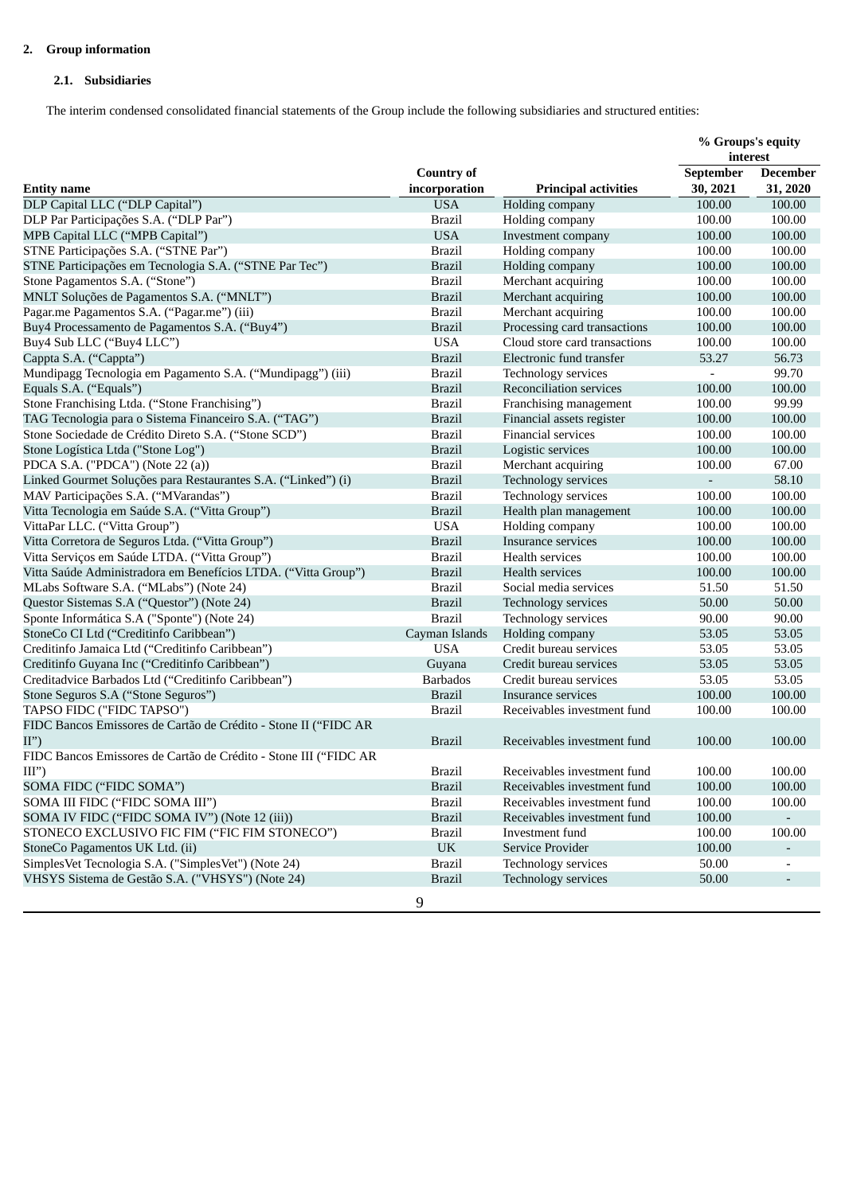## 2. Group information

### 2.1. Subsidiaries

The interim condensed consolidated financial statements of the Group include the following subsidiaries and structured entities:

| Entity name | Country of incorporation | Principal activities | % Groups's equity interest September 30, 2021 | December 31, 2020 |
|---|---|---|---|---|
| DLP Capital LLC (“DLP Capital”) | USA | Holding company | 100.00 | 100.00 |
| DLP Par Participações S.A. (“DLP Par”) | Brazil | Holding company | 100.00 | 100.00 |
| MPB Capital LLC (“MPB Capital”) | USA | Investment company | 100.00 | 100.00 |
| STNE Participações S.A. (“STNE Par”) | Brazil | Holding company | 100.00 | 100.00 |
| STNE Participações em Tecnologia S.A. (“STNE Par Tec”) | Brazil | Holding company | 100.00 | 100.00 |
| Stone Pagamentos S.A. (“Stone”) | Brazil | Merchant acquiring | 100.00 | 100.00 |
| MNLT Soluções de Pagamentos S.A. (“MNLT”) | Brazil | Merchant acquiring | 100.00 | 100.00 |
| Pagar.me Pagamentos S.A. (“Pagar.me”) (iii) | Brazil | Merchant acquiring | 100.00 | 100.00 |
| Buy4 Processamento de Pagamentos S.A. (“Buy4”) | Brazil | Processing card transactions | 100.00 | 100.00 |
| Buy4 Sub LLC (“Buy4 LLC”) | USA | Cloud store card transactions | 100.00 | 100.00 |
| Cappta S.A. (“Cappta”) | Brazil | Electronic fund transfer | 53.27 | 56.73 |
| Mundipagg Tecnologia em Pagamento S.A. (“Mundipagg”) (iii) | Brazil | Technology services | - | 99.70 |
| Equals S.A. (“Equals”) | Brazil | Reconciliation services | 100.00 | 100.00 |
| Stone Franchising Ltda. (“Stone Franchising”) | Brazil | Franchising management | 100.00 | 99.99 |
| TAG Tecnologia para o Sistema Financeiro S.A. (“TAG”) | Brazil | Financial assets register | 100.00 | 100.00 |
| Stone Sociedade de Crédito Direto S.A. (“Stone SCD”) | Brazil | Financial services | 100.00 | 100.00 |
| Stone Logística Ltda ("Stone Log") | Brazil | Logistic services | 100.00 | 100.00 |
| PDCA S.A. ("PDCA") (Note 22 (a)) | Brazil | Merchant acquiring | 100.00 | 67.00 |
| Linked Gourmet Soluções para Restaurantes S.A. (“Linked”) (i) | Brazil | Technology services | - | 58.10 |
| MAV Participações S.A. (“MVarandas”) | Brazil | Technology services | 100.00 | 100.00 |
| Vitta Tecnologia em Saúde S.A. (“Vitta Group”) | Brazil | Health plan management | 100.00 | 100.00 |
| VittaPar LLC. (“Vitta Group”) | USA | Holding company | 100.00 | 100.00 |
| Vitta Corretora de Seguros Ltda. (“Vitta Group”) | Brazil | Insurance services | 100.00 | 100.00 |
| Vitta Serviços em Saúde LTDA. (“Vitta Group”) | Brazil | Health services | 100.00 | 100.00 |
| Vitta Saúde Administradora em Benefícios LTDA. (“Vitta Group”) | Brazil | Health services | 100.00 | 100.00 |
| MLabs Software S.A. (“MLabs”) (Note 24) | Brazil | Social media services | 51.50 | 51.50 |
| Questor Sistemas S.A (“Questor”) (Note 24) | Brazil | Technology services | 50.00 | 50.00 |
| Sponte Informática S.A ("Sponte") (Note 24) | Brazil | Technology services | 90.00 | 90.00 |
| StoneCo CI Ltd (“Creditinfo Caribbean”) | Cayman Islands | Holding company | 53.05 | 53.05 |
| Creditinfo Jamaica Ltd (“Creditinfo Caribbean”) | USA | Credit bureau services | 53.05 | 53.05 |
| Creditinfo Guyana Inc (“Creditinfo Caribbean”) | Guyana | Credit bureau services | 53.05 | 53.05 |
| Creditadvice Barbados Ltd (“Creditinfo Caribbean”) | Barbados | Credit bureau services | 53.05 | 53.05 |
| Stone Seguros S.A (“Stone Seguros”) | Brazil | Insurance services | 100.00 | 100.00 |
| TAPSO FIDC ("FIDC TAPSO") | Brazil | Receivables investment fund | 100.00 | 100.00 |
| FIDC Bancos Emissores de Cartão de Crédito - Stone II (“FIDC AR II”) | Brazil | Receivables investment fund | 100.00 | 100.00 |
| FIDC Bancos Emissores de Cartão de Crédito - Stone III (“FIDC AR III”) | Brazil | Receivables investment fund | 100.00 | 100.00 |
| SOMA FIDC (“FIDC SOMA”) | Brazil | Receivables investment fund | 100.00 | 100.00 |
| SOMA III FIDC (“FIDC SOMA III”) | Brazil | Receivables investment fund | 100.00 | 100.00 |
| SOMA IV FIDC (“FIDC SOMA IV”) (Note 12 (iii)) | Brazil | Receivables investment fund | 100.00 | - |
| STONECO EXCLUSIVO FIC FIM (“FIC FIM STONECO”) | Brazil | Investment fund | 100.00 | 100.00 |
| StoneCo Pagamentos UK Ltd. (ii) | UK | Service Provider | 100.00 | - |
| SimplesVet Tecnologia S.A. ("SimplesVet") (Note 24) | Brazil | Technology services | 50.00 | - |
| VHSYS Sistema de Gestão S.A. ("VHSYS") (Note 24) | Brazil | Technology services | 50.00 | - |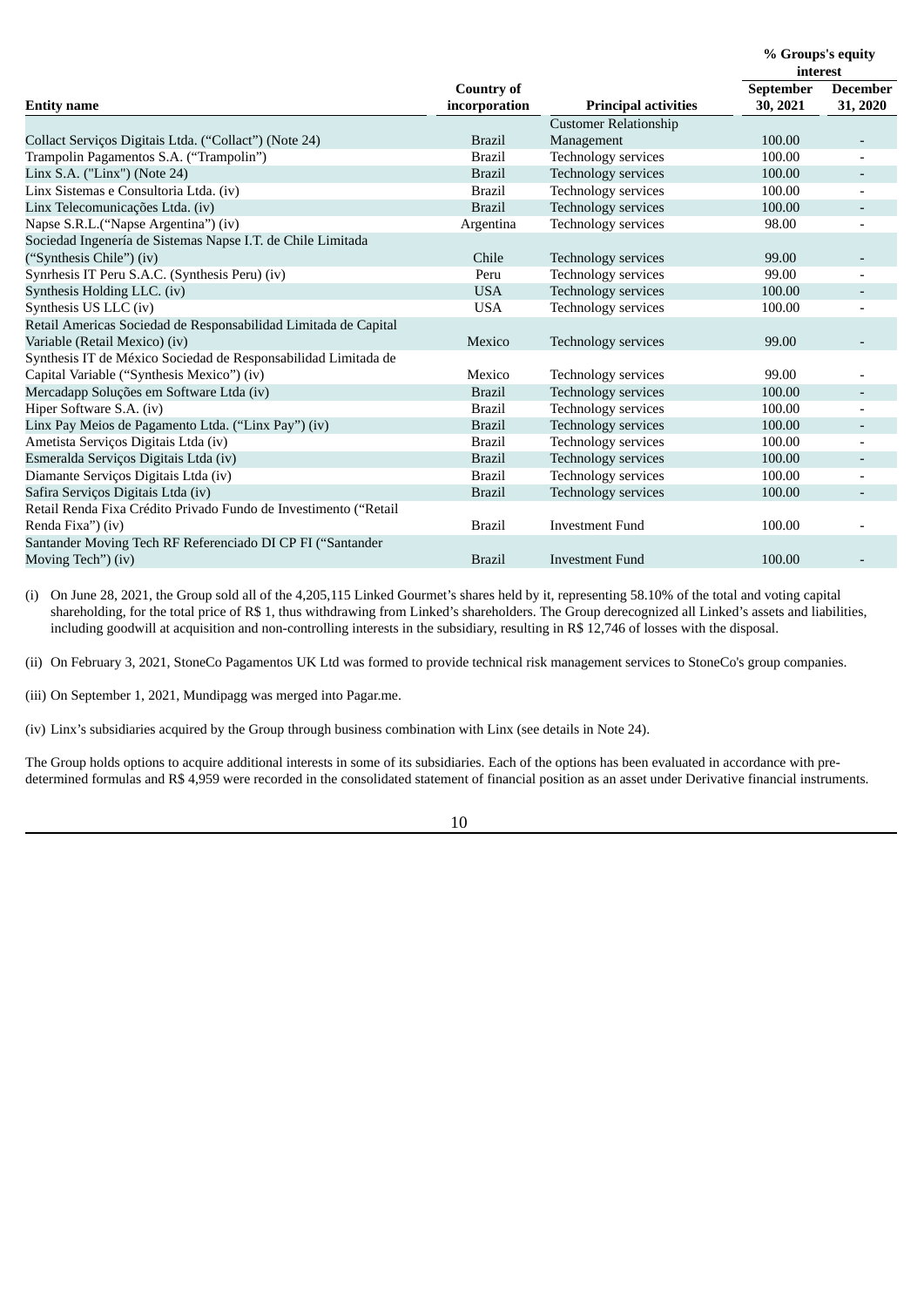| Entity name | Country of incorporation | Principal activities | % Groups's equity interest | |
|---|---|---|---|---|
| | | | September 30, 2021 | December 31, 2020 |
| Collact Serviços Digitais Ltda. ("Collact") (Note 24) | Brazil | Customer Relationship Management | 100.00 | - |
| Trampolin Pagamentos S.A. ("Trampolin") | Brazil | Technology services | 100.00 | - |
| Linx S.A. ("Linx") (Note 24) | Brazil | Technology services | 100.00 | - |
| Linx Sistemas e Consultoria Ltda. (iv) | Brazil | Technology services | 100.00 | - |
| Linx Telecomunicações Ltda. (iv) | Brazil | Technology services | 100.00 | - |
| Napse S.R.L.("Napse Argentina") (iv) | Argentina | Technology services | 98.00 | - |
| Sociedad Ingenería de Sistemas Napse I.T. de Chile Limitada ("Synthesis Chile") (iv) | Chile | Technology services | 99.00 | - |
| Synrhesis IT Peru S.A.C. (Synthesis Peru) (iv) | Peru | Technology services | 99.00 | - |
| Synthesis Holding LLC. (iv) | USA | Technology services | 100.00 | - |
| Synthesis US LLC (iv) | USA | Technology services | 100.00 | - |
| Retail Americas Sociedad de Responsabilidad Limitada de Capital Variable (Retail Mexico) (iv) | Mexico | Technology services | 99.00 | - |
| Synthesis IT de México Sociedad de Responsabilidad Limitada de Capital Variable ("Synthesis Mexico") (iv) | Mexico | Technology services | 99.00 | - |
| Mercadapp Soluções em Software Ltda (iv) | Brazil | Technology services | 100.00 | - |
| Hiper Software S.A. (iv) | Brazil | Technology services | 100.00 | - |
| Linx Pay Meios de Pagamento Ltda. ("Linx Pay") (iv) | Brazil | Technology services | 100.00 | - |
| Ametista Serviços Digitais Ltda (iv) | Brazil | Technology services | 100.00 | - |
| Esmeralda Serviços Digitais Ltda (iv) | Brazil | Technology services | 100.00 | - |
| Diamante Serviços Digitais Ltda (iv) | Brazil | Technology services | 100.00 | - |
| Safira Serviços Digitais Ltda (iv) | Brazil | Technology services | 100.00 | - |
| Retail Renda Fixa Crédito Privado Fundo de Investimento ("Retail Renda Fixa") (iv) | Brazil | Investment Fund | 100.00 | - |
| Santander Moving Tech RF Referenciado DI CP FI ("Santander Moving Tech") (iv) | Brazil | Investment Fund | 100.00 | - |

(i) On June 28, 2021, the Group sold all of the 4,205,115 Linked Gourmet's shares held by it, representing 58.10% of the total and voting capital shareholding, for the total price of R$ 1, thus withdrawing from Linked's shareholders. The Group derecognized all Linked's assets and liabilities, including goodwill at acquisition and non-controlling interests in the subsidiary, resulting in R$ 12,746 of losses with the disposal.

(ii) On February 3, 2021, StoneCo Pagamentos UK Ltd was formed to provide technical risk management services to StoneCo's group companies.

(iii) On September 1, 2021, Mundipagg was merged into Pagar.me.

(iv) Linx's subsidiaries acquired by the Group through business combination with Linx (see details in Note 24).

The Group holds options to acquire additional interests in some of its subsidiaries. Each of the options has been evaluated in accordance with pre-determined formulas and R$ 4,959 were recorded in the consolidated statement of financial position as an asset under Derivative financial instruments.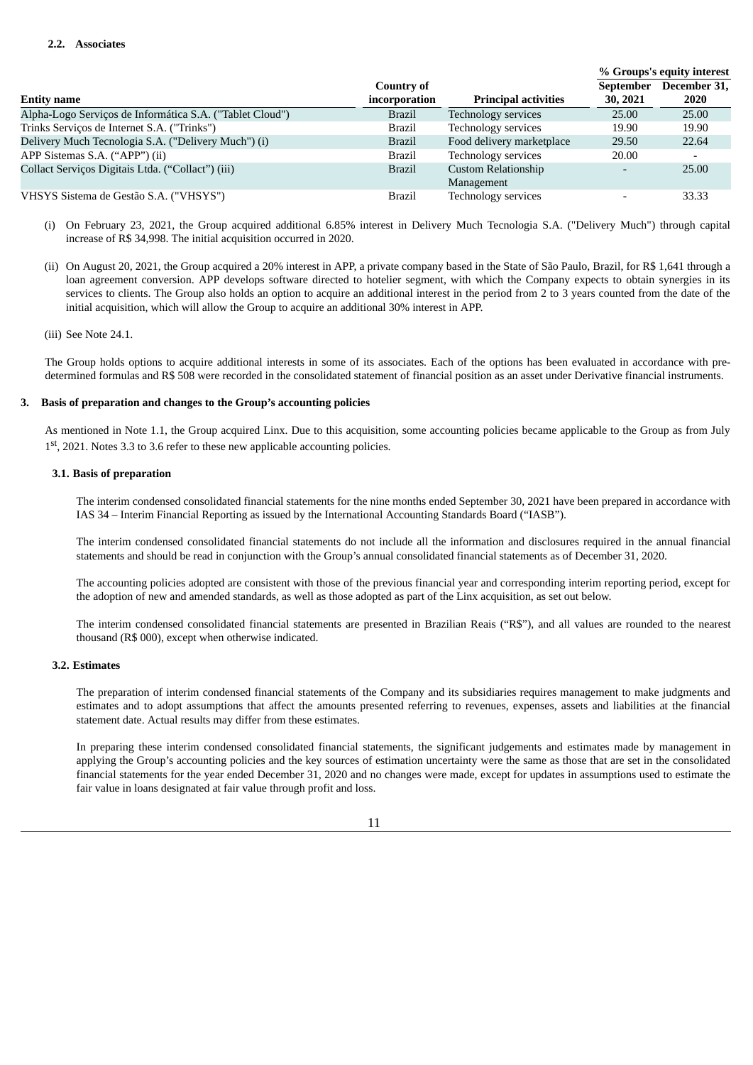### 2.2. Associates

| Entity name | Country of incorporation | Principal activities | % Groups's equity interest | |
|---|---|---|---|---|
| | | | September 30, 2021 | December 31, 2020 |
| Alpha-Logo Serviços de Informática S.A. ("Tablet Cloud") | Brazil | Technology services | 25.00 | 25.00 |
| Trinks Serviços de Internet S.A. ("Trinks") | Brazil | Technology services | 19.90 | 19.90 |
| Delivery Much Tecnologia S.A. ("Delivery Much") (i) | Brazil | Food delivery marketplace | 29.50 | 22.64 |
| APP Sistemas S.A. ("APP") (ii) | Brazil | Technology services | 20.00 | - |
| Collact Serviços Digitais Ltda. ("Collact") (iii) | Brazil | Custom Relationship Management | - | 25.00 |
| VHSYS Sistema de Gestão S.A. ("VHSYS") | Brazil | Technology services | - | 33.33 |

(i) On February 23, 2021, the Group acquired additional 6.85% interest in Delivery Much Tecnologia S.A. ("Delivery Much") through capital increase of R$ 34,998. The initial acquisition occurred in 2020.

(ii) On August 20, 2021, the Group acquired a 20% interest in APP, a private company based in the State of São Paulo, Brazil, for R$ 1,641 through a loan agreement conversion. APP develops software directed to hotelier segment, with which the Company expects to obtain synergies in its services to clients. The Group also holds an option to acquire an additional interest in the period from 2 to 3 years counted from the date of the initial acquisition, which will allow the Group to acquire an additional 30% interest in APP.

(iii) See Note 24.1.

The Group holds options to acquire additional interests in some of its associates. Each of the options has been evaluated in accordance with pre-determined formulas and R$ 508 were recorded in the consolidated statement of financial position as an asset under Derivative financial instruments.

## 3. Basis of preparation and changes to the Group's accounting policies

As mentioned in Note 1.1, the Group acquired Linx. Due to this acquisition, some accounting policies became applicable to the Group as from July 1st, 2021. Notes 3.3 to 3.6 refer to these new applicable accounting policies.

### 3.1. Basis of preparation

The interim condensed consolidated financial statements for the nine months ended September 30, 2021 have been prepared in accordance with IAS 34 – Interim Financial Reporting as issued by the International Accounting Standards Board ("IASB").

The interim condensed consolidated financial statements do not include all the information and disclosures required in the annual financial statements and should be read in conjunction with the Group's annual consolidated financial statements as of December 31, 2020.

The accounting policies adopted are consistent with those of the previous financial year and corresponding interim reporting period, except for the adoption of new and amended standards, as well as those adopted as part of the Linx acquisition, as set out below.

The interim condensed consolidated financial statements are presented in Brazilian Reais ("R$"), and all values are rounded to the nearest thousand (R$ 000), except when otherwise indicated.

### 3.2. Estimates

The preparation of interim condensed financial statements of the Company and its subsidiaries requires management to make judgments and estimates and to adopt assumptions that affect the amounts presented referring to revenues, expenses, assets and liabilities at the financial statement date. Actual results may differ from these estimates.

In preparing these interim condensed consolidated financial statements, the significant judgements and estimates made by management in applying the Group's accounting policies and the key sources of estimation uncertainty were the same as those that are set in the consolidated financial statements for the year ended December 31, 2020 and no changes were made, except for updates in assumptions used to estimate the fair value in loans designated at fair value through profit and loss.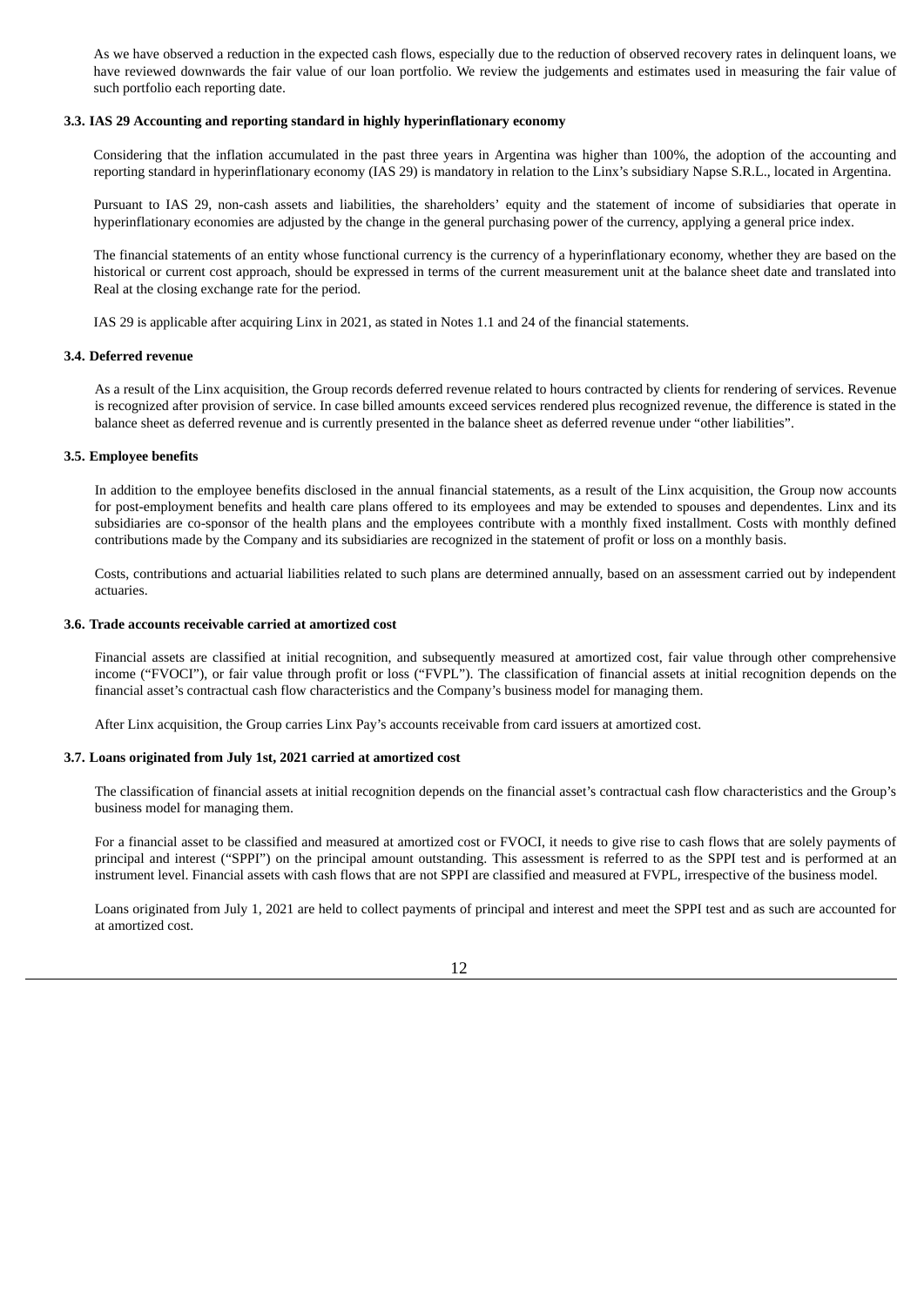As we have observed a reduction in the expected cash flows, especially due to the reduction of observed recovery rates in delinquent loans, we have reviewed downwards the fair value of our loan portfolio. We review the judgements and estimates used in measuring the fair value of such portfolio each reporting date.

### 3.3. IAS 29 Accounting and reporting standard in highly hyperinflationary economy

Considering that the inflation accumulated in the past three years in Argentina was higher than 100%, the adoption of the accounting and reporting standard in hyperinflationary economy (IAS 29) is mandatory in relation to the Linx's subsidiary Napse S.R.L., located in Argentina.

Pursuant to IAS 29, non-cash assets and liabilities, the shareholders' equity and the statement of income of subsidiaries that operate in hyperinflationary economies are adjusted by the change in the general purchasing power of the currency, applying a general price index.

The financial statements of an entity whose functional currency is the currency of a hyperinflationary economy, whether they are based on the historical or current cost approach, should be expressed in terms of the current measurement unit at the balance sheet date and translated into Real at the closing exchange rate for the period.

IAS 29 is applicable after acquiring Linx in 2021, as stated in Notes 1.1 and 24 of the financial statements.

### 3.4. Deferred revenue

As a result of the Linx acquisition, the Group records deferred revenue related to hours contracted by clients for rendering of services. Revenue is recognized after provision of service. In case billed amounts exceed services rendered plus recognized revenue, the difference is stated in the balance sheet as deferred revenue and is currently presented in the balance sheet as deferred revenue under "other liabilities".

### 3.5. Employee benefits

In addition to the employee benefits disclosed in the annual financial statements, as a result of the Linx acquisition, the Group now accounts for post-employment benefits and health care plans offered to its employees and may be extended to spouses and dependentes. Linx and its subsidiaries are co-sponsor of the health plans and the employees contribute with a monthly fixed installment. Costs with monthly defined contributions made by the Company and its subsidiaries are recognized in the statement of profit or loss on a monthly basis.

Costs, contributions and actuarial liabilities related to such plans are determined annually, based on an assessment carried out by independent actuaries.

### 3.6. Trade accounts receivable carried at amortized cost

Financial assets are classified at initial recognition, and subsequently measured at amortized cost, fair value through other comprehensive income ("FVOCI"), or fair value through profit or loss ("FVPL"). The classification of financial assets at initial recognition depends on the financial asset's contractual cash flow characteristics and the Company's business model for managing them.

After Linx acquisition, the Group carries Linx Pay's accounts receivable from card issuers at amortized cost.

### 3.7. Loans originated from July 1st, 2021 carried at amortized cost

The classification of financial assets at initial recognition depends on the financial asset's contractual cash flow characteristics and the Group's business model for managing them.

For a financial asset to be classified and measured at amortized cost or FVOCI, it needs to give rise to cash flows that are solely payments of principal and interest ("SPPI") on the principal amount outstanding. This assessment is referred to as the SPPI test and is performed at an instrument level. Financial assets with cash flows that are not SPPI are classified and measured at FVPL, irrespective of the business model.

Loans originated from July 1, 2021 are held to collect payments of principal and interest and meet the SPPI test and as such are accounted for at amortized cost.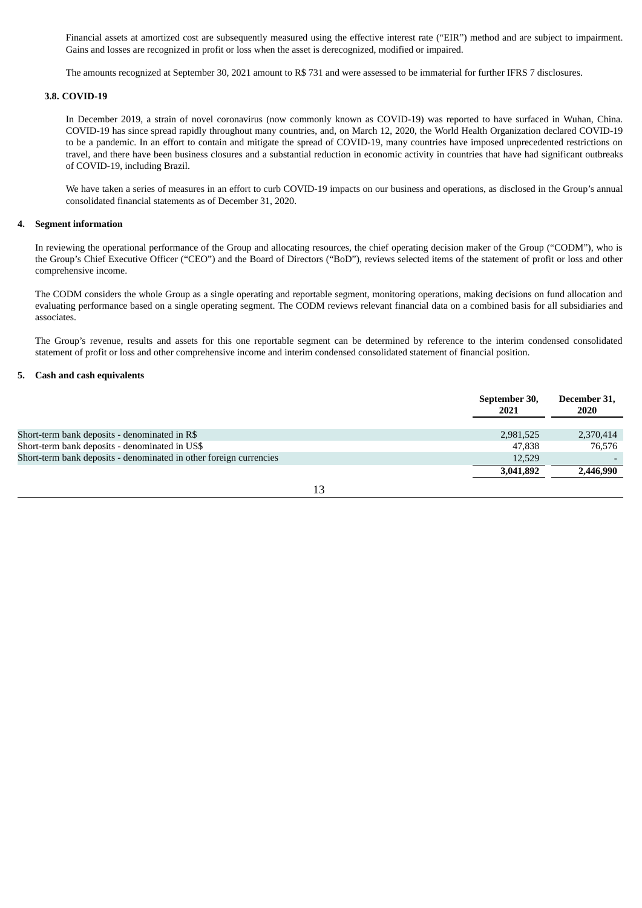Financial assets at amortized cost are subsequently measured using the effective interest rate ("EIR") method and are subject to impairment. Gains and losses are recognized in profit or loss when the asset is derecognized, modified or impaired.

The amounts recognized at September 30, 2021 amount to R$ 731 and were assessed to be immaterial for further IFRS 7 disclosures.

### 3.8. COVID-19

In December 2019, a strain of novel coronavirus (now commonly known as COVID-19) was reported to have surfaced in Wuhan, China. COVID-19 has since spread rapidly throughout many countries, and, on March 12, 2020, the World Health Organization declared COVID-19 to be a pandemic. In an effort to contain and mitigate the spread of COVID-19, many countries have imposed unprecedented restrictions on travel, and there have been business closures and a substantial reduction in economic activity in countries that have had significant outbreaks of COVID-19, including Brazil.

We have taken a series of measures in an effort to curb COVID-19 impacts on our business and operations, as disclosed in the Group's annual consolidated financial statements as of December 31, 2020.

## 4. Segment information

In reviewing the operational performance of the Group and allocating resources, the chief operating decision maker of the Group ("CODM"), who is the Group's Chief Executive Officer ("CEO") and the Board of Directors ("BoD"), reviews selected items of the statement of profit or loss and other comprehensive income.

The CODM considers the whole Group as a single operating and reportable segment, monitoring operations, making decisions on fund allocation and evaluating performance based on a single operating segment. The CODM reviews relevant financial data on a combined basis for all subsidiaries and associates.

The Group's revenue, results and assets for this one reportable segment can be determined by reference to the interim condensed consolidated statement of profit or loss and other comprehensive income and interim condensed consolidated statement of financial position.

## 5. Cash and cash equivalents

| | September 30, 2021 | December 31, 2020 |
|---|---|---|
| Short-term bank deposits - denominated in R$ | 2,981,525 | 2,370,414 |
| Short-term bank deposits - denominated in US$ | 47,838 | 76,576 |
| Short-term bank deposits - denominated in other foreign currencies | 12,529 | - |
| | **3,041,892** | **2,446,990** |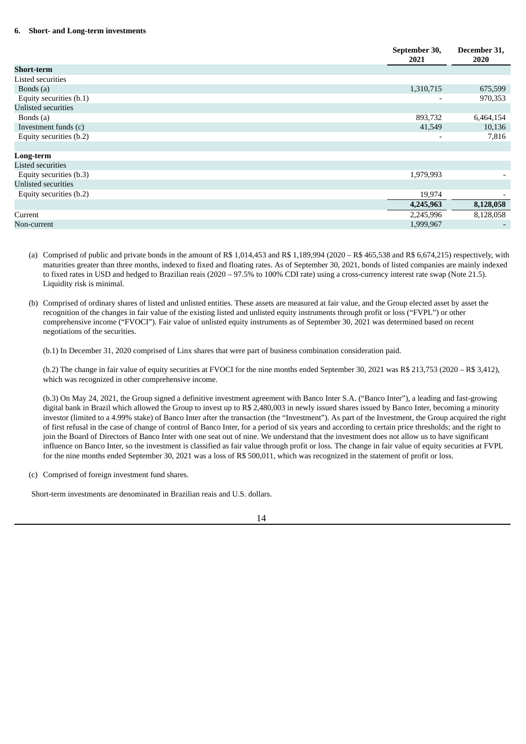### 6. Short- and Long-term investments

| | September 30, 2021 | December 31, 2020 |
|---|---|---|
| **Short-term** | | |
| Listed securities | | |
| Bonds (a) | 1,310,715 | 675,599 |
| Equity securities (b.1) | - | 970,353 |
| Unlisted securities | | |
| Bonds (a) | 893,732 | 6,464,154 |
| Investment funds (c) | 41,549 | 10,136 |
| Equity securities (b.2) | - | 7,816 |
| | | |
| **Long-term** | | |
| Listed securities | | |
| Equity securities (b.3) | 1,979,993 | - |
| Unlisted securities | | |
| Equity securities (b.2) | 19,974 | - |
| | **4,245,963** | **8,128,058** |
| Current | 2,245,996 | 8,128,058 |
| Non-current | 1,999,967 | - |

(a) Comprised of public and private bonds in the amount of R$ 1,014,453 and R$ 1,189,994 (2020 – R$ 465,538 and R$ 6,674,215) respectively, with maturities greater than three months, indexed to fixed and floating rates. As of September 30, 2021, bonds of listed companies are mainly indexed to fixed rates in USD and hedged to Brazilian reais (2020 – 97.5% to 100% CDI rate) using a cross-currency interest rate swap (Note 21.5). Liquidity risk is minimal.

(b) Comprised of ordinary shares of listed and unlisted entities. These assets are measured at fair value, and the Group elected asset by asset the recognition of the changes in fair value of the existing listed and unlisted equity instruments through profit or loss ("FVPL") or other comprehensive income ("FVOCI"). Fair value of unlisted equity instruments as of September 30, 2021 was determined based on recent negotiations of the securities.

(b.1) In December 31, 2020 comprised of Linx shares that were part of business combination consideration paid.

(b.2) The change in fair value of equity securities at FVOCI for the nine months ended September 30, 2021 was R$ 213,753 (2020 – R$ 3,412), which was recognized in other comprehensive income.

(b.3) On May 24, 2021, the Group signed a definitive investment agreement with Banco Inter S.A. ("Banco Inter"), a leading and fast-growing digital bank in Brazil which allowed the Group to invest up to R$ 2,480,003 in newly issued shares issued by Banco Inter, becoming a minority investor (limited to a 4.99% stake) of Banco Inter after the transaction (the "Investment"). As part of the Investment, the Group acquired the right of first refusal in the case of change of control of Banco Inter, for a period of six years and according to certain price thresholds; and the right to join the Board of Directors of Banco Inter with one seat out of nine. We understand that the investment does not allow us to have significant influence on Banco Inter, so the investment is classified as fair value through profit or loss. The change in fair value of equity securities at FVPL for the nine months ended September 30, 2021 was a loss of R$ 500,011, which was recognized in the statement of profit or loss.

(c) Comprised of foreign investment fund shares.

Short-term investments are denominated in Brazilian reais and U.S. dollars.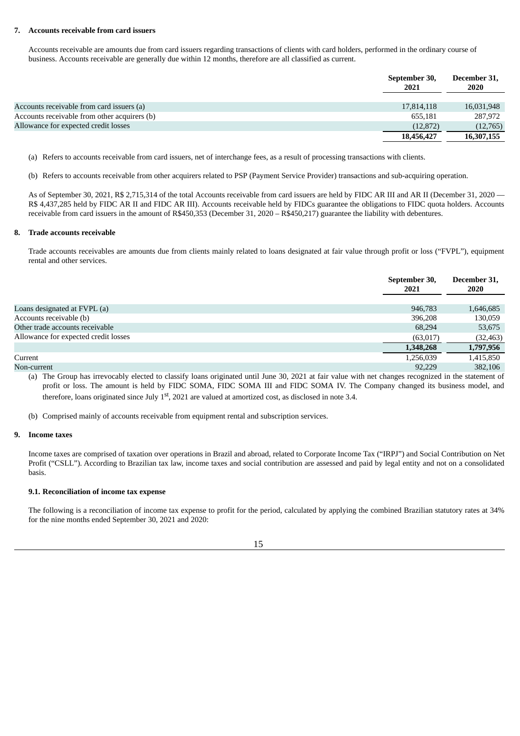## 7. Accounts receivable from card issuers

Accounts receivable are amounts due from card issuers regarding transactions of clients with card holders, performed in the ordinary course of business. Accounts receivable are generally due within 12 months, therefore are all classified as current.

| | September 30, 2021 | December 31, 2020 |
|---|---|---|
| Accounts receivable from card issuers (a) | 17,814,118 | 16,031,948 |
| Accounts receivable from other acquirers (b) | 655,181 | 287,972 |
| Allowance for expected credit losses | (12,872) | (12,765) |
| | **18,456,427** | **16,307,155** |

(a) Refers to accounts receivable from card issuers, net of interchange fees, as a result of processing transactions with clients.

(b) Refers to accounts receivable from other acquirers related to PSP (Payment Service Provider) transactions and sub-acquiring operation.

As of September 30, 2021, R$ 2,715,314 of the total Accounts receivable from card issuers are held by FIDC AR III and AR II (December 31, 2020 — R$ 4,437,285 held by FIDC AR II and FIDC AR III). Accounts receivable held by FIDCs guarantee the obligations to FIDC quota holders. Accounts receivable from card issuers in the amount of R$450,353 (December 31, 2020 – R$450,217) guarantee the liability with debentures.

## 8. Trade accounts receivable

Trade accounts receivables are amounts due from clients mainly related to loans designated at fair value through profit or loss ("FVPL"), equipment rental and other services.

| | September 30, 2021 | December 31, 2020 |
|---|---|---|
| Loans designated at FVPL (a) | 946,783 | 1,646,685 |
| Accounts receivable (b) | 396,208 | 130,059 |
| Other trade accounts receivable | 68,294 | 53,675 |
| Allowance for expected credit losses | (63,017) | (32,463) |
| | **1,348,268** | **1,797,956** |
| Current | 1,256,039 | 1,415,850 |
| Non-current | 92,229 | 382,106 |

(a) The Group has irrevocably elected to classify loans originated until June 30, 2021 at fair value with net changes recognized in the statement of profit or loss. The amount is held by FIDC SOMA, FIDC SOMA III and FIDC SOMA IV. The Company changed its business model, and therefore, loans originated since July 1st, 2021 are valued at amortized cost, as disclosed in note 3.4.

(b) Comprised mainly of accounts receivable from equipment rental and subscription services.

## 9. Income taxes

Income taxes are comprised of taxation over operations in Brazil and abroad, related to Corporate Income Tax ("IRPJ") and Social Contribution on Net Profit ("CSLL"). According to Brazilian tax law, income taxes and social contribution are assessed and paid by legal entity and not on a consolidated basis.

### 9.1. Reconciliation of income tax expense

The following is a reconciliation of income tax expense to profit for the period, calculated by applying the combined Brazilian statutory rates at 34% for the nine months ended September 30, 2021 and 2020: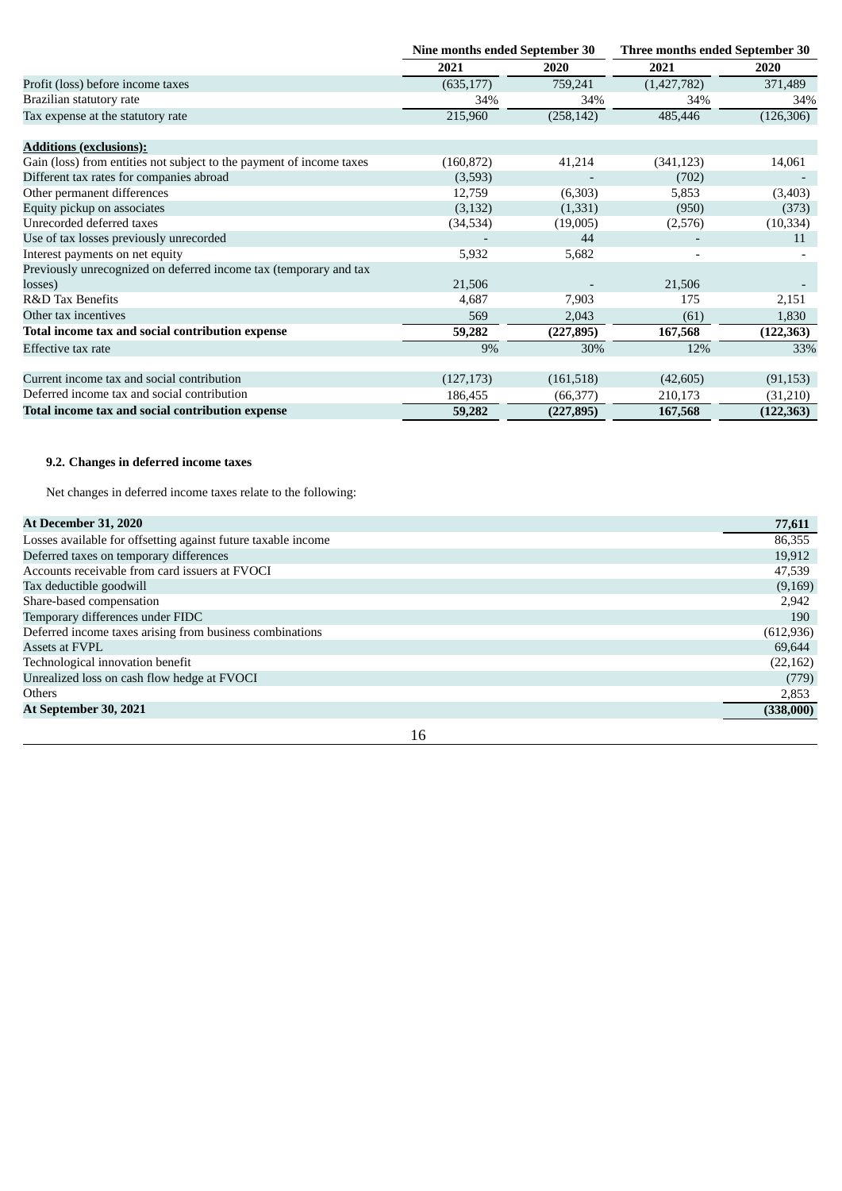|  | Nine months ended September 30 |  | Three months ended September 30 |  |
|---|---|---|---|---|
|  | 2021 | 2020 | 2021 | 2020 |
| Profit (loss) before income taxes | (635,177) | 759,241 | (1,427,782) | 371,489 |
| Brazilian statutory rate | 34% | 34% | 34% | 34% |
| Tax expense at the statutory rate | 215,960 | (258,142) | 485,446 | (126,306) |
| **Additions (exclusions):** |  |  |  |  |
| Gain (loss) from entities not subject to the payment of income taxes | (160,872) | 41,214 | (341,123) | 14,061 |
| Different tax rates for companies abroad | (3,593) | - | (702) | - |
| Other permanent differences | 12,759 | (6,303) | 5,853 | (3,403) |
| Equity pickup on associates | (3,132) | (1,331) | (950) | (373) |
| Unrecorded deferred taxes | (34,534) | (19,005) | (2,576) | (10,334) |
| Use of tax losses previously unrecorded | - | 44 | - | 11 |
| Interest payments on net equity | 5,932 | 5,682 | - | - |
| Previously unrecognized on deferred income tax (temporary and tax losses) | 21,506 | - | 21,506 | - |
| R&D Tax Benefits | 4,687 | 7,903 | 175 | 2,151 |
| Other tax incentives | 569 | 2,043 | (61) | 1,830 |
| **Total income tax and social contribution expense** | **59,282** | **(227,895)** | **167,568** | **(122,363)** |
| Effective tax rate | 9% | 30% | 12% | 33% |
| Current income tax and social contribution | (127,173) | (161,518) | (42,605) | (91,153) |
| Deferred income tax and social contribution | 186,455 | (66,377) | 210,173 | (31,210) |
| **Total income tax and social contribution expense** | **59,282** | **(227,895)** | **167,568** | **(122,363)** |

### 9.2. Changes in deferred income taxes

Net changes in deferred income taxes relate to the following:

|  |  |
|---|---|
| **At December 31, 2020** | **77,611** |
| Losses available for offsetting against future taxable income | 86,355 |
| Deferred taxes on temporary differences | 19,912 |
| Accounts receivable from card issuers at FVOCI | 47,539 |
| Tax deductible goodwill | (9,169) |
| Share-based compensation | 2,942 |
| Temporary differences under FIDC | 190 |
| Deferred income taxes arising from business combinations | (612,936) |
| Assets at FVPL | 69,644 |
| Technological innovation benefit | (22,162) |
| Unrealized loss on cash flow hedge at FVOCI | (779) |
| Others | 2,853 |
| **At September 30, 2021** | **(338,000)** |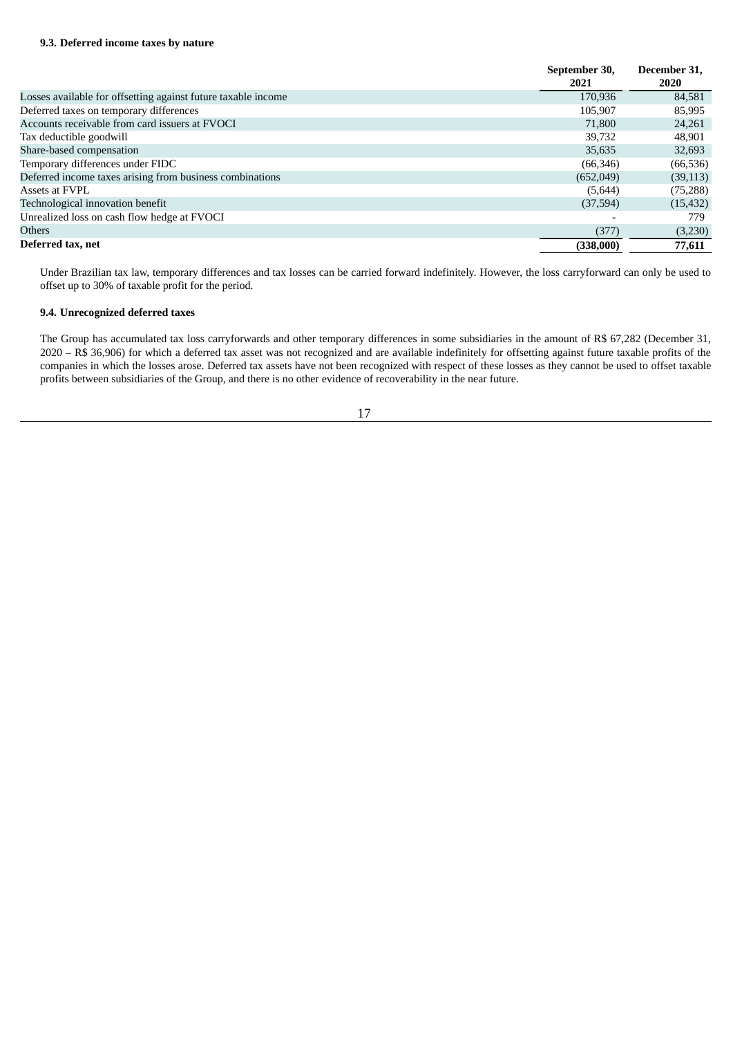### 9.3. Deferred income taxes by nature

| | September 30, 2021 | December 31, 2020 |
|---|---|---|
| Losses available for offsetting against future taxable income | 170,936 | 84,581 |
| Deferred taxes on temporary differences | 105,907 | 85,995 |
| Accounts receivable from card issuers at FVOCI | 71,800 | 24,261 |
| Tax deductible goodwill | 39,732 | 48,901 |
| Share-based compensation | 35,635 | 32,693 |
| Temporary differences under FIDC | (66,346) | (66,536) |
| Deferred income taxes arising from business combinations | (652,049) | (39,113) |
| Assets at FVPL | (5,644) | (75,288) |
| Technological innovation benefit | (37,594) | (15,432) |
| Unrealized loss on cash flow hedge at FVOCI | - | 779 |
| Others | (377) | (3,230) |
| **Deferred tax, net** | **(338,000)** | **77,611** |

Under Brazilian tax law, temporary differences and tax losses can be carried forward indefinitely. However, the loss carryforward can only be used to offset up to 30% of taxable profit for the period.

### 9.4. Unrecognized deferred taxes

The Group has accumulated tax loss carryforwards and other temporary differences in some subsidiaries in the amount of R$ 67,282 (December 31, 2020 – R$ 36,906) for which a deferred tax asset was not recognized and are available indefinitely for offsetting against future taxable profits of the companies in which the losses arose. Deferred tax assets have not been recognized with respect of these losses as they cannot be used to offset taxable profits between subsidiaries of the Group, and there is no other evidence of recoverability in the near future.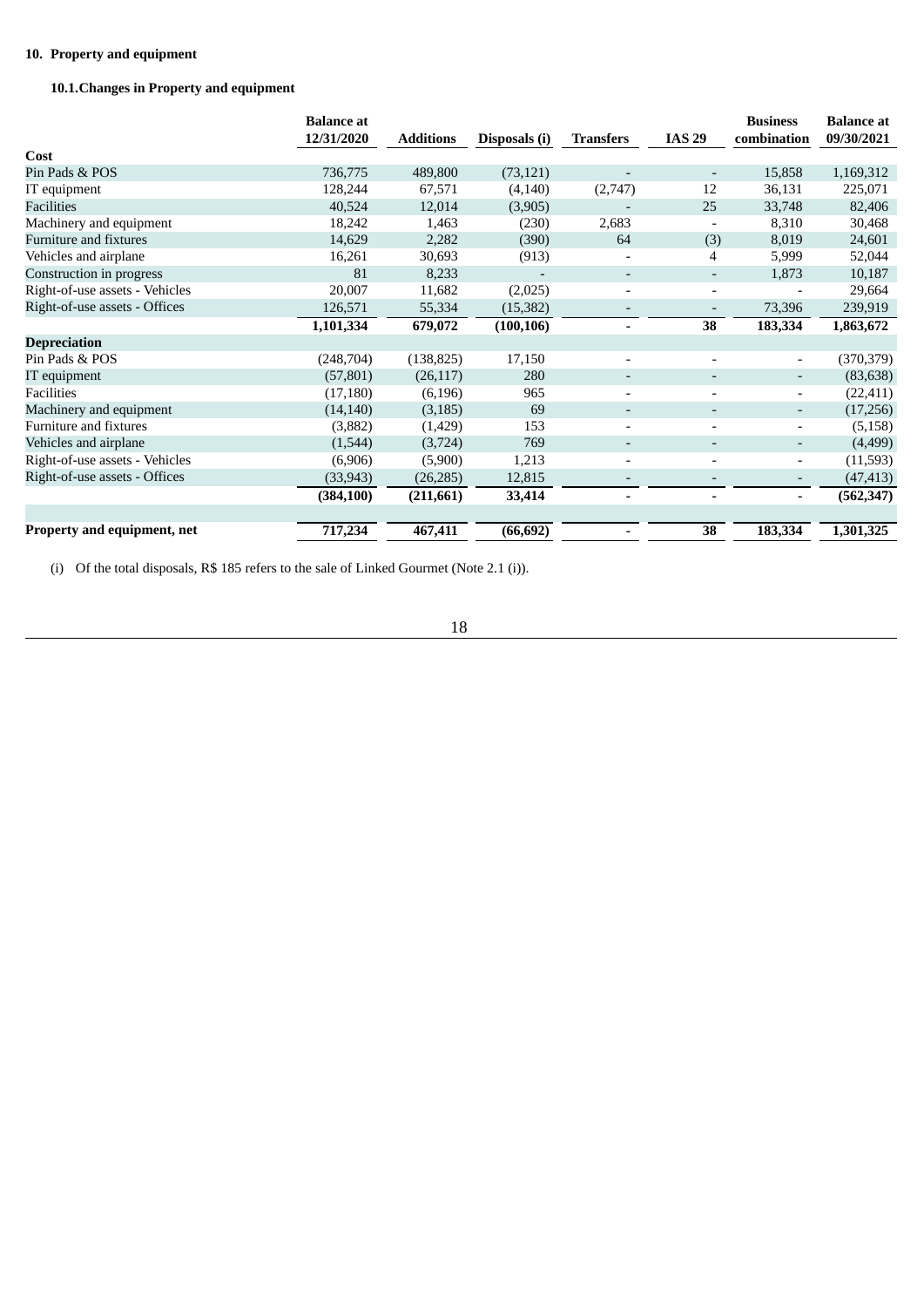## 10. Property and equipment

### 10.1. Changes in Property and equipment

| | Balance at 12/31/2020 | Additions | Disposals (i) | Transfers | IAS 29 | Business combination | Balance at 09/30/2021 |
|---|---|---|---|---|---|---|---|
| **Cost** | | | | | | | |
| Pin Pads & POS | 736,775 | 489,800 | (73,121) | - | - | 15,858 | 1,169,312 |
| IT equipment | 128,244 | 67,571 | (4,140) | (2,747) | 12 | 36,131 | 225,071 |
| Facilities | 40,524 | 12,014 | (3,905) | - | 25 | 33,748 | 82,406 |
| Machinery and equipment | 18,242 | 1,463 | (230) | 2,683 | - | 8,310 | 30,468 |
| Furniture and fixtures | 14,629 | 2,282 | (390) | 64 | (3) | 8,019 | 24,601 |
| Vehicles and airplane | 16,261 | 30,693 | (913) | - | 4 | 5,999 | 52,044 |
| Construction in progress | 81 | 8,233 | - | - | - | 1,873 | 10,187 |
| Right-of-use assets - Vehicles | 20,007 | 11,682 | (2,025) | - | - | - | 29,664 |
| Right-of-use assets - Offices | 126,571 | 55,334 | (15,382) | - | - | 73,396 | 239,919 |
| | **1,101,334** | **679,072** | **(100,106)** | **-** | **38** | **183,334** | **1,863,672** |
| **Depreciation** | | | | | | | |
| Pin Pads & POS | (248,704) | (138,825) | 17,150 | - | - | - | (370,379) |
| IT equipment | (57,801) | (26,117) | 280 | - | - | - | (83,638) |
| Facilities | (17,180) | (6,196) | 965 | - | - | - | (22,411) |
| Machinery and equipment | (14,140) | (3,185) | 69 | - | - | - | (17,256) |
| Furniture and fixtures | (3,882) | (1,429) | 153 | - | - | - | (5,158) |
| Vehicles and airplane | (1,544) | (3,724) | 769 | - | - | - | (4,499) |
| Right-of-use assets - Vehicles | (6,906) | (5,900) | 1,213 | - | - | - | (11,593) |
| Right-of-use assets - Offices | (33,943) | (26,285) | 12,815 | - | - | - | (47,413) |
| | **(384,100)** | **(211,661)** | **33,414** | **-** | **-** | **-** | **(562,347)** |
| **Property and equipment, net** | **717,234** | **467,411** | **(66,692)** | **-** | **38** | **183,334** | **1,301,325** |

(i) Of the total disposals, R$ 185 refers to the sale of Linked Gourmet (Note 2.1 (i)).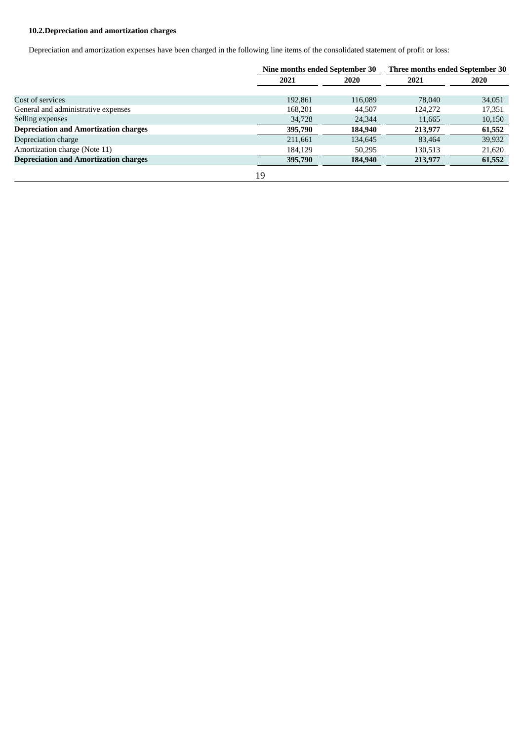### 10.2. Depreciation and amortization charges

Depreciation and amortization expenses have been charged in the following line items of the consolidated statement of profit or loss:

| | Nine months ended September 30 | | Three months ended September 30 | |
|---|---|---|---|---|
| | 2021 | 2020 | 2021 | 2020 |
| Cost of services | 192,861 | 116,089 | 78,040 | 34,051 |
| General and administrative expenses | 168,201 | 44,507 | 124,272 | 17,351 |
| Selling expenses | 34,728 | 24,344 | 11,665 | 10,150 |
| **Depreciation and Amortization charges** | **395,790** | **184,940** | **213,977** | **61,552** |
| Depreciation charge | 211,661 | 134,645 | 83,464 | 39,932 |
| Amortization charge (Note 11) | 184,129 | 50,295 | 130,513 | 21,620 |
| **Depreciation and Amortization charges** | **395,790** | **184,940** | **213,977** | **61,552** |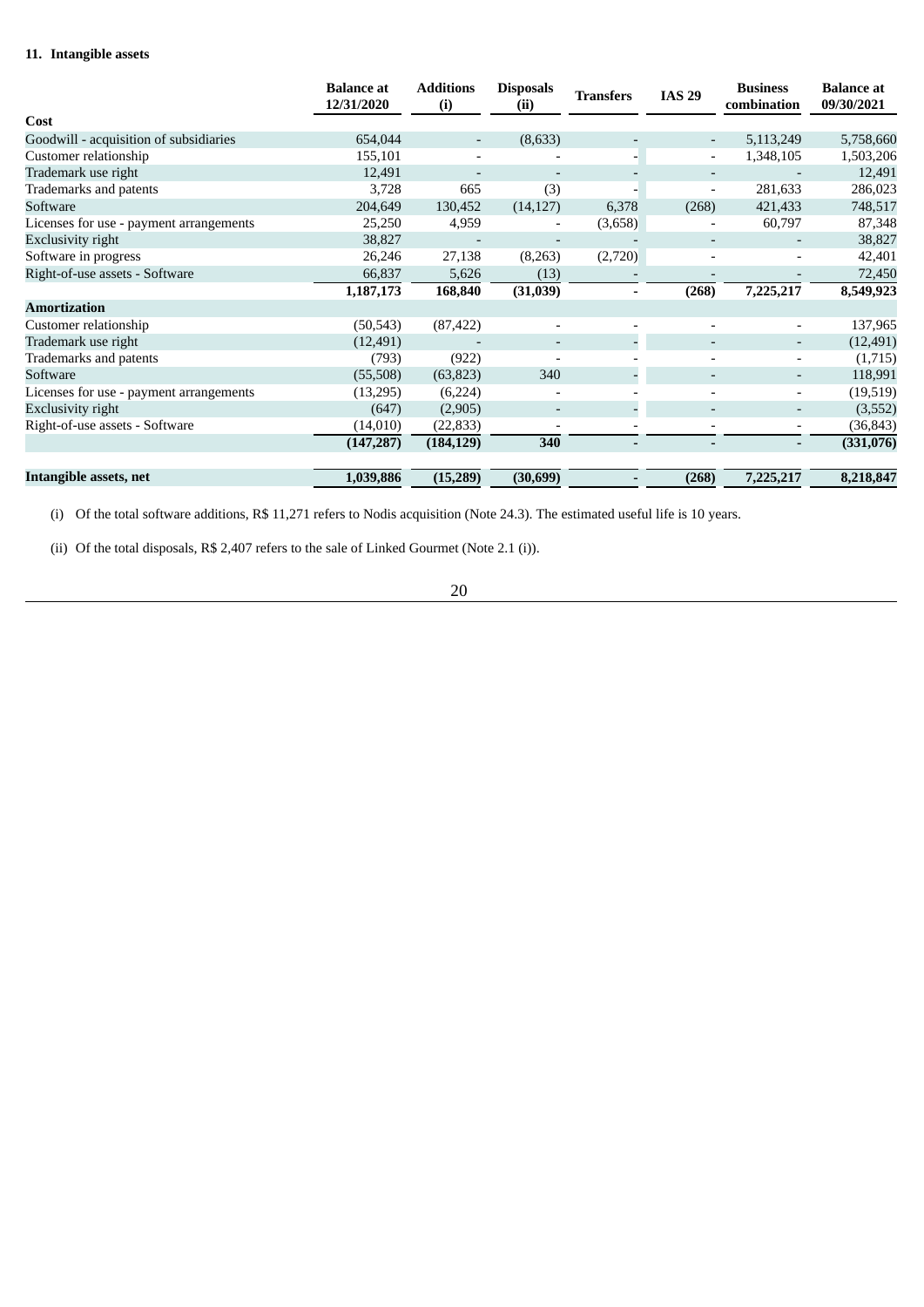### 11. Intangible assets

| | Balance at 12/31/2020 | Additions (i) | Disposals (ii) | Transfers | IAS 29 | Business combination | Balance at 09/30/2021 |
|---|---|---|---|---|---|---|---|
| **Cost** | | | | | | | |
| Goodwill - acquisition of subsidiaries | 654,044 | - | (8,633) | - | - | 5,113,249 | 5,758,660 |
| Customer relationship | 155,101 | - | - | - | - | 1,348,105 | 1,503,206 |
| Trademark use right | 12,491 | - | - | - | - | - | 12,491 |
| Trademarks and patents | 3,728 | 665 | (3) | - | - | 281,633 | 286,023 |
| Software | 204,649 | 130,452 | (14,127) | 6,378 | (268) | 421,433 | 748,517 |
| Licenses for use - payment arrangements | 25,250 | 4,959 | - | (3,658) | - | 60,797 | 87,348 |
| Exclusivity right | 38,827 | - | - | - | - | - | 38,827 |
| Software in progress | 26,246 | 27,138 | (8,263) | (2,720) | - | - | 42,401 |
| Right-of-use assets - Software | 66,837 | 5,626 | (13) | - | - | - | 72,450 |
| | **1,187,173** | **168,840** | **(31,039)** | **-** | **(268)** | **7,225,217** | **8,549,923** |
| **Amortization** | | | | | | | |
| Customer relationship | (50,543) | (87,422) | - | - | - | - | 137,965 |
| Trademark use right | (12,491) | - | - | - | - | - | (12,491) |
| Trademarks and patents | (793) | (922) | - | - | - | - | (1,715) |
| Software | (55,508) | (63,823) | 340 | - | - | - | 118,991 |
| Licenses for use - payment arrangements | (13,295) | (6,224) | - | - | - | - | (19,519) |
| Exclusivity right | (647) | (2,905) | - | - | - | - | (3,552) |
| Right-of-use assets - Software | (14,010) | (22,833) | - | - | - | - | (36,843) |
| | **(147,287)** | **(184,129)** | **340** | **-** | **-** | **-** | **(331,076)** |
| **Intangible assets, net** | **1,039,886** | **(15,289)** | **(30,699)** | **-** | **(268)** | **7,225,217** | **8,218,847** |

(i) Of the total software additions, R$ 11,271 refers to Nodis acquisition (Note 24.3). The estimated useful life is 10 years.

(ii) Of the total disposals, R$ 2,407 refers to the sale of Linked Gourmet (Note 2.1 (i)).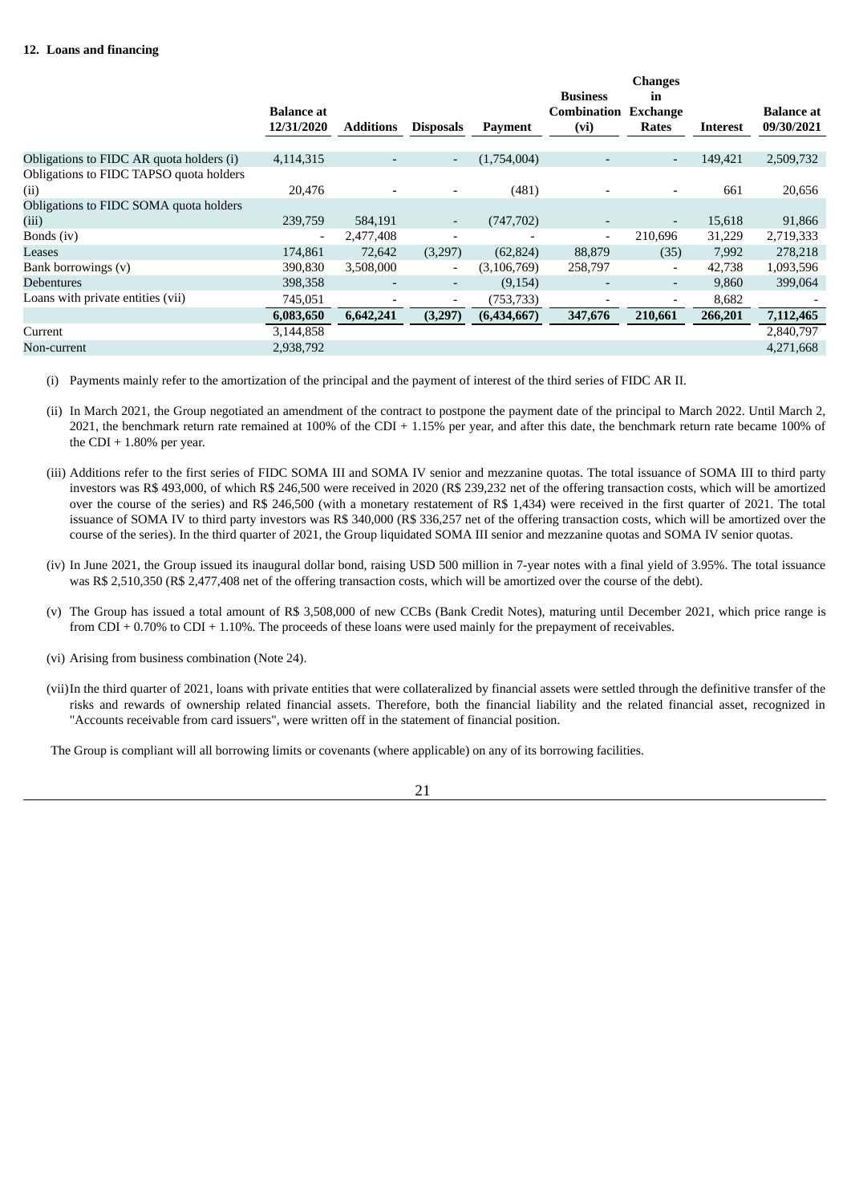**12. Loans and financing**

| | Balance at 12/31/2020 | Additions | Disposals | Payment | Business Combination (vi) | Changes in Exchange Rates | Interest | Balance at 09/30/2021 |
|---|---|---|---|---|---|---|---|---|
| Obligations to FIDC AR quota holders (i) | 4,114,315 | - | - | (1,754,004) | - | - | 149,421 | 2,509,732 |
| Obligations to FIDC TAPSO quota holders (ii) | 20,476 | - | - | (481) | - | - | 661 | 20,656 |
| Obligations to FIDC SOMA quota holders (iii) | 239,759 | 584,191 | - | (747,702) | - | - | 15,618 | 91,866 |
| Bonds (iv) | - | 2,477,408 | - | - | - | 210,696 | 31,229 | 2,719,333 |
| Leases | 174,861 | 72,642 | (3,297) | (62,824) | 88,879 | (35) | 7,992 | 278,218 |
| Bank borrowings (v) | 390,830 | 3,508,000 | - | (3,106,769) | 258,797 | - | 42,738 | 1,093,596 |
| Debentures | 398,358 | - | - | (9,154) | - | - | 9,860 | 399,064 |
| Loans with private entities (vii) | 745,051 | - | - | (753,733) | - | - | 8,682 | - |
| | **6,083,650** | **6,642,241** | **(3,297)** | **(6,434,667)** | **347,676** | **210,661** | **266,201** | **7,112,465** |
| Current | 3,144,858 | | | | | | | 2,840,797 |
| Non-current | 2,938,792 | | | | | | | 4,271,668 |

(i) Payments mainly refer to the amortization of the principal and the payment of interest of the third series of FIDC AR II.

(ii) In March 2021, the Group negotiated an amendment of the contract to postpone the payment date of the principal to March 2022. Until March 2, 2021, the benchmark return rate remained at 100% of the CDI + 1.15% per year, and after this date, the benchmark return rate became 100% of the CDI + 1.80% per year.

(iii) Additions refer to the first series of FIDC SOMA III and SOMA IV senior and mezzanine quotas. The total issuance of SOMA III to third party investors was R$ 493,000, of which R$ 246,500 were received in 2020 (R$ 239,232 net of the offering transaction costs, which will be amortized over the course of the series) and R$ 246,500 (with a monetary restatement of R$ 1,434) were received in the first quarter of 2021. The total issuance of SOMA IV to third party investors was R$ 340,000 (R$ 336,257 net of the offering transaction costs, which will be amortized over the course of the series). In the third quarter of 2021, the Group liquidated SOMA III senior and mezzanine quotas and SOMA IV senior quotas.

(iv) In June 2021, the Group issued its inaugural dollar bond, raising USD 500 million in 7-year notes with a final yield of 3.95%. The total issuance was R$ 2,510,350 (R$ 2,477,408 net of the offering transaction costs, which will be amortized over the course of the debt).

(v) The Group has issued a total amount of R$ 3,508,000 of new CCBs (Bank Credit Notes), maturing until December 2021, which price range is from CDI + 0.70% to CDI + 1.10%. The proceeds of these loans were used mainly for the prepayment of receivables.

(vi) Arising from business combination (Note 24).

(vii) In the third quarter of 2021, loans with private entities that were collateralized by financial assets were settled through the definitive transfer of the risks and rewards of ownership related financial assets. Therefore, both the financial liability and the related financial asset, recognized in "Accounts receivable from card issuers", were written off in the statement of financial position.

The Group is compliant will all borrowing limits or covenants (where applicable) on any of its borrowing facilities.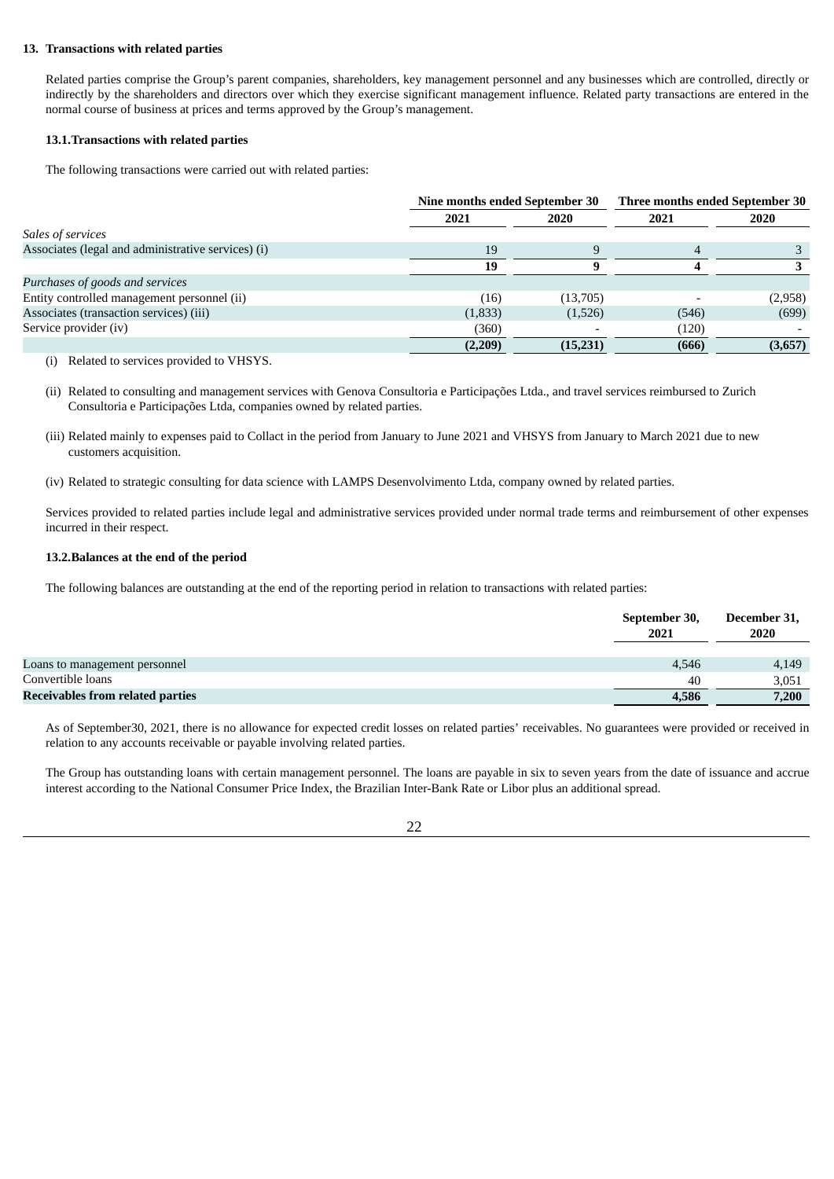## 13. Transactions with related parties

Related parties comprise the Group's parent companies, shareholders, key management personnel and any businesses which are controlled, directly or indirectly by the shareholders and directors over which they exercise significant management influence. Related party transactions are entered in the normal course of business at prices and terms approved by the Group's management.

### 13.1. Transactions with related parties

The following transactions were carried out with related parties:

| | Nine months ended September 30 | | Three months ended September 30 | |
|---|---|---|---|---|
| | 2021 | 2020 | 2021 | 2020 |
| *Sales of services* | | | | |
| Associates (legal and administrative services) (i) | 19 | 9 | 4 | 3 |
| | **19** | **9** | **4** | **3** |
| *Purchases of goods and services* | | | | |
| Entity controlled management personnel (ii) | (16) | (13,705) | - | (2,958) |
| Associates (transaction services) (iii) | (1,833) | (1,526) | (546) | (699) |
| Service provider (iv) | (360) | - | (120) | - |
| | **(2,209)** | **(15,231)** | **(666)** | **(3,657)** |

(i) Related to services provided to VHSYS.

(ii) Related to consulting and management services with Genova Consultoria e Participações Ltda., and travel services reimbursed to Zurich Consultoria e Participações Ltda, companies owned by related parties.

(iii) Related mainly to expenses paid to Collact in the period from January to June 2021 and VHSYS from January to March 2021 due to new customers acquisition.

(iv) Related to strategic consulting for data science with LAMPS Desenvolvimento Ltda, company owned by related parties.

Services provided to related parties include legal and administrative services provided under normal trade terms and reimbursement of other expenses incurred in their respect.

### 13.2. Balances at the end of the period

The following balances are outstanding at the end of the reporting period in relation to transactions with related parties:

| | September 30, 2021 | December 31, 2020 |
|---|---|---|
| Loans to management personnel | 4,546 | 4,149 |
| Convertible loans | 40 | 3,051 |
| **Receivables from related parties** | **4,586** | **7,200** |

As of September30, 2021, there is no allowance for expected credit losses on related parties' receivables. No guarantees were provided or received in relation to any accounts receivable or payable involving related parties.

The Group has outstanding loans with certain management personnel. The loans are payable in six to seven years from the date of issuance and accrue interest according to the National Consumer Price Index, the Brazilian Inter-Bank Rate or Libor plus an additional spread.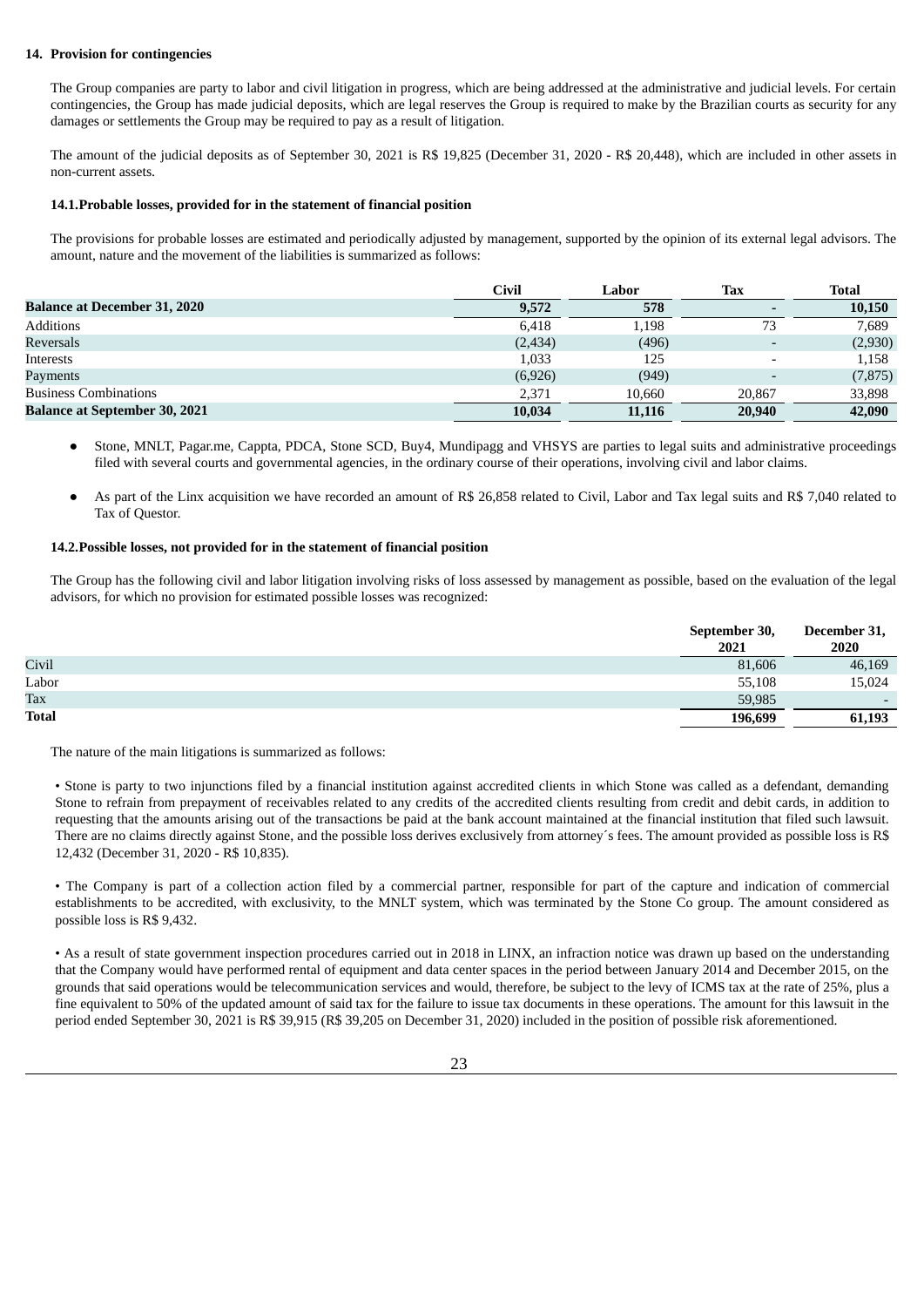## 14. Provision for contingencies

The Group companies are party to labor and civil litigation in progress, which are being addressed at the administrative and judicial levels. For certain contingencies, the Group has made judicial deposits, which are legal reserves the Group is required to make by the Brazilian courts as security for any damages or settlements the Group may be required to pay as a result of litigation.

The amount of the judicial deposits as of September 30, 2021 is R$ 19,825 (December 31, 2020 - R$ 20,448), which are included in other assets in non-current assets.

### 14.1. Probable losses, provided for in the statement of financial position

The provisions for probable losses are estimated and periodically adjusted by management, supported by the opinion of its external legal advisors. The amount, nature and the movement of the liabilities is summarized as follows:

| | Civil | Labor | Tax | Total |
|---|---|---|---|---|
| **Balance at December 31, 2020** | **9,572** | **578** | **-** | **10,150** |
| Additions | 6,418 | 1,198 | 73 | 7,689 |
| Reversals | (2,434) | (496) | - | (2,930) |
| Interests | 1,033 | 125 | - | 1,158 |
| Payments | (6,926) | (949) | - | (7,875) |
| Business Combinations | 2,371 | 10,660 | 20,867 | 33,898 |
| **Balance at September 30, 2021** | **10,034** | **11,116** | **20,940** | **42,090** |

- Stone, MNLT, Pagar.me, Cappta, PDCA, Stone SCD, Buy4, Mundipagg and VHSYS are parties to legal suits and administrative proceedings filed with several courts and governmental agencies, in the ordinary course of their operations, involving civil and labor claims.
- As part of the Linx acquisition we have recorded an amount of R$ 26,858 related to Civil, Labor and Tax legal suits and R$ 7,040 related to Tax of Questor.

### 14.2. Possible losses, not provided for in the statement of financial position

The Group has the following civil and labor litigation involving risks of loss assessed by management as possible, based on the evaluation of the legal advisors, for which no provision for estimated possible losses was recognized:

| | September 30, 2021 | December 31, 2020 |
|---|---|---|
| Civil | 81,606 | 46,169 |
| Labor | 55,108 | 15,024 |
| Tax | 59,985 | - |
| **Total** | **196,699** | **61,193** |

The nature of the main litigations is summarized as follows:

• Stone is party to two injunctions filed by a financial institution against accredited clients in which Stone was called as a defendant, demanding Stone to refrain from prepayment of receivables related to any credits of the accredited clients resulting from credit and debit cards, in addition to requesting that the amounts arising out of the transactions be paid at the bank account maintained at the financial institution that filed such lawsuit. There are no claims directly against Stone, and the possible loss derives exclusively from attorney´s fees. The amount provided as possible loss is R$ 12,432 (December 31, 2020 - R$ 10,835).

• The Company is part of a collection action filed by a commercial partner, responsible for part of the capture and indication of commercial establishments to be accredited, with exclusivity, to the MNLT system, which was terminated by the Stone Co group. The amount considered as possible loss is R$ 9,432.

• As a result of state government inspection procedures carried out in 2018 in LINX, an infraction notice was drawn up based on the understanding that the Company would have performed rental of equipment and data center spaces in the period between January 2014 and December 2015, on the grounds that said operations would be telecommunication services and would, therefore, be subject to the levy of ICMS tax at the rate of 25%, plus a fine equivalent to 50% of the updated amount of said tax for the failure to issue tax documents in these operations. The amount for this lawsuit in the period ended September 30, 2021 is R$ 39,915 (R$ 39,205 on December 31, 2020) included in the position of possible risk aforementioned.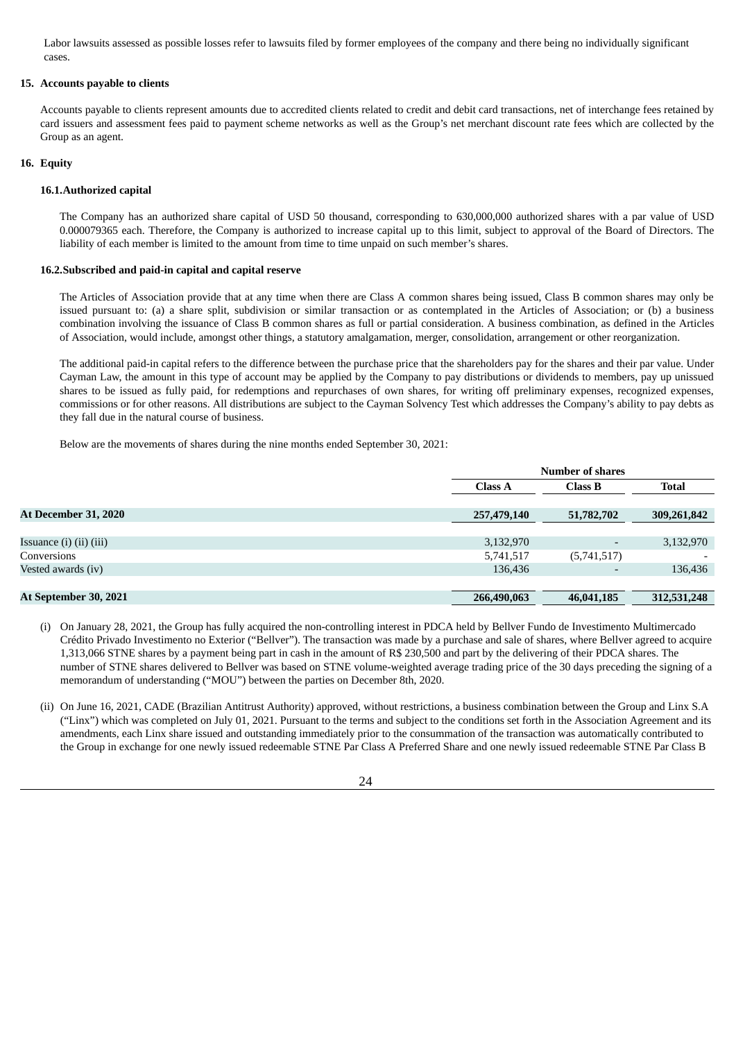Labor lawsuits assessed as possible losses refer to lawsuits filed by former employees of the company and there being no individually significant cases.

## 15. Accounts payable to clients

Accounts payable to clients represent amounts due to accredited clients related to credit and debit card transactions, net of interchange fees retained by card issuers and assessment fees paid to payment scheme networks as well as the Group's net merchant discount rate fees which are collected by the Group as an agent.

## 16. Equity

### 16.1. Authorized capital

The Company has an authorized share capital of USD 50 thousand, corresponding to 630,000,000 authorized shares with a par value of USD 0.000079365 each. Therefore, the Company is authorized to increase capital up to this limit, subject to approval of the Board of Directors. The liability of each member is limited to the amount from time to time unpaid on such member's shares.

### 16.2. Subscribed and paid-in capital and capital reserve

The Articles of Association provide that at any time when there are Class A common shares being issued, Class B common shares may only be issued pursuant to: (a) a share split, subdivision or similar transaction or as contemplated in the Articles of Association; or (b) a business combination involving the issuance of Class B common shares as full or partial consideration. A business combination, as defined in the Articles of Association, would include, amongst other things, a statutory amalgamation, merger, consolidation, arrangement or other reorganization.

The additional paid-in capital refers to the difference between the purchase price that the shareholders pay for the shares and their par value. Under Cayman Law, the amount in this type of account may be applied by the Company to pay distributions or dividends to members, pay up unissued shares to be issued as fully paid, for redemptions and repurchases of own shares, for writing off preliminary expenses, recognized expenses, commissions or for other reasons. All distributions are subject to the Cayman Solvency Test which addresses the Company's ability to pay debts as they fall due in the natural course of business.

Below are the movements of shares during the nine months ended September 30, 2021:

| | Number of shares | | |
|---|---|---|---|
| | **Class A** | **Class B** | **Total** |
| **At December 31, 2020** | **257,479,140** | **51,782,702** | **309,261,842** |
| Issuance (i) (ii) (iii) | 3,132,970 | - | 3,132,970 |
| Conversions | 5,741,517 | (5,741,517) | - |
| Vested awards (iv) | 136,436 | - | 136,436 |
| **At September 30, 2021** | **266,490,063** | **46,041,185** | **312,531,248** |

(i) On January 28, 2021, the Group has fully acquired the non-controlling interest in PDCA held by Bellver Fundo de Investimento Multimercado Crédito Privado Investimento no Exterior ("Bellver"). The transaction was made by a purchase and sale of shares, where Bellver agreed to acquire 1,313,066 STNE shares by a payment being part in cash in the amount of R$ 230,500 and part by the delivering of their PDCA shares. The number of STNE shares delivered to Bellver was based on STNE volume-weighted average trading price of the 30 days preceding the signing of a memorandum of understanding ("MOU") between the parties on December 8th, 2020.

(ii) On June 16, 2021, CADE (Brazilian Antitrust Authority) approved, without restrictions, a business combination between the Group and Linx S.A ("Linx") which was completed on July 01, 2021. Pursuant to the terms and subject to the conditions set forth in the Association Agreement and its amendments, each Linx share issued and outstanding immediately prior to the consummation of the transaction was automatically contributed to the Group in exchange for one newly issued redeemable STNE Par Class A Preferred Share and one newly issued redeemable STNE Par Class B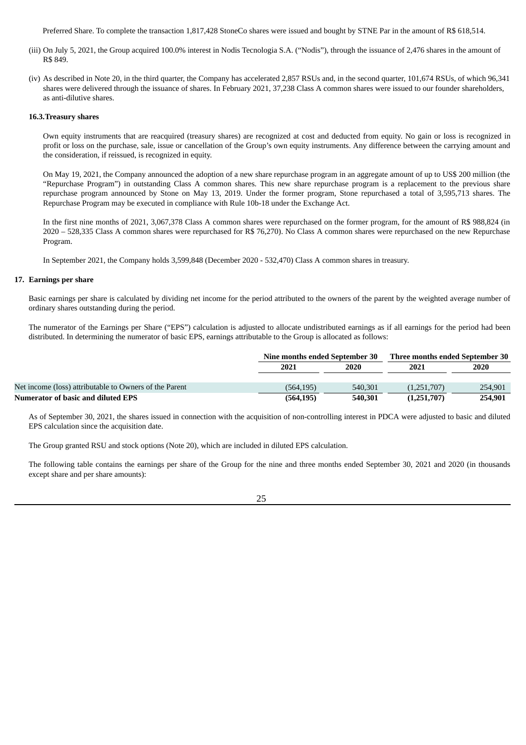Preferred Share. To complete the transaction 1,817,428 StoneCo shares were issued and bought by STNE Par in the amount of R$ 618,514.

(iii) On July 5, 2021, the Group acquired 100.0% interest in Nodis Tecnologia S.A. ("Nodis"), through the issuance of 2,476 shares in the amount of R$ 849.

(iv) As described in Note 20, in the third quarter, the Company has accelerated 2,857 RSUs and, in the second quarter, 101,674 RSUs, of which 96,341 shares were delivered through the issuance of shares. In February 2021, 37,238 Class A common shares were issued to our founder shareholders, as anti-dilutive shares.

### 16.3. Treasury shares

Own equity instruments that are reacquired (treasury shares) are recognized at cost and deducted from equity. No gain or loss is recognized in profit or loss on the purchase, sale, issue or cancellation of the Group's own equity instruments. Any difference between the carrying amount and the consideration, if reissued, is recognized in equity.

On May 19, 2021, the Company announced the adoption of a new share repurchase program in an aggregate amount of up to US$ 200 million (the "Repurchase Program") in outstanding Class A common shares. This new share repurchase program is a replacement to the previous share repurchase program announced by Stone on May 13, 2019. Under the former program, Stone repurchased a total of 3,595,713 shares. The Repurchase Program may be executed in compliance with Rule 10b-18 under the Exchange Act.

In the first nine months of 2021, 3,067,378 Class A common shares were repurchased on the former program, for the amount of R$ 988,824 (in 2020 – 528,335 Class A common shares were repurchased for R$ 76,270). No Class A common shares were repurchased on the new Repurchase Program.

In September 2021, the Company holds 3,599,848 (December 2020 - 532,470) Class A common shares in treasury.

## 17. Earnings per share

Basic earnings per share is calculated by dividing net income for the period attributed to the owners of the parent by the weighted average number of ordinary shares outstanding during the period.

The numerator of the Earnings per Share ("EPS") calculation is adjusted to allocate undistributed earnings as if all earnings for the period had been distributed. In determining the numerator of basic EPS, earnings attributable to the Group is allocated as follows:

| | Nine months ended September 30 | | Three months ended September 30 | |
|---|---|---|---|---|
| | 2021 | 2020 | 2021 | 2020 |
| Net income (loss) attributable to Owners of the Parent | (564,195) | 540,301 | (1,251,707) | 254,901 |
| **Numerator of basic and diluted EPS** | **(564,195)** | **540,301** | **(1,251,707)** | **254,901** |

As of September 30, 2021, the shares issued in connection with the acquisition of non-controlling interest in PDCA were adjusted to basic and diluted EPS calculation since the acquisition date.

The Group granted RSU and stock options (Note 20), which are included in diluted EPS calculation.

The following table contains the earnings per share of the Group for the nine and three months ended September 30, 2021 and 2020 (in thousands except share and per share amounts):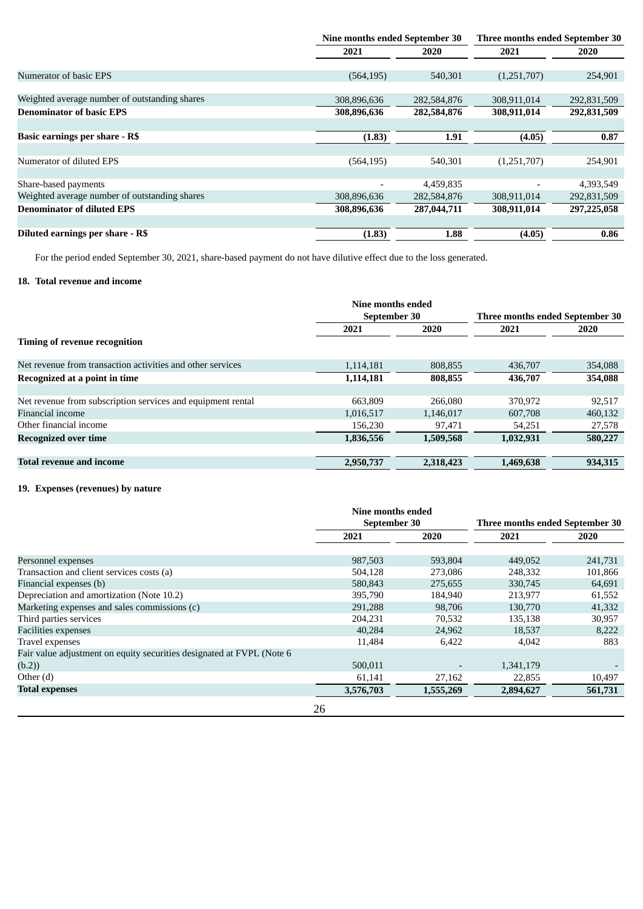| | Nine months ended September 30 | | Three months ended September 30 | |
|---|---|---|---|---|
| | 2021 | 2020 | 2021 | 2020 |
| Numerator of basic EPS | (564,195) | 540,301 | (1,251,707) | 254,901 |
| Weighted average number of outstanding shares | 308,896,636 | 282,584,876 | 308,911,014 | 292,831,509 |
| **Denominator of basic EPS** | **308,896,636** | **282,584,876** | **308,911,014** | **292,831,509** |
| **Basic earnings per share - R$** | **(1.83)** | **1.91** | **(4.05)** | **0.87** |
| Numerator of diluted EPS | (564,195) | 540,301 | (1,251,707) | 254,901 |
| Share-based payments | - | 4,459,835 | - | 4,393,549 |
| Weighted average number of outstanding shares | 308,896,636 | 282,584,876 | 308,911,014 | 292,831,509 |
| **Denominator of diluted EPS** | **308,896,636** | **287,044,711** | **308,911,014** | **297,225,058** |
| **Diluted earnings per share - R$** | **(1.83)** | **1.88** | **(4.05)** | **0.86** |

For the period ended September 30, 2021, share-based payment do not have dilutive effect due to the loss generated.

## 18. Total revenue and income

| | Nine months ended September 30 | | Three months ended September 30 | |
|---|---|---|---|---|
| | 2021 | 2020 | 2021 | 2020 |
| **Timing of revenue recognition** | | | | |
| Net revenue from transaction activities and other services | 1,114,181 | 808,855 | 436,707 | 354,088 |
| **Recognized at a point in time** | **1,114,181** | **808,855** | **436,707** | **354,088** |
| Net revenue from subscription services and equipment rental | 663,809 | 266,080 | 370,972 | 92,517 |
| Financial income | 1,016,517 | 1,146,017 | 607,708 | 460,132 |
| Other financial income | 156,230 | 97,471 | 54,251 | 27,578 |
| **Recognized over time** | **1,836,556** | **1,509,568** | **1,032,931** | **580,227** |
| **Total revenue and income** | **2,950,737** | **2,318,423** | **1,469,638** | **934,315** |

## 19. Expenses (revenues) by nature

| | Nine months ended September 30 | | Three months ended September 30 | |
|---|---|---|---|---|
| | 2021 | 2020 | 2021 | 2020 |
| Personnel expenses | 987,503 | 593,804 | 449,052 | 241,731 |
| Transaction and client services costs (a) | 504,128 | 273,086 | 248,332 | 101,866 |
| Financial expenses (b) | 580,843 | 275,655 | 330,745 | 64,691 |
| Depreciation and amortization (Note 10.2) | 395,790 | 184,940 | 213,977 | 61,552 |
| Marketing expenses and sales commissions (c) | 291,288 | 98,706 | 130,770 | 41,332 |
| Third parties services | 204,231 | 70,532 | 135,138 | 30,957 |
| Facilities expenses | 40,284 | 24,962 | 18,537 | 8,222 |
| Travel expenses | 11,484 | 6,422 | 4,042 | 883 |
| Fair value adjustment on equity securities designated at FVPL (Note 6 (b.2)) | 500,011 | - | 1,341,179 | - |
| Other (d) | 61,141 | 27,162 | 22,855 | 10,497 |
| **Total expenses** | **3,576,703** | **1,555,269** | **2,894,627** | **561,731** |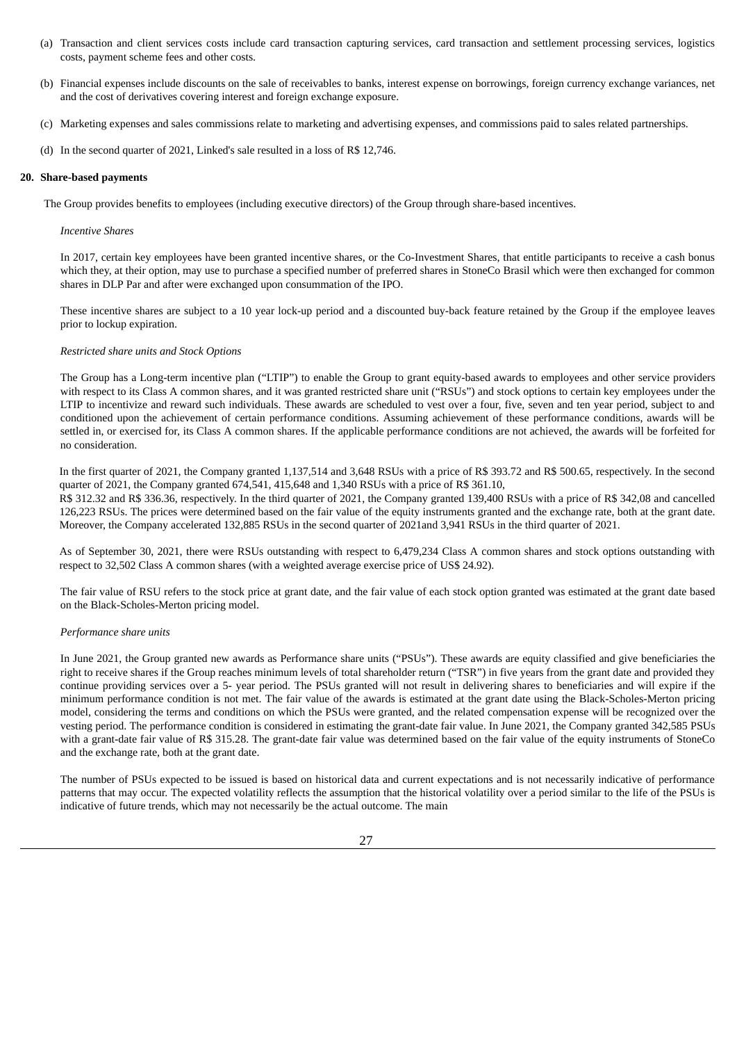(a) Transaction and client services costs include card transaction capturing services, card transaction and settlement processing services, logistics costs, payment scheme fees and other costs.

(b) Financial expenses include discounts on the sale of receivables to banks, interest expense on borrowings, foreign currency exchange variances, net and the cost of derivatives covering interest and foreign exchange exposure.

(c) Marketing expenses and sales commissions relate to marketing and advertising expenses, and commissions paid to sales related partnerships.

(d) In the second quarter of 2021, Linked's sale resulted in a loss of R$ 12,746.

## 20. Share-based payments

The Group provides benefits to employees (including executive directors) of the Group through share-based incentives.

*Incentive Shares*

In 2017, certain key employees have been granted incentive shares, or the Co-Investment Shares, that entitle participants to receive a cash bonus which they, at their option, may use to purchase a specified number of preferred shares in StoneCo Brasil which were then exchanged for common shares in DLP Par and after were exchanged upon consummation of the IPO.

These incentive shares are subject to a 10 year lock-up period and a discounted buy-back feature retained by the Group if the employee leaves prior to lockup expiration.

*Restricted share units and Stock Options*

The Group has a Long-term incentive plan ("LTIP") to enable the Group to grant equity-based awards to employees and other service providers with respect to its Class A common shares, and it was granted restricted share unit ("RSUs") and stock options to certain key employees under the LTIP to incentivize and reward such individuals. These awards are scheduled to vest over a four, five, seven and ten year period, subject to and conditioned upon the achievement of certain performance conditions. Assuming achievement of these performance conditions, awards will be settled in, or exercised for, its Class A common shares. If the applicable performance conditions are not achieved, the awards will be forfeited for no consideration.

In the first quarter of 2021, the Company granted 1,137,514 and 3,648 RSUs with a price of R$ 393.72 and R$ 500.65, respectively. In the second quarter of 2021, the Company granted 674,541, 415,648 and 1,340 RSUs with a price of R$ 361.10,
R$ 312.32 and R$ 336.36, respectively. In the third quarter of 2021, the Company granted 139,400 RSUs with a price of R$ 342,08 and cancelled 126,223 RSUs. The prices were determined based on the fair value of the equity instruments granted and the exchange rate, both at the grant date. Moreover, the Company accelerated 132,885 RSUs in the second quarter of 2021and 3,941 RSUs in the third quarter of 2021.

As of September 30, 2021, there were RSUs outstanding with respect to 6,479,234 Class A common shares and stock options outstanding with respect to 32,502 Class A common shares (with a weighted average exercise price of US$ 24.92).

The fair value of RSU refers to the stock price at grant date, and the fair value of each stock option granted was estimated at the grant date based on the Black-Scholes-Merton pricing model.

*Performance share units*

In June 2021, the Group granted new awards as Performance share units ("PSUs"). These awards are equity classified and give beneficiaries the right to receive shares if the Group reaches minimum levels of total shareholder return ("TSR") in five years from the grant date and provided they continue providing services over a 5- year period. The PSUs granted will not result in delivering shares to beneficiaries and will expire if the minimum performance condition is not met. The fair value of the awards is estimated at the grant date using the Black-Scholes-Merton pricing model, considering the terms and conditions on which the PSUs were granted, and the related compensation expense will be recognized over the vesting period. The performance condition is considered in estimating the grant-date fair value. In June 2021, the Company granted 342,585 PSUs with a grant-date fair value of R$ 315.28. The grant-date fair value was determined based on the fair value of the equity instruments of StoneCo and the exchange rate, both at the grant date.

The number of PSUs expected to be issued is based on historical data and current expectations and is not necessarily indicative of performance patterns that may occur. The expected volatility reflects the assumption that the historical volatility over a period similar to the life of the PSUs is indicative of future trends, which may not necessarily be the actual outcome. The main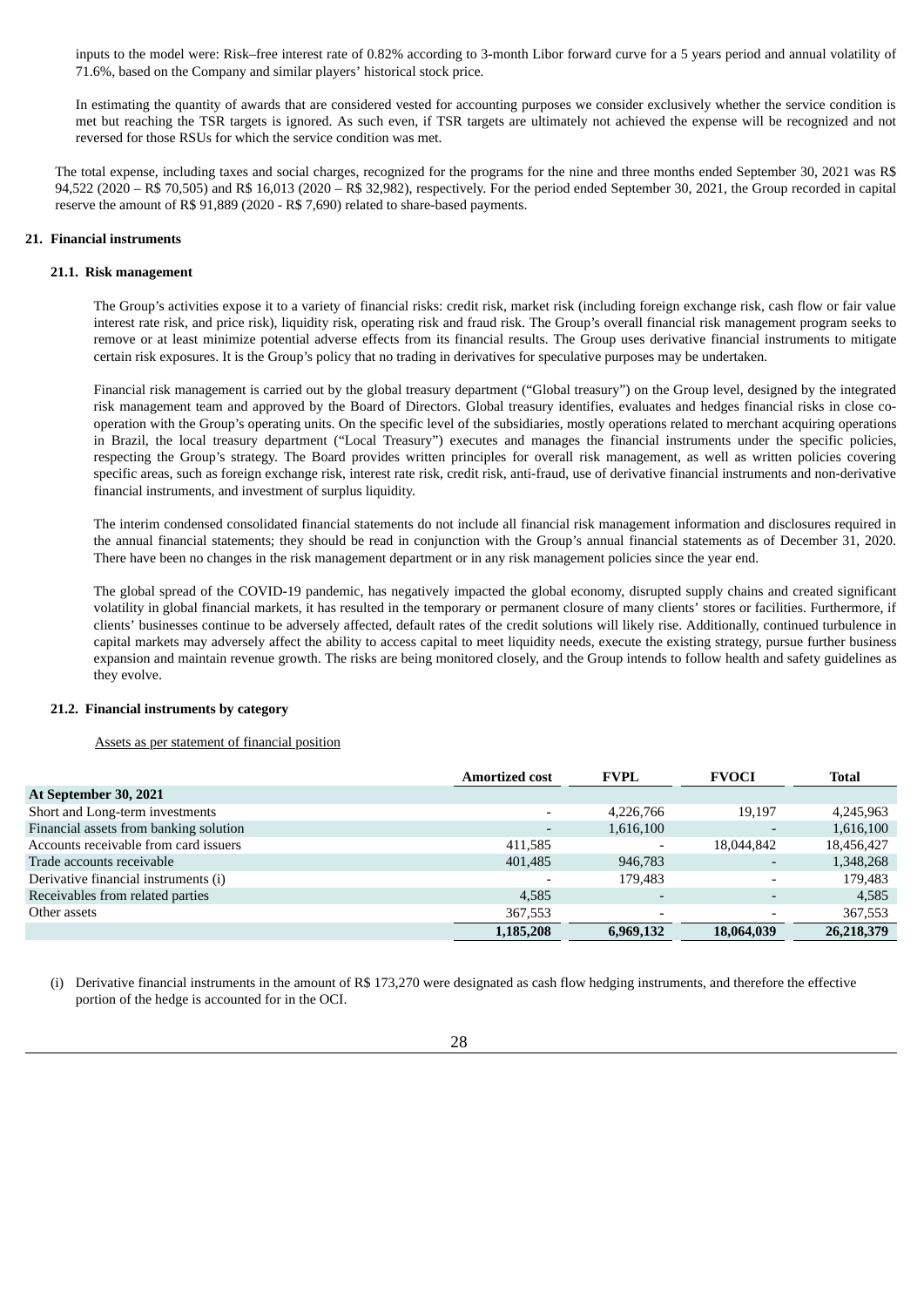inputs to the model were: Risk–free interest rate of 0.82% according to 3-month Libor forward curve for a 5 years period and annual volatility of 71.6%, based on the Company and similar players' historical stock price.

In estimating the quantity of awards that are considered vested for accounting purposes we consider exclusively whether the service condition is met but reaching the TSR targets is ignored. As such even, if TSR targets are ultimately not achieved the expense will be recognized and not reversed for those RSUs for which the service condition was met.

The total expense, including taxes and social charges, recognized for the programs for the nine and three months ended September 30, 2021 was R$ 94,522 (2020 – R$ 70,505) and R$ 16,013 (2020 – R$ 32,982), respectively. For the period ended September 30, 2021, the Group recorded in capital reserve the amount of R$ 91,889 (2020 - R$ 7,690) related to share-based payments.

## 21. Financial instruments

### 21.1. Risk management

The Group's activities expose it to a variety of financial risks: credit risk, market risk (including foreign exchange risk, cash flow or fair value interest rate risk, and price risk), liquidity risk, operating risk and fraud risk. The Group's overall financial risk management program seeks to remove or at least minimize potential adverse effects from its financial results. The Group uses derivative financial instruments to mitigate certain risk exposures. It is the Group's policy that no trading in derivatives for speculative purposes may be undertaken.

Financial risk management is carried out by the global treasury department ("Global treasury") on the Group level, designed by the integrated risk management team and approved by the Board of Directors. Global treasury identifies, evaluates and hedges financial risks in close co-operation with the Group's operating units. On the specific level of the subsidiaries, mostly operations related to merchant acquiring operations in Brazil, the local treasury department ("Local Treasury") executes and manages the financial instruments under the specific policies, respecting the Group's strategy. The Board provides written principles for overall risk management, as well as written policies covering specific areas, such as foreign exchange risk, interest rate risk, credit risk, anti-fraud, use of derivative financial instruments and non-derivative financial instruments, and investment of surplus liquidity.

The interim condensed consolidated financial statements do not include all financial risk management information and disclosures required in the annual financial statements; they should be read in conjunction with the Group's annual financial statements as of December 31, 2020. There have been no changes in the risk management department or in any risk management policies since the year end.

The global spread of the COVID-19 pandemic, has negatively impacted the global economy, disrupted supply chains and created significant volatility in global financial markets, it has resulted in the temporary or permanent closure of many clients' stores or facilities. Furthermore, if clients' businesses continue to be adversely affected, default rates of the credit solutions will likely rise. Additionally, continued turbulence in capital markets may adversely affect the ability to access capital to meet liquidity needs, execute the existing strategy, pursue further business expansion and maintain revenue growth. The risks are being monitored closely, and the Group intends to follow health and safety guidelines as they evolve.

### 21.2. Financial instruments by category

Assets as per statement of financial position

| | Amortized cost | FVPL | FVOCI | Total |
|---|---|---|---|---|
| **At September 30, 2021** | | | | |
| Short and Long-term investments | - | 4,226,766 | 19,197 | 4,245,963 |
| Financial assets from banking solution | - | 1,616,100 | - | 1,616,100 |
| Accounts receivable from card issuers | 411,585 | - | 18,044,842 | 18,456,427 |
| Trade accounts receivable | 401,485 | 946,783 | - | 1,348,268 |
| Derivative financial instruments (i) | - | 179,483 | - | 179,483 |
| Receivables from related parties | 4,585 | - | - | 4,585 |
| Other assets | 367,553 | - | - | 367,553 |
| | **1,185,208** | **6,969,132** | **18,064,039** | **26,218,379** |

(i) Derivative financial instruments in the amount of R$ 173,270 were designated as cash flow hedging instruments, and therefore the effective portion of the hedge is accounted for in the OCI.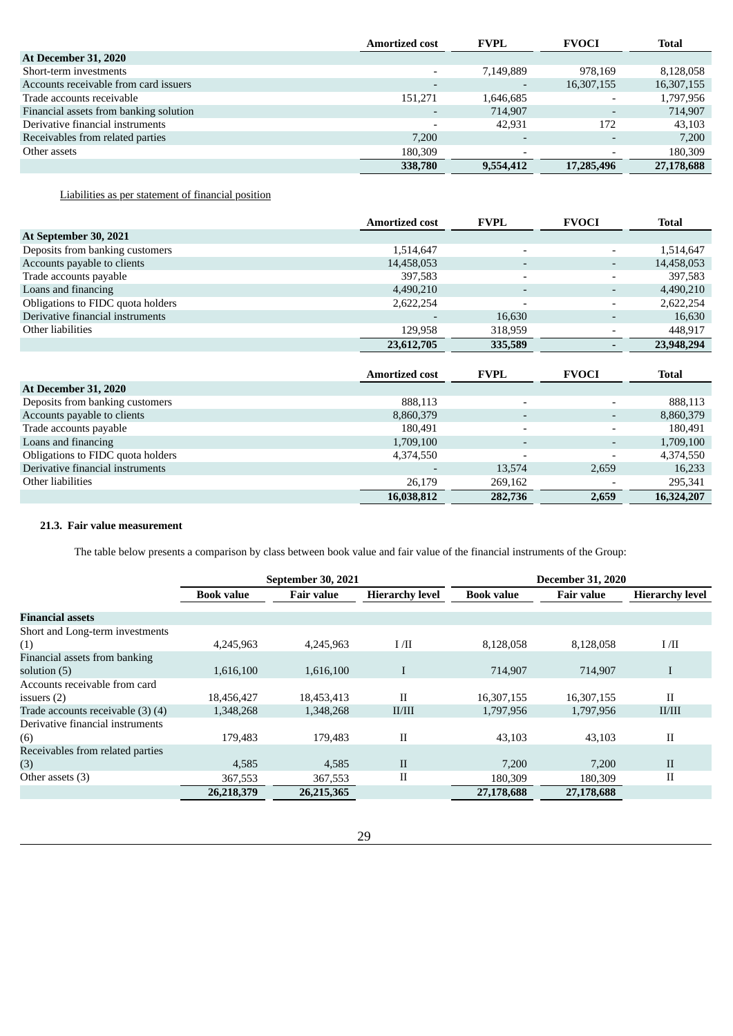| | Amortized cost | FVPL | FVOCI | Total |
|---|---|---|---|---|
| **At December 31, 2020** | | | | |
| Short-term investments | - | 7,149,889 | 978,169 | 8,128,058 |
| Accounts receivable from card issuers | - | - | 16,307,155 | 16,307,155 |
| Trade accounts receivable | 151,271 | 1,646,685 | - | 1,797,956 |
| Financial assets from banking solution | - | 714,907 | - | 714,907 |
| Derivative financial instruments | - | 42,931 | 172 | 43,103 |
| Receivables from related parties | 7,200 | - | - | 7,200 |
| Other assets | 180,309 | - | - | 180,309 |
| | **338,780** | **9,554,412** | **17,285,496** | **27,178,688** |

Liabilities as per statement of financial position

| | Amortized cost | FVPL | FVOCI | Total |
|---|---|---|---|---|
| **At September 30, 2021** | | | | |
| Deposits from banking customers | 1,514,647 | - | - | 1,514,647 |
| Accounts payable to clients | 14,458,053 | - | - | 14,458,053 |
| Trade accounts payable | 397,583 | - | - | 397,583 |
| Loans and financing | 4,490,210 | - | - | 4,490,210 |
| Obligations to FIDC quota holders | 2,622,254 | - | - | 2,622,254 |
| Derivative financial instruments | - | 16,630 | - | 16,630 |
| Other liabilities | 129,958 | 318,959 | - | 448,917 |
| | **23,612,705** | **335,589** | **-** | **23,948,294** |

| | Amortized cost | FVPL | FVOCI | Total |
|---|---|---|---|---|
| **At December 31, 2020** | | | | |
| Deposits from banking customers | 888,113 | - | - | 888,113 |
| Accounts payable to clients | 8,860,379 | - | - | 8,860,379 |
| Trade accounts payable | 180,491 | - | - | 180,491 |
| Loans and financing | 1,709,100 | - | - | 1,709,100 |
| Obligations to FIDC quota holders | 4,374,550 | - | - | 4,374,550 |
| Derivative financial instruments | - | 13,574 | 2,659 | 16,233 |
| Other liabilities | 26,179 | 269,162 | - | 295,341 |
| | **16,038,812** | **282,736** | **2,659** | **16,324,207** |

### 21.3. Fair value measurement

The table below presents a comparison by class between book value and fair value of the financial instruments of the Group:

| | September 30, 2021 | | | December 31, 2020 | | |
|---|---|---|---|---|---|---|
| | **Book value** | **Fair value** | **Hierarchy level** | **Book value** | **Fair value** | **Hierarchy level** |
| **Financial assets** | | | | | | |
| Short and Long-term investments (1) | 4,245,963 | 4,245,963 | I /II | 8,128,058 | 8,128,058 | I /II |
| Financial assets from banking solution (5) | 1,616,100 | 1,616,100 | I | 714,907 | 714,907 | I |
| Accounts receivable from card issuers (2) | 18,456,427 | 18,453,413 | II | 16,307,155 | 16,307,155 | II |
| Trade accounts receivable (3) (4) | 1,348,268 | 1,348,268 | II/III | 1,797,956 | 1,797,956 | II/III |
| Derivative financial instruments (6) | 179,483 | 179,483 | II | 43,103 | 43,103 | II |
| Receivables from related parties (3) | 4,585 | 4,585 | II | 7,200 | 7,200 | II |
| Other assets (3) | 367,553 | 367,553 | II | 180,309 | 180,309 | II |
| | **26,218,379** | **26,215,365** | | **27,178,688** | **27,178,688** | |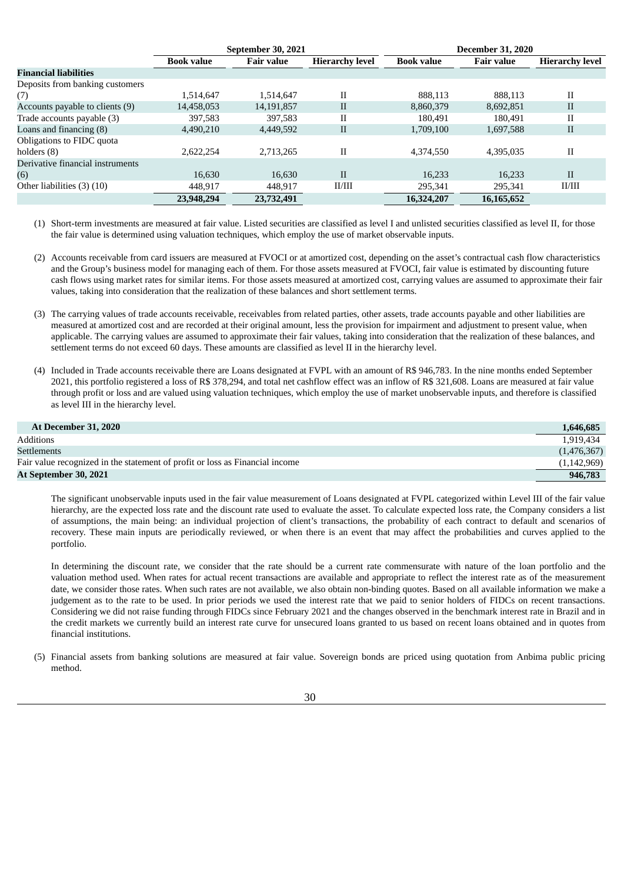| | September 30, 2021 | | | December 31, 2020 | | |
|---|---|---|---|---|---|---|
| | **Book value** | **Fair value** | **Hierarchy level** | **Book value** | **Fair value** | **Hierarchy level** |
| **Financial liabilities** | | | | | | |
| Deposits from banking customers (7) | 1,514,647 | 1,514,647 | II | 888,113 | 888,113 | II |
| Accounts payable to clients (9) | 14,458,053 | 14,191,857 | II | 8,860,379 | 8,692,851 | II |
| Trade accounts payable (3) | 397,583 | 397,583 | II | 180,491 | 180,491 | II |
| Loans and financing (8) | 4,490,210 | 4,449,592 | II | 1,709,100 | 1,697,588 | II |
| Obligations to FIDC quota holders (8) | 2,622,254 | 2,713,265 | II | 4,374,550 | 4,395,035 | II |
| Derivative financial instruments (6) | 16,630 | 16,630 | II | 16,233 | 16,233 | II |
| Other liabilities (3) (10) | 448,917 | 448,917 | II/III | 295,341 | 295,341 | II/III |
| | **23,948,294** | **23,732,491** | | **16,324,207** | **16,165,652** | |

(1) Short-term investments are measured at fair value. Listed securities are classified as level I and unlisted securities classified as level II, for those the fair value is determined using valuation techniques, which employ the use of market observable inputs.

(2) Accounts receivable from card issuers are measured at FVOCI or at amortized cost, depending on the asset's contractual cash flow characteristics and the Group's business model for managing each of them. For those assets measured at FVOCI, fair value is estimated by discounting future cash flows using market rates for similar items. For those assets measured at amortized cost, carrying values are assumed to approximate their fair values, taking into consideration that the realization of these balances and short settlement terms.

(3) The carrying values of trade accounts receivable, receivables from related parties, other assets, trade accounts payable and other liabilities are measured at amortized cost and are recorded at their original amount, less the provision for impairment and adjustment to present value, when applicable. The carrying values are assumed to approximate their fair values, taking into consideration that the realization of these balances, and settlement terms do not exceed 60 days. These amounts are classified as level II in the hierarchy level.

(4) Included in Trade accounts receivable there are Loans designated at FVPL with an amount of R$ 946,783. In the nine months ended September 2021, this portfolio registered a loss of R$ 378,294, and total net cashflow effect was an inflow of R$ 321,608. Loans are measured at fair value through profit or loss and are valued using valuation techniques, which employ the use of market unobservable inputs, and therefore is classified as level III in the hierarchy level.

| | |
|---|---|
| **At December 31, 2020** | **1,646,685** |
| Additions | 1,919,434 |
| Settlements | (1,476,367) |
| Fair value recognized in the statement of profit or loss as Financial income | (1,142,969) |
| **At September 30, 2021** | **946,783** |

The significant unobservable inputs used in the fair value measurement of Loans designated at FVPL categorized within Level III of the fair value hierarchy, are the expected loss rate and the discount rate used to evaluate the asset. To calculate expected loss rate, the Company considers a list of assumptions, the main being: an individual projection of client's transactions, the probability of each contract to default and scenarios of recovery. These main inputs are periodically reviewed, or when there is an event that may affect the probabilities and curves applied to the portfolio.

In determining the discount rate, we consider that the rate should be a current rate commensurate with nature of the loan portfolio and the valuation method used. When rates for actual recent transactions are available and appropriate to reflect the interest rate as of the measurement date, we consider those rates. When such rates are not available, we also obtain non-binding quotes. Based on all available information we make a judgement as to the rate to be used. In prior periods we used the interest rate that we paid to senior holders of FIDCs on recent transactions. Considering we did not raise funding through FIDCs since February 2021 and the changes observed in the benchmark interest rate in Brazil and in the credit markets we currently build an interest rate curve for unsecured loans granted to us based on recent loans obtained and in quotes from financial institutions.

(5) Financial assets from banking solutions are measured at fair value. Sovereign bonds are priced using quotation from Anbima public pricing method.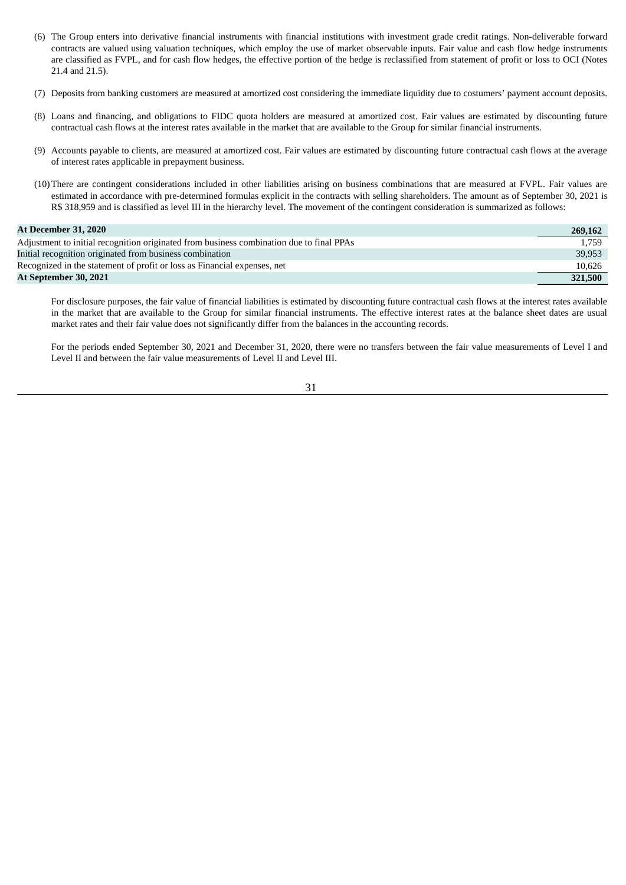(6) The Group enters into derivative financial instruments with financial institutions with investment grade credit ratings. Non-deliverable forward contracts are valued using valuation techniques, which employ the use of market observable inputs. Fair value and cash flow hedge instruments are classified as FVPL, and for cash flow hedges, the effective portion of the hedge is reclassified from statement of profit or loss to OCI (Notes 21.4 and 21.5).

(7) Deposits from banking customers are measured at amortized cost considering the immediate liquidity due to costumers' payment account deposits.

(8) Loans and financing, and obligations to FIDC quota holders are measured at amortized cost. Fair values are estimated by discounting future contractual cash flows at the interest rates available in the market that are available to the Group for similar financial instruments.

(9) Accounts payable to clients, are measured at amortized cost. Fair values are estimated by discounting future contractual cash flows at the average of interest rates applicable in prepayment business.

(10) There are contingent considerations included in other liabilities arising on business combinations that are measured at FVPL. Fair values are estimated in accordance with pre-determined formulas explicit in the contracts with selling shareholders. The amount as of September 30, 2021 is R$ 318,959 and is classified as level III in the hierarchy level. The movement of the contingent consideration is summarized as follows:

| | |
|---|---|
| **At December 31, 2020** | **269,162** |
| Adjustment to initial recognition originated from business combination due to final PPAs | 1,759 |
| Initial recognition originated from business combination | 39,953 |
| Recognized in the statement of profit or loss as Financial expenses, net | 10,626 |
| **At September 30, 2021** | **321,500** |

For disclosure purposes, the fair value of financial liabilities is estimated by discounting future contractual cash flows at the interest rates available in the market that are available to the Group for similar financial instruments. The effective interest rates at the balance sheet dates are usual market rates and their fair value does not significantly differ from the balances in the accounting records.

For the periods ended September 30, 2021 and December 31, 2020, there were no transfers between the fair value measurements of Level I and Level II and between the fair value measurements of Level II and Level III.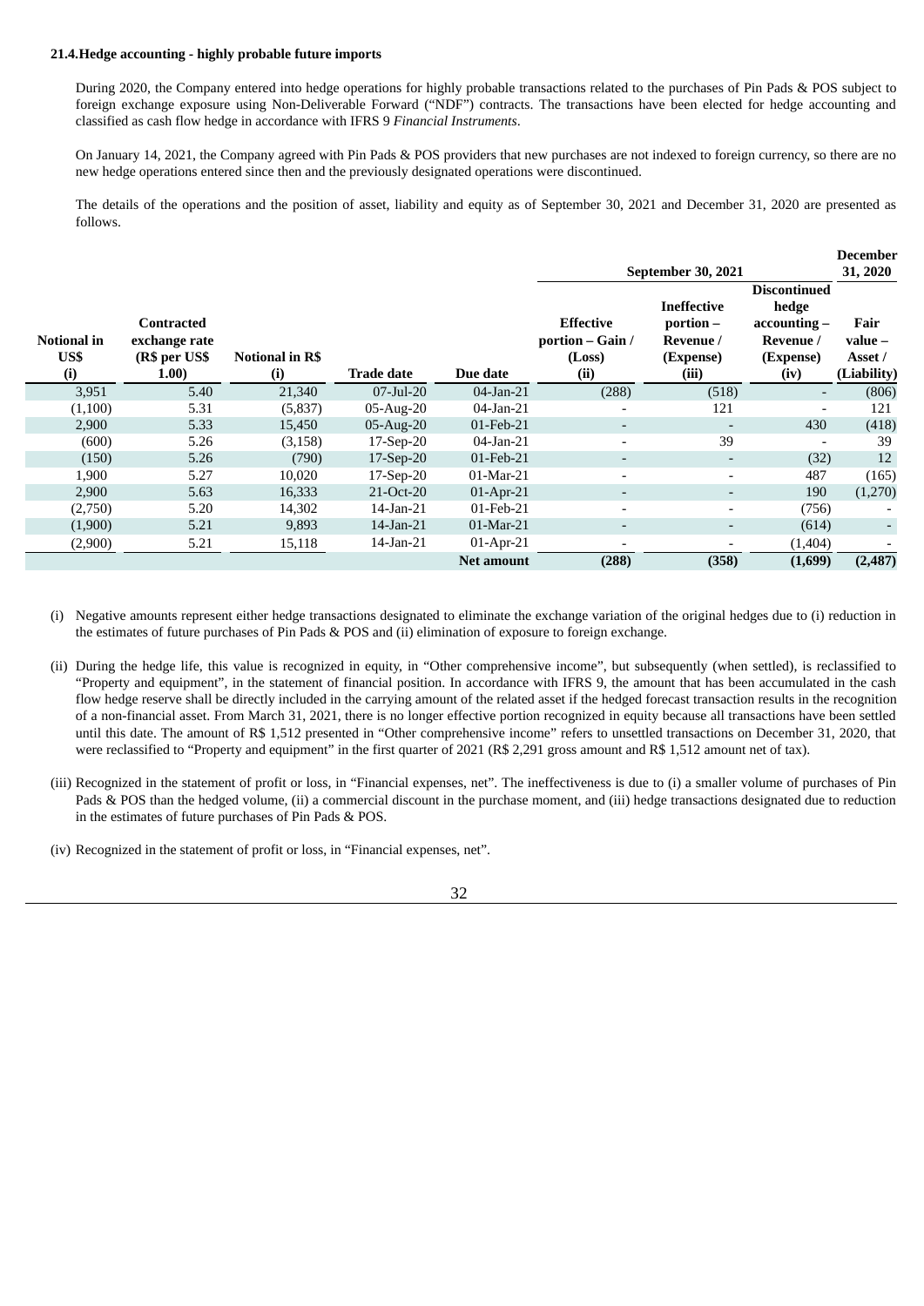**21.4.Hedge accounting - highly probable future imports**

During 2020, the Company entered into hedge operations for highly probable transactions related to the purchases of Pin Pads & POS subject to foreign exchange exposure using Non-Deliverable Forward ("NDF") contracts. The transactions have been elected for hedge accounting and classified as cash flow hedge in accordance with IFRS 9 *Financial Instruments*.

On January 14, 2021, the Company agreed with Pin Pads & POS providers that new purchases are not indexed to foreign currency, so there are no new hedge operations entered since then and the previously designated operations were discontinued.

The details of the operations and the position of asset, liability and equity as of September 30, 2021 and December 31, 2020 are presented as follows.

| | | | | | September 30, 2021 | | | December 31, 2020 |
|---|---|---|---|---|---|---|---|---|
| **Notional in US$ (i)** | **Contracted exchange rate (R$ per US$ 1.00)** | **Notional in R$ (i)** | **Trade date** | **Due date** | **Effective portion – Gain / (Loss) (ii)** | **Ineffective portion – Revenue / (Expense) (iii)** | **Discontinued hedge accounting – Revenue / (Expense) (iv)** | **Fair value – Asset / (Liability)** |
| 3,951 | 5.40 | 21,340 | 07-Jul-20 | 04-Jan-21 | (288) | (518) | - | (806) |
| (1,100) | 5.31 | (5,837) | 05-Aug-20 | 04-Jan-21 | - | 121 | - | 121 |
| 2,900 | 5.33 | 15,450 | 05-Aug-20 | 01-Feb-21 | - | - | 430 | (418) |
| (600) | 5.26 | (3,158) | 17-Sep-20 | 04-Jan-21 | - | 39 | - | 39 |
| (150) | 5.26 | (790) | 17-Sep-20 | 01-Feb-21 | - | - | (32) | 12 |
| 1,900 | 5.27 | 10,020 | 17-Sep-20 | 01-Mar-21 | - | - | 487 | (165) |
| 2,900 | 5.63 | 16,333 | 21-Oct-20 | 01-Apr-21 | - | - | 190 | (1,270) |
| (2,750) | 5.20 | 14,302 | 14-Jan-21 | 01-Feb-21 | - | - | (756) | - |
| (1,900) | 5.21 | 9,893 | 14-Jan-21 | 01-Mar-21 | - | - | (614) | - |
| (2,900) | 5.21 | 15,118 | 14-Jan-21 | 01-Apr-21 | - | - | (1,404) | - |
| | | | | **Net amount** | **(288)** | **(358)** | **(1,699)** | **(2,487)** |

(i) Negative amounts represent either hedge transactions designated to eliminate the exchange variation of the original hedges due to (i) reduction in the estimates of future purchases of Pin Pads & POS and (ii) elimination of exposure to foreign exchange.

(ii) During the hedge life, this value is recognized in equity, in "Other comprehensive income", but subsequently (when settled), is reclassified to "Property and equipment", in the statement of financial position. In accordance with IFRS 9, the amount that has been accumulated in the cash flow hedge reserve shall be directly included in the carrying amount of the related asset if the hedged forecast transaction results in the recognition of a non-financial asset. From March 31, 2021, there is no longer effective portion recognized in equity because all transactions have been settled until this date. The amount of R$ 1,512 presented in "Other comprehensive income" refers to unsettled transactions on December 31, 2020, that were reclassified to "Property and equipment" in the first quarter of 2021 (R$ 2,291 gross amount and R$ 1,512 amount net of tax).

(iii) Recognized in the statement of profit or loss, in "Financial expenses, net". The ineffectiveness is due to (i) a smaller volume of purchases of Pin Pads & POS than the hedged volume, (ii) a commercial discount in the purchase moment, and (iii) hedge transactions designated due to reduction in the estimates of future purchases of Pin Pads & POS.

(iv) Recognized in the statement of profit or loss, in "Financial expenses, net".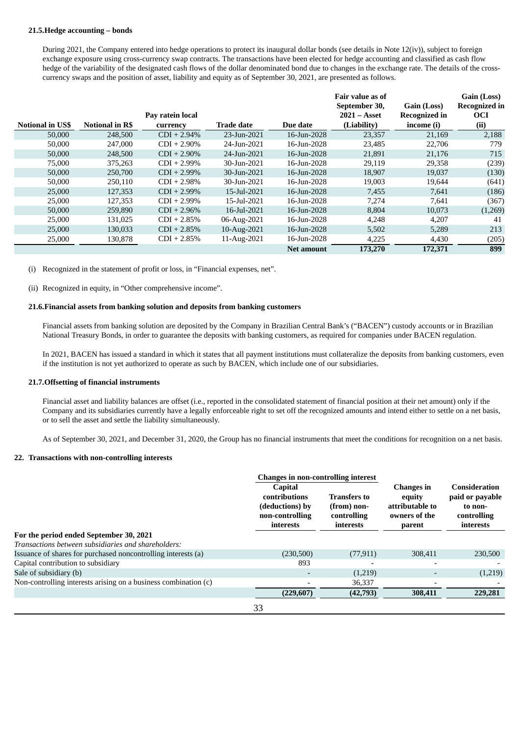#### 21.5.Hedge accounting – bonds

During 2021, the Company entered into hedge operations to protect its inaugural dollar bonds (see details in Note 12(iv)), subject to foreign exchange exposure using cross-currency swap contracts. The transactions have been elected for hedge accounting and classified as cash flow hedge of the variability of the designated cash flows of the dollar denominated bond due to changes in the exchange rate. The details of the cross-currency swaps and the position of asset, liability and equity as of September 30, 2021, are presented as follows.

| Notional in US$ | Notional in R$ | Pay ratein local currency | Trade date | Due date | Fair value as of September 30, 2021 – Asset (Liability) | Gain (Loss) Recognized in income (i) | Gain (Loss) Recognized in OCI (ii) |
|---|---|---|---|---|---|---|---|
| 50,000 | 248,500 | CDI + 2.94% | 23-Jun-2021 | 16-Jun-2028 | 23,357 | 21,169 | 2,188 |
| 50,000 | 247,000 | CDI + 2.90% | 24-Jun-2021 | 16-Jun-2028 | 23,485 | 22,706 | 779 |
| 50,000 | 248,500 | CDI + 2.90% | 24-Jun-2021 | 16-Jun-2028 | 21,891 | 21,176 | 715 |
| 75,000 | 375,263 | CDI + 2.99% | 30-Jun-2021 | 16-Jun-2028 | 29,119 | 29,358 | (239) |
| 50,000 | 250,700 | CDI + 2.99% | 30-Jun-2021 | 16-Jun-2028 | 18,907 | 19,037 | (130) |
| 50,000 | 250,110 | CDI + 2.98% | 30-Jun-2021 | 16-Jun-2028 | 19,003 | 19,644 | (641) |
| 25,000 | 127,353 | CDI + 2.99% | 15-Jul-2021 | 16-Jun-2028 | 7,455 | 7,641 | (186) |
| 25,000 | 127,353 | CDI + 2.99% | 15-Jul-2021 | 16-Jun-2028 | 7,274 | 7,641 | (367) |
| 50,000 | 259,890 | CDI + 2.96% | 16-Jul-2021 | 16-Jun-2028 | 8,804 | 10,073 | (1,269) |
| 25,000 | 131,025 | CDI + 2.85% | 06-Aug-2021 | 16-Jun-2028 | 4,248 | 4,207 | 41 |
| 25,000 | 130,033 | CDI + 2.85% | 10-Aug-2021 | 16-Jun-2028 | 5,502 | 5,289 | 213 |
| 25,000 | 130,878 | CDI + 2.85% | 11-Aug-2021 | 16-Jun-2028 | 4,225 | 4,430 | (205) |
| | | | | **Net amount** | **173,270** | **172,371** | **899** |

(i) Recognized in the statement of profit or loss, in "Financial expenses, net".

(ii) Recognized in equity, in "Other comprehensive income".

#### 21.6.Financial assets from banking solution and deposits from banking customers

Financial assets from banking solution are deposited by the Company in Brazilian Central Bank's ("BACEN") custody accounts or in Brazilian National Treasury Bonds, in order to guarantee the deposits with banking customers, as required for companies under BACEN regulation.

In 2021, BACEN has issued a standard in which it states that all payment institutions must collateralize the deposits from banking customers, even if the institution is not yet authorized to operate as such by BACEN, which include one of our subsidiaries.

#### 21.7.Offsetting of financial instruments

Financial asset and liability balances are offset (i.e., reported in the consolidated statement of financial position at their net amount) only if the Company and its subsidiaries currently have a legally enforceable right to set off the recognized amounts and intend either to settle on a net basis, or to sell the asset and settle the liability simultaneously.

As of September 30, 2021, and December 31, 2020, the Group has no financial instruments that meet the conditions for recognition on a net basis.

### 22. Transactions with non-controlling interests

| | Changes in non-controlling interest | | | |
|---|---|---|---|---|
| | Capital contributions (deductions) by non-controlling interests | Transfers to (from) non-controlling interests | Changes in equity attributable to owners of the parent | Consideration paid or payable to non-controlling interests |
| **For the period ended September 30, 2021** | | | | |
| *Transactions between subsidiaries and shareholders:* | | | | |
| Issuance of shares for purchased noncontrolling interests (a) | (230,500) | (77,911) | 308,411 | 230,500 |
| Capital contribution to subsidiary | 893 | - | - | - |
| Sale of subsidiary (b) | - | (1,219) | - | (1,219) |
| Non-controlling interests arising on a business combination (c) | - | 36,337 | - | - |
| | **(229,607)** | **(42,793)** | **308,411** | **229,281** |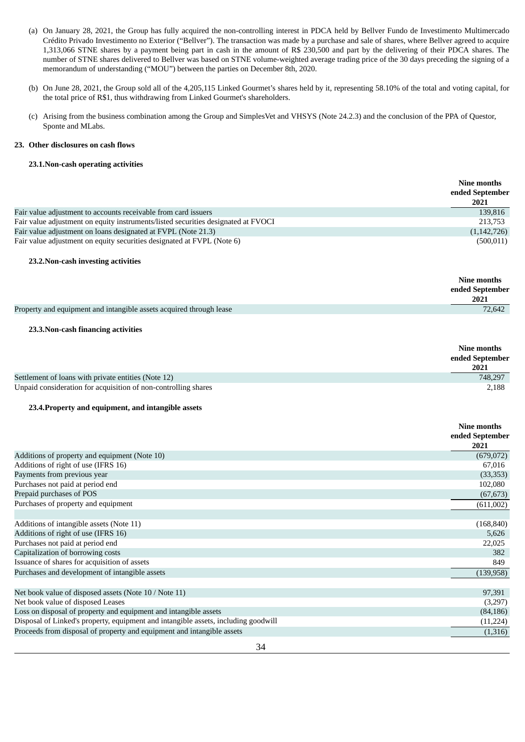(a) On January 28, 2021, the Group has fully acquired the non-controlling interest in PDCA held by Bellver Fundo de Investimento Multimercado Crédito Privado Investimento no Exterior (“Bellver”). The transaction was made by a purchase and sale of shares, where Bellver agreed to acquire 1,313,066 STNE shares by a payment being part in cash in the amount of R$ 230,500 and part by the delivering of their PDCA shares. The number of STNE shares delivered to Bellver was based on STNE volume-weighted average trading price of the 30 days preceding the signing of a memorandum of understanding (“MOU”) between the parties on December 8th, 2020.

(b) On June 28, 2021, the Group sold all of the 4,205,115 Linked Gourmet’s shares held by it, representing 58.10% of the total and voting capital, for the total price of R$1, thus withdrawing from Linked Gourmet's shareholders.

(c) Arising from the business combination among the Group and SimplesVet and VHSYS (Note 24.2.3) and the conclusion of the PPA of Questor, Sponte and MLabs.

## 23. Other disclosures on cash flows

### 23.1. Non-cash operating activities

| | Nine months ended September 2021 |
|---|---|
| Fair value adjustment to accounts receivable from card issuers | 139,816 |
| Fair value adjustment on equity instruments/listed securities designated at FVOCI | 213,753 |
| Fair value adjustment on loans designated at FVPL (Note 21.3) | (1,142,726) |
| Fair value adjustment on equity securities designated at FVPL (Note 6) | (500,011) |

### 23.2. Non-cash investing activities

| | Nine months ended September 2021 |
|---|---|
| Property and equipment and intangible assets acquired through lease | 72,642 |

### 23.3. Non-cash financing activities

| | Nine months ended September 2021 |
|---|---|
| Settlement of loans with private entities (Note 12) | 748,297 |
| Unpaid consideration for acquisition of non-controlling shares | 2,188 |

### 23.4. Property and equipment, and intangible assets

| | Nine months ended September 2021 |
|---|---|
| Additions of property and equipment (Note 10) | (679,072) |
| Additions of right of use (IFRS 16) | 67,016 |
| Payments from previous year | (33,353) |
| Purchases not paid at period end | 102,080 |
| Prepaid purchases of POS | (67,673) |
| Purchases of property and equipment | (611,002) |
| | |
| Additions of intangible assets (Note 11) | (168,840) |
| Additions of right of use (IFRS 16) | 5,626 |
| Purchases not paid at period end | 22,025 |
| Capitalization of borrowing costs | 382 |
| Issuance of shares for acquisition of assets | 849 |
| Purchases and development of intangible assets | (139,958) |
| | |
| Net book value of disposed assets (Note 10 / Note 11) | 97,391 |
| Net book value of disposed Leases | (3,297) |
| Loss on disposal of property and equipment and intangible assets | (84,186) |
| Disposal of Linked's property, equipment and intangible assets, including goodwill | (11,224) |
| Proceeds from disposal of property and equipment and intangible assets | (1,316) |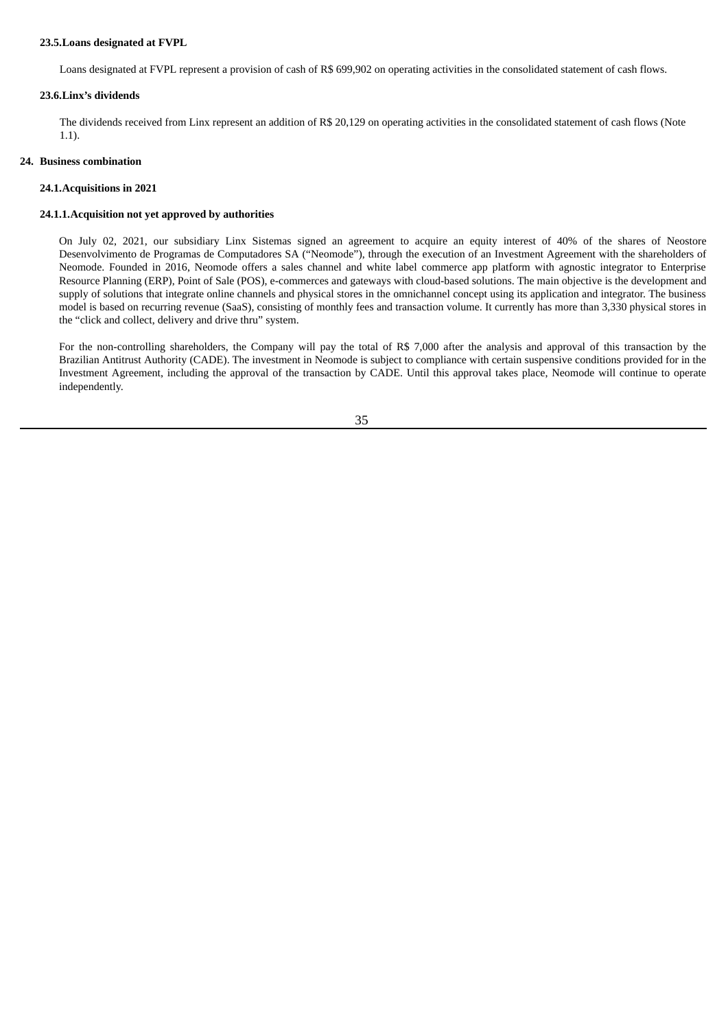### 23.5. Loans designated at FVPL

Loans designated at FVPL represent a provision of cash of R$ 699,902 on operating activities in the consolidated statement of cash flows.

### 23.6. Linx's dividends

The dividends received from Linx represent an addition of R$ 20,129 on operating activities in the consolidated statement of cash flows (Note 1.1).

## 24. Business combination

### 24.1. Acquisitions in 2021

#### 24.1.1. Acquisition not yet approved by authorities

On July 02, 2021, our subsidiary Linx Sistemas signed an agreement to acquire an equity interest of 40% of the shares of Neostore Desenvolvimento de Programas de Computadores SA ("Neomode"), through the execution of an Investment Agreement with the shareholders of Neomode. Founded in 2016, Neomode offers a sales channel and white label commerce app platform with agnostic integrator to Enterprise Resource Planning (ERP), Point of Sale (POS), e-commerces and gateways with cloud-based solutions. The main objective is the development and supply of solutions that integrate online channels and physical stores in the omnichannel concept using its application and integrator. The business model is based on recurring revenue (SaaS), consisting of monthly fees and transaction volume. It currently has more than 3,330 physical stores in the "click and collect, delivery and drive thru" system.

For the non-controlling shareholders, the Company will pay the total of R$ 7,000 after the analysis and approval of this transaction by the Brazilian Antitrust Authority (CADE). The investment in Neomode is subject to compliance with certain suspensive conditions provided for in the Investment Agreement, including the approval of the transaction by CADE. Until this approval takes place, Neomode will continue to operate independently.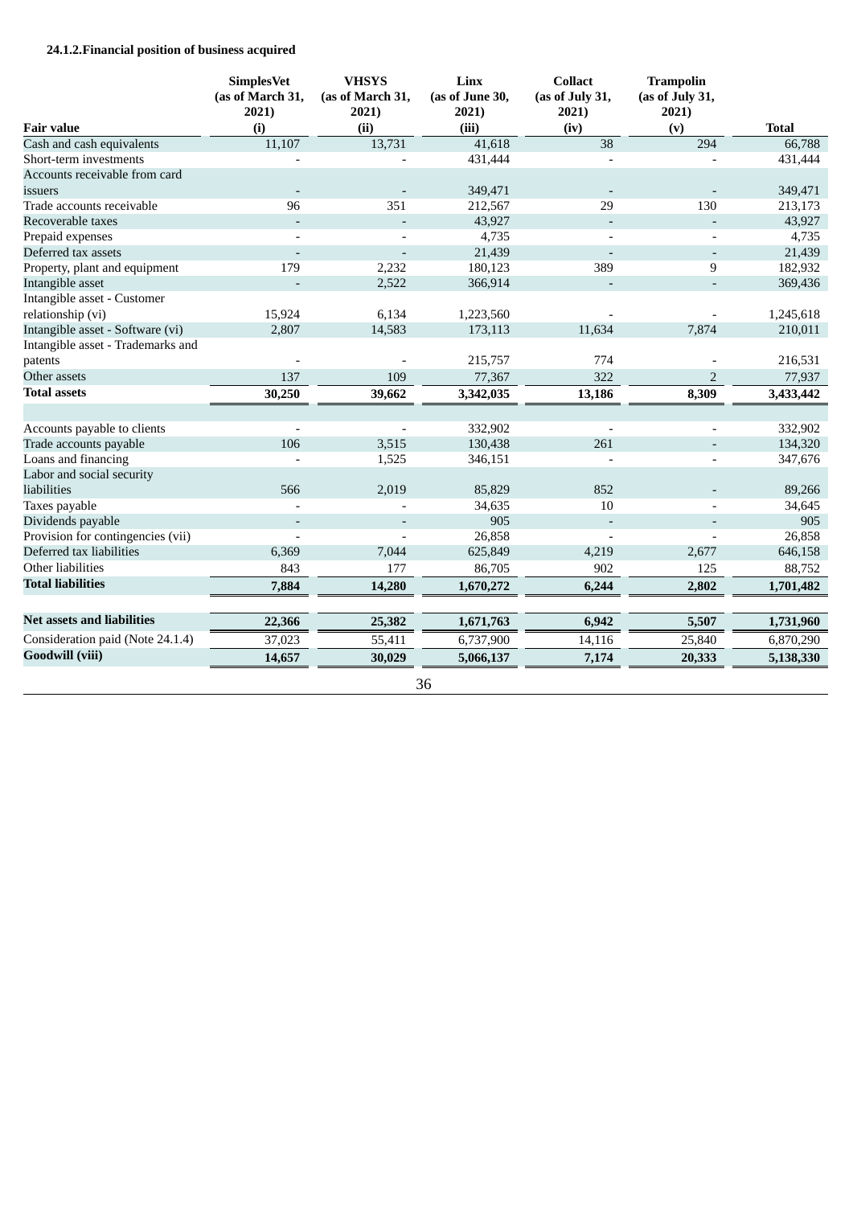### 24.1.2.Financial position of business acquired

| Fair value | SimplesVet (as of March 31, 2021) (i) | VHSYS (as of March 31, 2021) (ii) | Linx (as of June 30, 2021) (iii) | Collact (as of July 31, 2021) (iv) | Trampolin (as of July 31, 2021) (v) | Total |
|---|---|---|---|---|---|---|
| Cash and cash equivalents | 11,107 | 13,731 | 41,618 | 38 | 294 | 66,788 |
| Short-term investments | - | - | 431,444 | - | - | 431,444 |
| Accounts receivable from card issuers | - | - | 349,471 | - | - | 349,471 |
| Trade accounts receivable | 96 | 351 | 212,567 | 29 | 130 | 213,173 |
| Recoverable taxes | - | - | 43,927 | - | - | 43,927 |
| Prepaid expenses | - | - | 4,735 | - | - | 4,735 |
| Deferred tax assets | - | - | 21,439 | - | - | 21,439 |
| Property, plant and equipment | 179 | 2,232 | 180,123 | 389 | 9 | 182,932 |
| Intangible asset | - | 2,522 | 366,914 | - | - | 369,436 |
| Intangible asset - Customer relationship (vi) | 15,924 | 6,134 | 1,223,560 | - | - | 1,245,618 |
| Intangible asset - Software (vi) | 2,807 | 14,583 | 173,113 | 11,634 | 7,874 | 210,011 |
| Intangible asset - Trademarks and patents | - | - | 215,757 | 774 | - | 216,531 |
| Other assets | 137 | 109 | 77,367 | 322 | 2 | 77,937 |
| **Total assets** | **30,250** | **39,662** | **3,342,035** | **13,186** | **8,309** | **3,433,442** |
| | | | | | | |
| Accounts payable to clients | - | - | 332,902 | - | - | 332,902 |
| Trade accounts payable | 106 | 3,515 | 130,438 | 261 | - | 134,320 |
| Loans and financing | - | 1,525 | 346,151 | - | - | 347,676 |
| Labor and social security liabilities | 566 | 2,019 | 85,829 | 852 | - | 89,266 |
| Taxes payable | - | - | 34,635 | 10 | - | 34,645 |
| Dividends payable | - | - | 905 | - | - | 905 |
| Provision for contingencies (vii) | - | - | 26,858 | - | - | 26,858 |
| Deferred tax liabilities | 6,369 | 7,044 | 625,849 | 4,219 | 2,677 | 646,158 |
| Other liabilities | 843 | 177 | 86,705 | 902 | 125 | 88,752 |
| **Total liabilities** | **7,884** | **14,280** | **1,670,272** | **6,244** | **2,802** | **1,701,482** |
| | | | | | | |
| **Net assets and liabilities** | **22,366** | **25,382** | **1,671,763** | **6,942** | **5,507** | **1,731,960** |
| Consideration paid (Note 24.1.4) | 37,023 | 55,411 | 6,737,900 | 14,116 | 25,840 | 6,870,290 |
| **Goodwill (viii)** | **14,657** | **30,029** | **5,066,137** | **7,174** | **20,333** | **5,138,330** |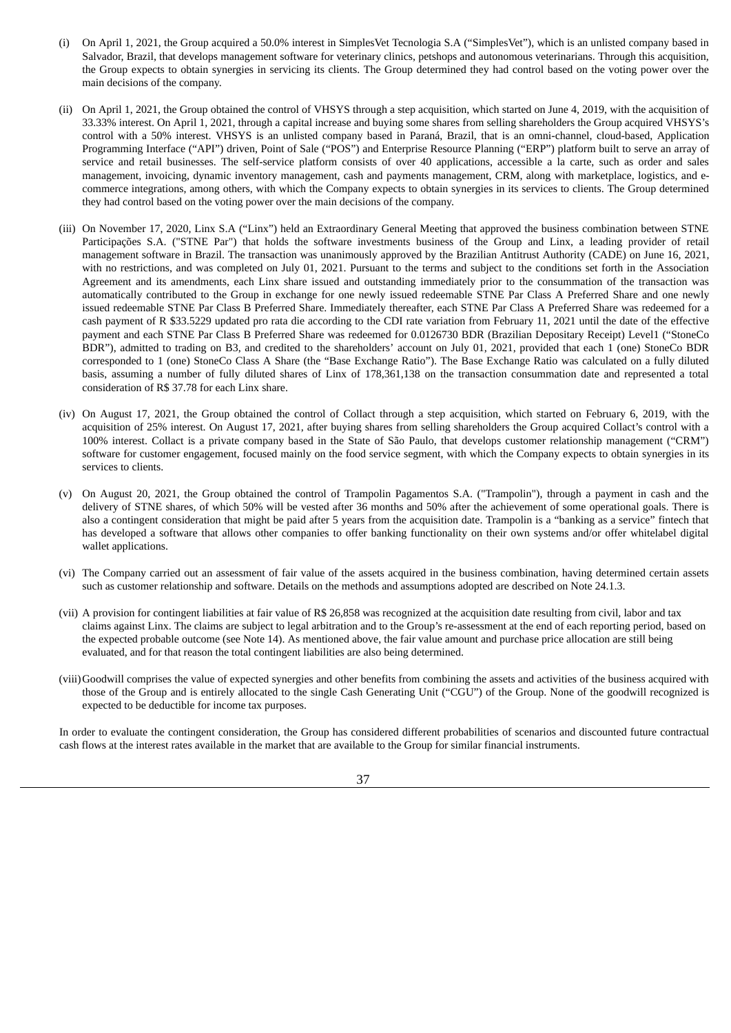(i) On April 1, 2021, the Group acquired a 50.0% interest in SimplesVet Tecnologia S.A ("SimplesVet"), which is an unlisted company based in Salvador, Brazil, that develops management software for veterinary clinics, petshops and autonomous veterinarians. Through this acquisition, the Group expects to obtain synergies in servicing its clients. The Group determined they had control based on the voting power over the main decisions of the company.

(ii) On April 1, 2021, the Group obtained the control of VHSYS through a step acquisition, which started on June 4, 2019, with the acquisition of 33.33% interest. On April 1, 2021, through a capital increase and buying some shares from selling shareholders the Group acquired VHSYS's control with a 50% interest. VHSYS is an unlisted company based in Paraná, Brazil, that is an omni-channel, cloud-based, Application Programming Interface ("API") driven, Point of Sale ("POS") and Enterprise Resource Planning ("ERP") platform built to serve an array of service and retail businesses. The self-service platform consists of over 40 applications, accessible a la carte, such as order and sales management, invoicing, dynamic inventory management, cash and payments management, CRM, along with marketplace, logistics, and e-commerce integrations, among others, with which the Company expects to obtain synergies in its services to clients. The Group determined they had control based on the voting power over the main decisions of the company.

(iii) On November 17, 2020, Linx S.A ("Linx") held an Extraordinary General Meeting that approved the business combination between STNE Participações S.A. ("STNE Par") that holds the software investments business of the Group and Linx, a leading provider of retail management software in Brazil. The transaction was unanimously approved by the Brazilian Antitrust Authority (CADE) on June 16, 2021, with no restrictions, and was completed on July 01, 2021. Pursuant to the terms and subject to the conditions set forth in the Association Agreement and its amendments, each Linx share issued and outstanding immediately prior to the consummation of the transaction was automatically contributed to the Group in exchange for one newly issued redeemable STNE Par Class A Preferred Share and one newly issued redeemable STNE Par Class B Preferred Share. Immediately thereafter, each STNE Par Class A Preferred Share was redeemed for a cash payment of R $33.5229 updated pro rata die according to the CDI rate variation from February 11, 2021 until the date of the effective payment and each STNE Par Class B Preferred Share was redeemed for 0.0126730 BDR (Brazilian Depositary Receipt) Level1 ("StoneCo BDR"), admitted to trading on B3, and credited to the shareholders' account on July 01, 2021, provided that each 1 (one) StoneCo BDR corresponded to 1 (one) StoneCo Class A Share (the "Base Exchange Ratio"). The Base Exchange Ratio was calculated on a fully diluted basis, assuming a number of fully diluted shares of Linx of 178,361,138 on the transaction consummation date and represented a total consideration of R$ 37.78 for each Linx share.

(iv) On August 17, 2021, the Group obtained the control of Collact through a step acquisition, which started on February 6, 2019, with the acquisition of 25% interest. On August 17, 2021, after buying shares from selling shareholders the Group acquired Collact's control with a 100% interest. Collact is a private company based in the State of São Paulo, that develops customer relationship management ("CRM") software for customer engagement, focused mainly on the food service segment, with which the Company expects to obtain synergies in its services to clients.

(v) On August 20, 2021, the Group obtained the control of Trampolin Pagamentos S.A. ("Trampolin"), through a payment in cash and the delivery of STNE shares, of which 50% will be vested after 36 months and 50% after the achievement of some operational goals. There is also a contingent consideration that might be paid after 5 years from the acquisition date. Trampolin is a "banking as a service" fintech that has developed a software that allows other companies to offer banking functionality on their own systems and/or offer whitelabel digital wallet applications.

(vi) The Company carried out an assessment of fair value of the assets acquired in the business combination, having determined certain assets such as customer relationship and software. Details on the methods and assumptions adopted are described on Note 24.1.3.

(vii) A provision for contingent liabilities at fair value of R$ 26,858 was recognized at the acquisition date resulting from civil, labor and tax claims against Linx. The claims are subject to legal arbitration and to the Group's re-assessment at the end of each reporting period, based on the expected probable outcome (see Note 14). As mentioned above, the fair value amount and purchase price allocation are still being evaluated, and for that reason the total contingent liabilities are also being determined.

(viii) Goodwill comprises the value of expected synergies and other benefits from combining the assets and activities of the business acquired with those of the Group and is entirely allocated to the single Cash Generating Unit ("CGU") of the Group. None of the goodwill recognized is expected to be deductible for income tax purposes.

In order to evaluate the contingent consideration, the Group has considered different probabilities of scenarios and discounted future contractual cash flows at the interest rates available in the market that are available to the Group for similar financial instruments.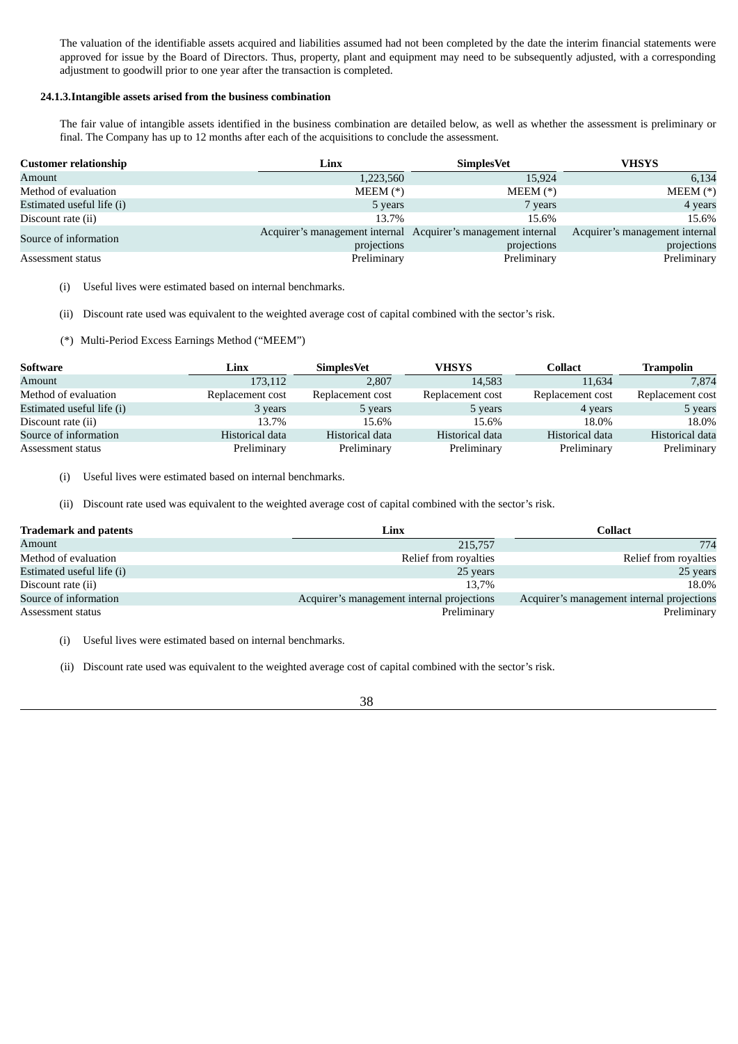The valuation of the identifiable assets acquired and liabilities assumed had not been completed by the date the interim financial statements were approved for issue by the Board of Directors. Thus, property, plant and equipment may need to be subsequently adjusted, with a corresponding adjustment to goodwill prior to one year after the transaction is completed.

**24.1.3.Intangible assets arised from the business combination**

The fair value of intangible assets identified in the business combination are detailed below, as well as whether the assessment is preliminary or final. The Company has up to 12 months after each of the acquisitions to conclude the assessment.

| Customer relationship | Linx | SimplesVet | VHSYS |
|---|---|---|---|
| Amount | 1,223,560 | 15,924 | 6,134 |
| Method of evaluation | MEEM (*) | MEEM (*) | MEEM (*) |
| Estimated useful life (i) | 5 years | 7 years | 4 years |
| Discount rate (ii) | 13.7% | 15.6% | 15.6% |
| Source of information | Acquirer's management internal projections | Acquirer's management internal projections | Acquirer's management internal projections |
| Assessment status | Preliminary | Preliminary | Preliminary |

(i) Useful lives were estimated based on internal benchmarks.

(ii) Discount rate used was equivalent to the weighted average cost of capital combined with the sector's risk.

(*) Multi-Period Excess Earnings Method ("MEEM")

| Software | Linx | SimplesVet | VHSYS | Collact | Trampolin |
|---|---|---|---|---|---|
| Amount | 173,112 | 2,807 | 14,583 | 11,634 | 7,874 |
| Method of evaluation | Replacement cost | Replacement cost | Replacement cost | Replacement cost | Replacement cost |
| Estimated useful life (i) | 3 years | 5 years | 5 years | 4 years | 5 years |
| Discount rate (ii) | 13.7% | 15.6% | 15.6% | 18.0% | 18.0% |
| Source of information | Historical data | Historical data | Historical data | Historical data | Historical data |
| Assessment status | Preliminary | Preliminary | Preliminary | Preliminary | Preliminary |

(i) Useful lives were estimated based on internal benchmarks.

(ii) Discount rate used was equivalent to the weighted average cost of capital combined with the sector's risk.

| Trademark and patents | Linx | Collact |
|---|---|---|
| Amount | 215,757 | 774 |
| Method of evaluation | Relief from royalties | Relief from royalties |
| Estimated useful life (i) | 25 years | 25 years |
| Discount rate (ii) | 13,7% | 18.0% |
| Source of information | Acquirer's management internal projections | Acquirer's management internal projections |
| Assessment status | Preliminary | Preliminary |

(i) Useful lives were estimated based on internal benchmarks.

(ii) Discount rate used was equivalent to the weighted average cost of capital combined with the sector's risk.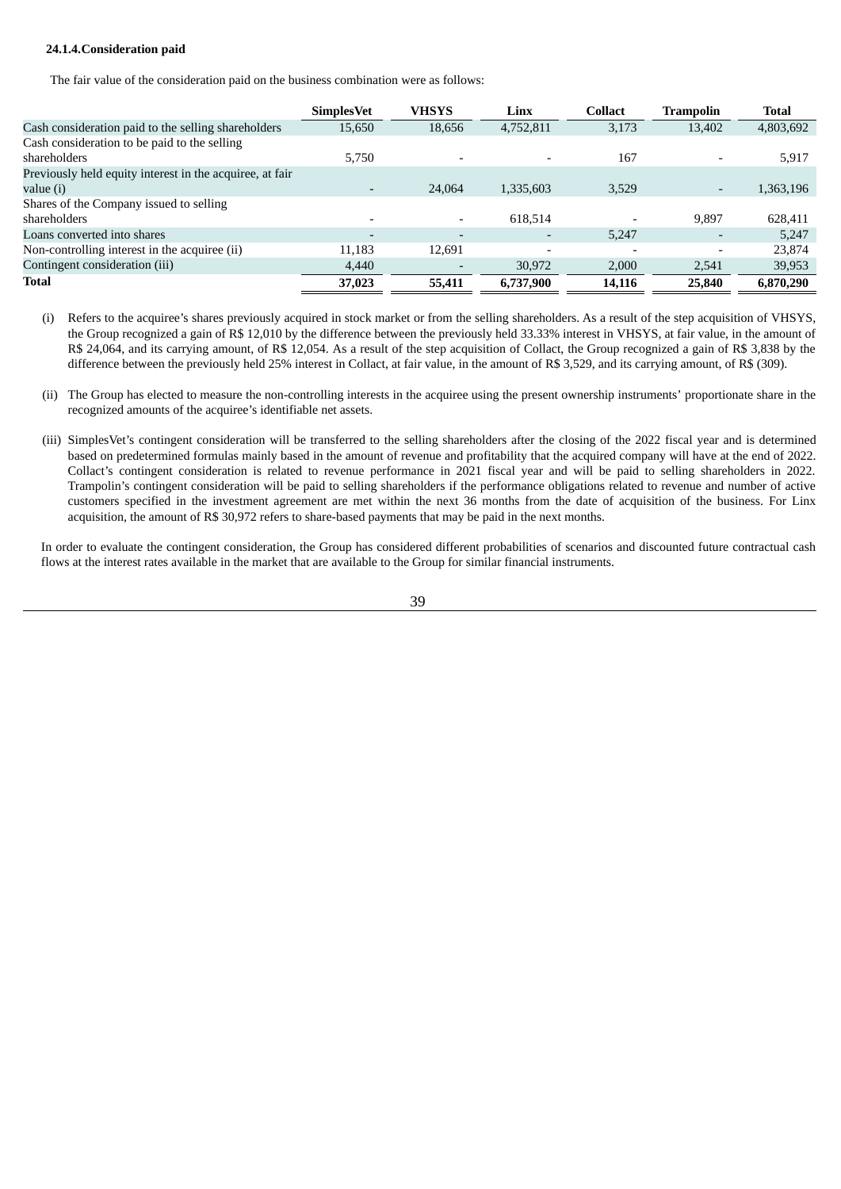#### 24.1.4.Consideration paid

The fair value of the consideration paid on the business combination were as follows:

| | SimplesVet | VHSYS | Linx | Collact | Trampolin | Total |
|---|---|---|---|---|---|---|
| Cash consideration paid to the selling shareholders | 15,650 | 18,656 | 4,752,811 | 3,173 | 13,402 | 4,803,692 |
| Cash consideration to be paid to the selling shareholders | 5,750 | - | - | 167 | - | 5,917 |
| Previously held equity interest in the acquiree, at fair value (i) | - | 24,064 | 1,335,603 | 3,529 | - | 1,363,196 |
| Shares of the Company issued to selling shareholders | - | - | 618,514 | - | 9,897 | 628,411 |
| Loans converted into shares | - | - | - | 5,247 | - | 5,247 |
| Non-controlling interest in the acquiree (ii) | 11,183 | 12,691 | - | - | - | 23,874 |
| Contingent consideration (iii) | 4,440 | - | 30,972 | 2,000 | 2,541 | 39,953 |
| **Total** | **37,023** | **55,411** | **6,737,900** | **14,116** | **25,840** | **6,870,290** |

(i) Refers to the acquiree's shares previously acquired in stock market or from the selling shareholders. As a result of the step acquisition of VHSYS, the Group recognized a gain of R$ 12,010 by the difference between the previously held 33.33% interest in VHSYS, at fair value, in the amount of R$ 24,064, and its carrying amount, of R$ 12,054. As a result of the step acquisition of Collact, the Group recognized a gain of R$ 3,838 by the difference between the previously held 25% interest in Collact, at fair value, in the amount of R$ 3,529, and its carrying amount, of R$ (309).

(ii) The Group has elected to measure the non-controlling interests in the acquiree using the present ownership instruments' proportionate share in the recognized amounts of the acquiree's identifiable net assets.

(iii) SimplesVet's contingent consideration will be transferred to the selling shareholders after the closing of the 2022 fiscal year and is determined based on predetermined formulas mainly based in the amount of revenue and profitability that the acquired company will have at the end of 2022. Collact's contingent consideration is related to revenue performance in 2021 fiscal year and will be paid to selling shareholders in 2022. Trampolin's contingent consideration will be paid to selling shareholders if the performance obligations related to revenue and number of active customers specified in the investment agreement are met within the next 36 months from the date of acquisition of the business. For Linx acquisition, the amount of R$ 30,972 refers to share-based payments that may be paid in the next months.

In order to evaluate the contingent consideration, the Group has considered different probabilities of scenarios and discounted future contractual cash flows at the interest rates available in the market that are available to the Group for similar financial instruments.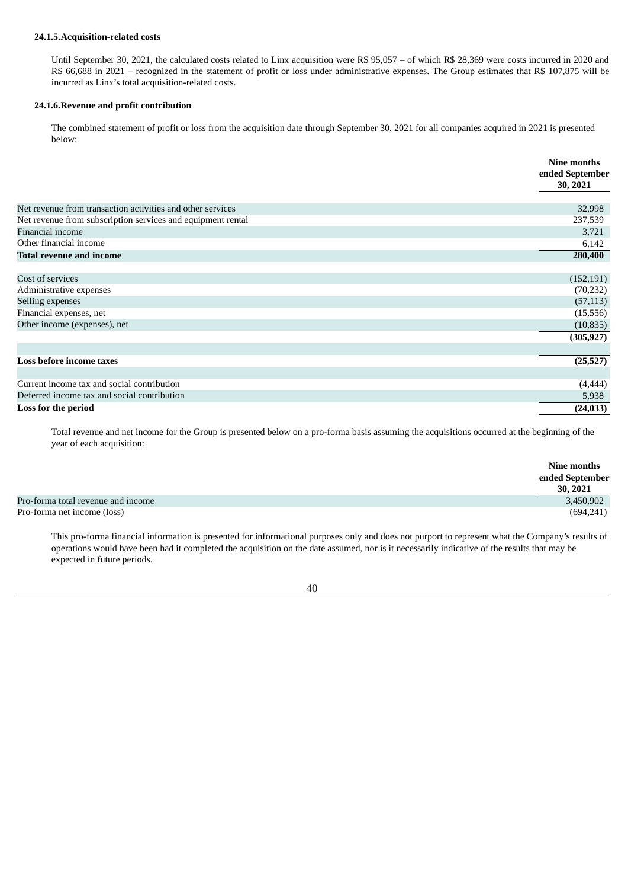#### 24.1.5. Acquisition-related costs

Until September 30, 2021, the calculated costs related to Linx acquisition were R$ 95,057 – of which R$ 28,369 were costs incurred in 2020 and R$ 66,688 in 2021 – recognized in the statement of profit or loss under administrative expenses. The Group estimates that R$ 107,875 will be incurred as Linx's total acquisition-related costs.

#### 24.1.6. Revenue and profit contribution

The combined statement of profit or loss from the acquisition date through September 30, 2021 for all companies acquired in 2021 is presented below:

| | Nine months ended September 30, 2021 |
|---|---|
| Net revenue from transaction activities and other services | 32,998 |
| Net revenue from subscription services and equipment rental | 237,539 |
| Financial income | 3,721 |
| Other financial income | 6,142 |
| **Total revenue and income** | **280,400** |
| | |
| Cost of services | (152,191) |
| Administrative expenses | (70,232) |
| Selling expenses | (57,113) |
| Financial expenses, net | (15,556) |
| Other income (expenses), net | (10,835) |
| | **(305,927)** |
| | |
| **Loss before income taxes** | **(25,527)** |
| | |
| Current income tax and social contribution | (4,444) |
| Deferred income tax and social contribution | 5,938 |
| **Loss for the period** | **(24,033)** |

Total revenue and net income for the Group is presented below on a pro-forma basis assuming the acquisitions occurred at the beginning of the year of each acquisition:

| | Nine months ended September 30, 2021 |
|---|---|
| Pro-forma total revenue and income | 3,450,902 |
| Pro-forma net income (loss) | (694,241) |

This pro-forma financial information is presented for informational purposes only and does not purport to represent what the Company's results of operations would have been had it completed the acquisition on the date assumed, nor is it necessarily indicative of the results that may be expected in future periods.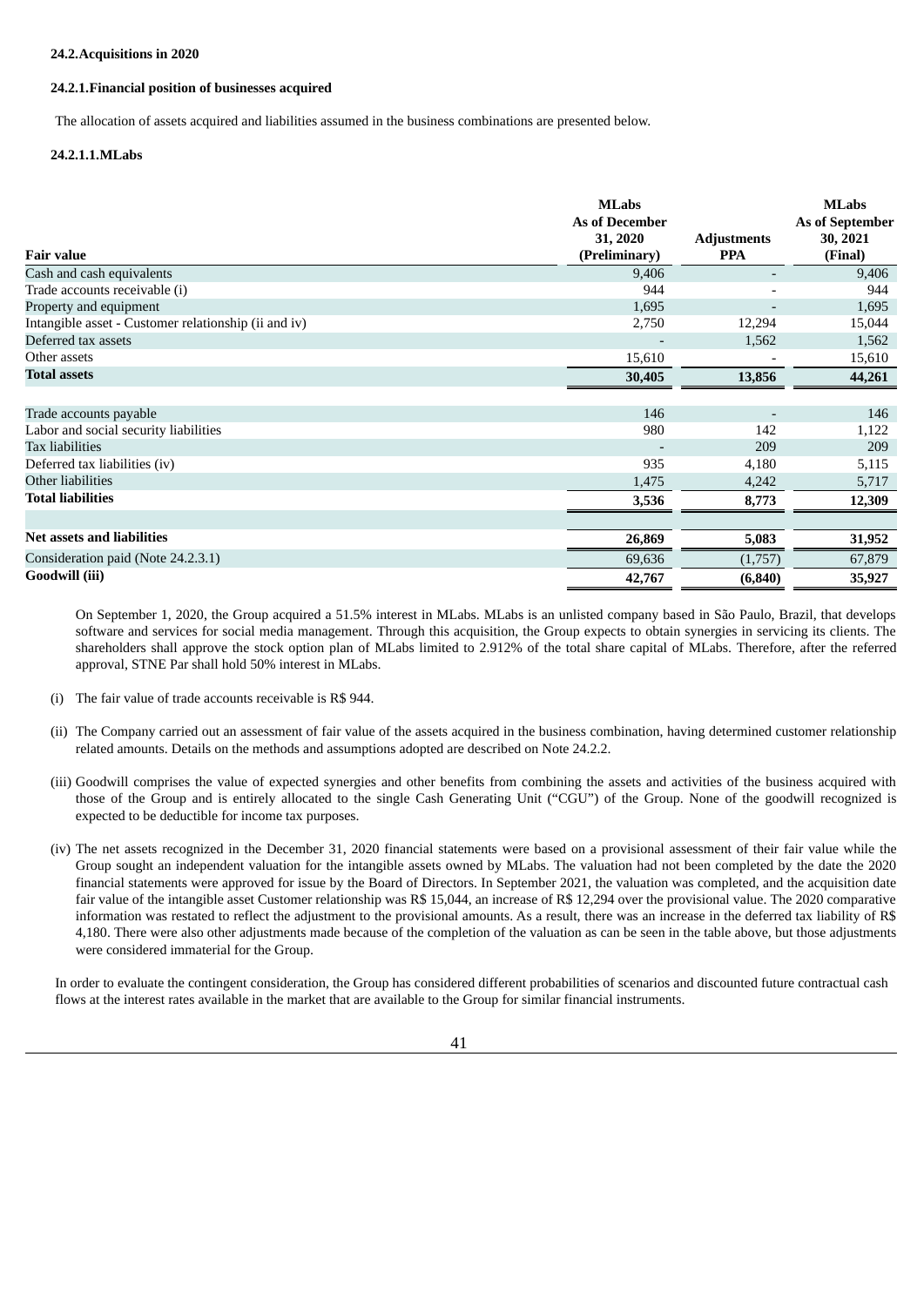### 24.2. Acquisitions in 2020

#### 24.2.1. Financial position of businesses acquired

The allocation of assets acquired and liabilities assumed in the business combinations are presented below.

##### 24.2.1.1. MLabs

| Fair value | MLabs As of December 31, 2020 (Preliminary) | Adjustments PPA | MLabs As of September 30, 2021 (Final) |
|---|---|---|---|
| Cash and cash equivalents | 9,406 | - | 9,406 |
| Trade accounts receivable (i) | 944 | - | 944 |
| Property and equipment | 1,695 | - | 1,695 |
| Intangible asset - Customer relationship (ii and iv) | 2,750 | 12,294 | 15,044 |
| Deferred tax assets | - | 1,562 | 1,562 |
| Other assets | 15,610 | - | 15,610 |
| **Total assets** | **30,405** | **13,856** | **44,261** |
| | | | |
| Trade accounts payable | 146 | - | 146 |
| Labor and social security liabilities | 980 | 142 | 1,122 |
| Tax liabilities | - | 209 | 209 |
| Deferred tax liabilities (iv) | 935 | 4,180 | 5,115 |
| Other liabilities | 1,475 | 4,242 | 5,717 |
| **Total liabilities** | **3,536** | **8,773** | **12,309** |
| | | | |
| **Net assets and liabilities** | **26,869** | **5,083** | **31,952** |
| Consideration paid (Note 24.2.3.1) | 69,636 | (1,757) | 67,879 |
| **Goodwill (iii)** | **42,767** | **(6,840)** | **35,927** |

On September 1, 2020, the Group acquired a 51.5% interest in MLabs. MLabs is an unlisted company based in São Paulo, Brazil, that develops software and services for social media management. Through this acquisition, the Group expects to obtain synergies in servicing its clients. The shareholders shall approve the stock option plan of MLabs limited to 2.912% of the total share capital of MLabs. Therefore, after the referred approval, STNE Par shall hold 50% interest in MLabs.

(i) The fair value of trade accounts receivable is R$ 944.

(ii) The Company carried out an assessment of fair value of the assets acquired in the business combination, having determined customer relationship related amounts. Details on the methods and assumptions adopted are described on Note 24.2.2.

(iii) Goodwill comprises the value of expected synergies and other benefits from combining the assets and activities of the business acquired with those of the Group and is entirely allocated to the single Cash Generating Unit ("CGU") of the Group. None of the goodwill recognized is expected to be deductible for income tax purposes.

(iv) The net assets recognized in the December 31, 2020 financial statements were based on a provisional assessment of their fair value while the Group sought an independent valuation for the intangible assets owned by MLabs. The valuation had not been completed by the date the 2020 financial statements were approved for issue by the Board of Directors. In September 2021, the valuation was completed, and the acquisition date fair value of the intangible asset Customer relationship was R$ 15,044, an increase of R$ 12,294 over the provisional value. The 2020 comparative information was restated to reflect the adjustment to the provisional amounts. As a result, there was an increase in the deferred tax liability of R$ 4,180. There were also other adjustments made because of the completion of the valuation as can be seen in the table above, but those adjustments were considered immaterial for the Group.

In order to evaluate the contingent consideration, the Group has considered different probabilities of scenarios and discounted future contractual cash flows at the interest rates available in the market that are available to the Group for similar financial instruments.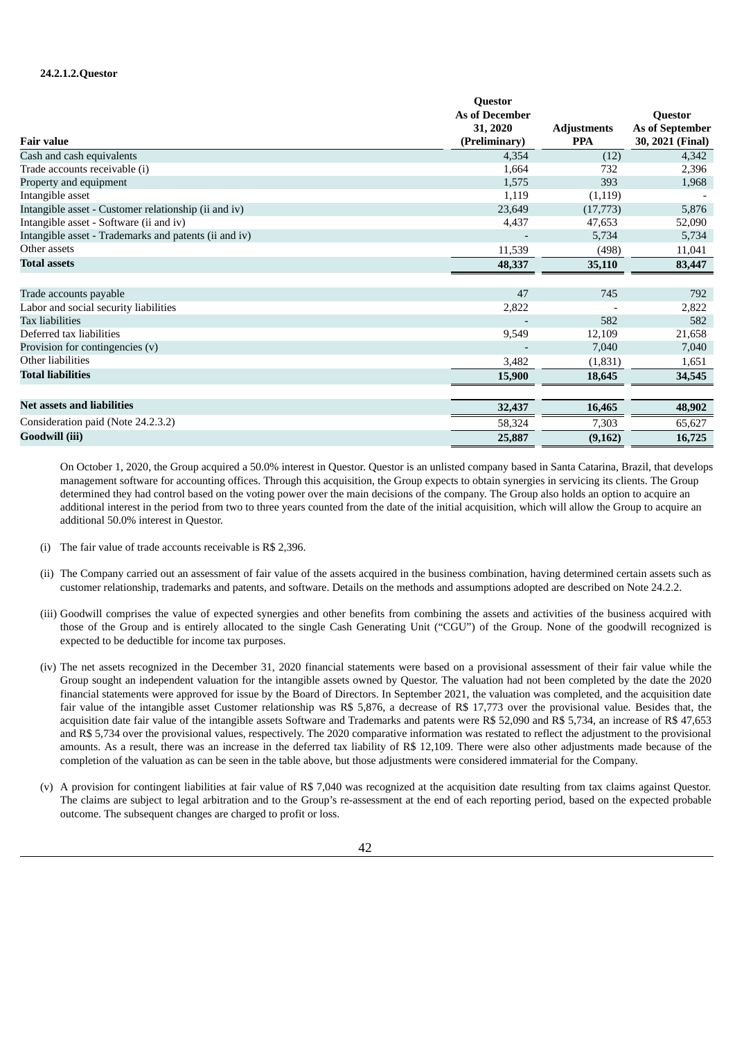#### 24.2.1.2.Questor

| Fair value | Questor As of December 31, 2020 (Preliminary) | Adjustments PPA | Questor As of September 30, 2021 (Final) |
|---|---|---|---|
| Cash and cash equivalents | 4,354 | (12) | 4,342 |
| Trade accounts receivable (i) | 1,664 | 732 | 2,396 |
| Property and equipment | 1,575 | 393 | 1,968 |
| Intangible asset | 1,119 | (1,119) | - |
| Intangible asset - Customer relationship (ii and iv) | 23,649 | (17,773) | 5,876 |
| Intangible asset - Software (ii and iv) | 4,437 | 47,653 | 52,090 |
| Intangible asset - Trademarks and patents (ii and iv) | - | 5,734 | 5,734 |
| Other assets | 11,539 | (498) | 11,041 |
| **Total assets** | **48,337** | **35,110** | **83,447** |
| | | | |
| Trade accounts payable | 47 | 745 | 792 |
| Labor and social security liabilities | 2,822 | - | 2,822 |
| Tax liabilities | - | 582 | 582 |
| Deferred tax liabilities | 9,549 | 12,109 | 21,658 |
| Provision for contingencies (v) | - | 7,040 | 7,040 |
| Other liabilities | 3,482 | (1,831) | 1,651 |
| **Total liabilities** | **15,900** | **18,645** | **34,545** |
| | | | |
| **Net assets and liabilities** | **32,437** | **16,465** | **48,902** |
| Consideration paid (Note 24.2.3.2) | 58,324 | 7,303 | 65,627 |
| **Goodwill (iii)** | **25,887** | **(9,162)** | **16,725** |

On October 1, 2020, the Group acquired a 50.0% interest in Questor. Questor is an unlisted company based in Santa Catarina, Brazil, that develops management software for accounting offices. Through this acquisition, the Group expects to obtain synergies in servicing its clients. The Group determined they had control based on the voting power over the main decisions of the company. The Group also holds an option to acquire an additional interest in the period from two to three years counted from the date of the initial acquisition, which will allow the Group to acquire an additional 50.0% interest in Questor.

(i) The fair value of trade accounts receivable is R$ 2,396.

(ii) The Company carried out an assessment of fair value of the assets acquired in the business combination, having determined certain assets such as customer relationship, trademarks and patents, and software. Details on the methods and assumptions adopted are described on Note 24.2.2.

(iii) Goodwill comprises the value of expected synergies and other benefits from combining the assets and activities of the business acquired with those of the Group and is entirely allocated to the single Cash Generating Unit ("CGU") of the Group. None of the goodwill recognized is expected to be deductible for income tax purposes.

(iv) The net assets recognized in the December 31, 2020 financial statements were based on a provisional assessment of their fair value while the Group sought an independent valuation for the intangible assets owned by Questor. The valuation had not been completed by the date the 2020 financial statements were approved for issue by the Board of Directors. In September 2021, the valuation was completed, and the acquisition date fair value of the intangible asset Customer relationship was R$ 5,876, a decrease of R$ 17,773 over the provisional value. Besides that, the acquisition date fair value of the intangible assets Software and Trademarks and patents were R$ 52,090 and R$ 5,734, an increase of R$ 47,653 and R$ 5,734 over the provisional values, respectively. The 2020 comparative information was restated to reflect the adjustment to the provisional amounts. As a result, there was an increase in the deferred tax liability of R$ 12,109. There were also other adjustments made because of the completion of the valuation as can be seen in the table above, but those adjustments were considered immaterial for the Company.

(v) A provision for contingent liabilities at fair value of R$ 7,040 was recognized at the acquisition date resulting from tax claims against Questor. The claims are subject to legal arbitration and to the Group's re-assessment at the end of each reporting period, based on the expected probable outcome. The subsequent changes are charged to profit or loss.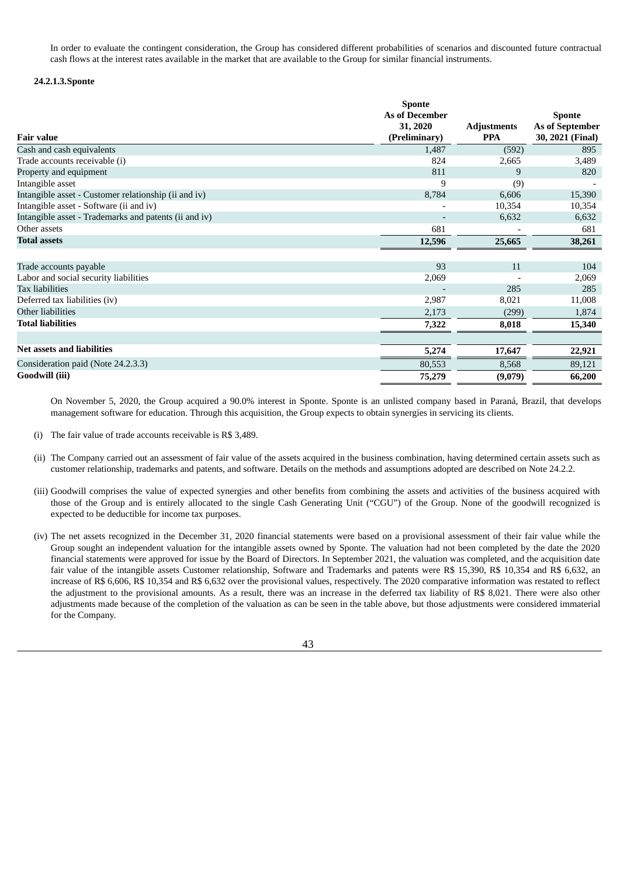In order to evaluate the contingent consideration, the Group has considered different probabilities of scenarios and discounted future contractual cash flows at the interest rates available in the market that are available to the Group for similar financial instruments.

#### 24.2.1.3.Sponte

| Fair value | Sponte As of December 31, 2020 (Preliminary) | Adjustments PPA | Sponte As of September 30, 2021 (Final) |
|---|---|---|---|
| Cash and cash equivalents | 1,487 | (592) | 895 |
| Trade accounts receivable (i) | 824 | 2,665 | 3,489 |
| Property and equipment | 811 | 9 | 820 |
| Intangible asset | 9 | (9) | - |
| Intangible asset - Customer relationship (ii and iv) | 8,784 | 6,606 | 15,390 |
| Intangible asset - Software (ii and iv) | - | 10,354 | 10,354 |
| Intangible asset - Trademarks and patents (ii and iv) | - | 6,632 | 6,632 |
| Other assets | 681 | - | 681 |
| **Total assets** | **12,596** | **25,665** | **38,261** |
| | | | |
| Trade accounts payable | 93 | 11 | 104 |
| Labor and social security liabilities | 2,069 | - | 2,069 |
| Tax liabilities | - | 285 | 285 |
| Deferred tax liabilities (iv) | 2,987 | 8,021 | 11,008 |
| Other liabilities | 2,173 | (299) | 1,874 |
| **Total liabilities** | **7,322** | **8,018** | **15,340** |
| | | | |
| **Net assets and liabilities** | **5,274** | **17,647** | **22,921** |
| Consideration paid (Note 24.2.3.3) | 80,553 | 8,568 | 89,121 |
| **Goodwill (iii)** | **75,279** | **(9,079)** | **66,200** |

On November 5, 2020, the Group acquired a 90.0% interest in Sponte. Sponte is an unlisted company based in Paraná, Brazil, that develops management software for education. Through this acquisition, the Group expects to obtain synergies in servicing its clients.

(i) The fair value of trade accounts receivable is R$ 3,489.

(ii) The Company carried out an assessment of fair value of the assets acquired in the business combination, having determined certain assets such as customer relationship, trademarks and patents, and software. Details on the methods and assumptions adopted are described on Note 24.2.2.

(iii) Goodwill comprises the value of expected synergies and other benefits from combining the assets and activities of the business acquired with those of the Group and is entirely allocated to the single Cash Generating Unit ("CGU") of the Group. None of the goodwill recognized is expected to be deductible for income tax purposes.

(iv) The net assets recognized in the December 31, 2020 financial statements were based on a provisional assessment of their fair value while the Group sought an independent valuation for the intangible assets owned by Sponte. The valuation had not been completed by the date the 2020 financial statements were approved for issue by the Board of Directors. In September 2021, the valuation was completed, and the acquisition date fair value of the intangible assets Customer relationship, Software and Trademarks and patents were R$ 15,390, R$ 10,354 and R$ 6,632, an increase of R$ 6,606, R$ 10,354 and R$ 6,632 over the provisional values, respectively. The 2020 comparative information was restated to reflect the adjustment to the provisional amounts. As a result, there was an increase in the deferred tax liability of R$ 8,021. There were also other adjustments made because of the completion of the valuation as can be seen in the table above, but those adjustments were considered immaterial for the Company.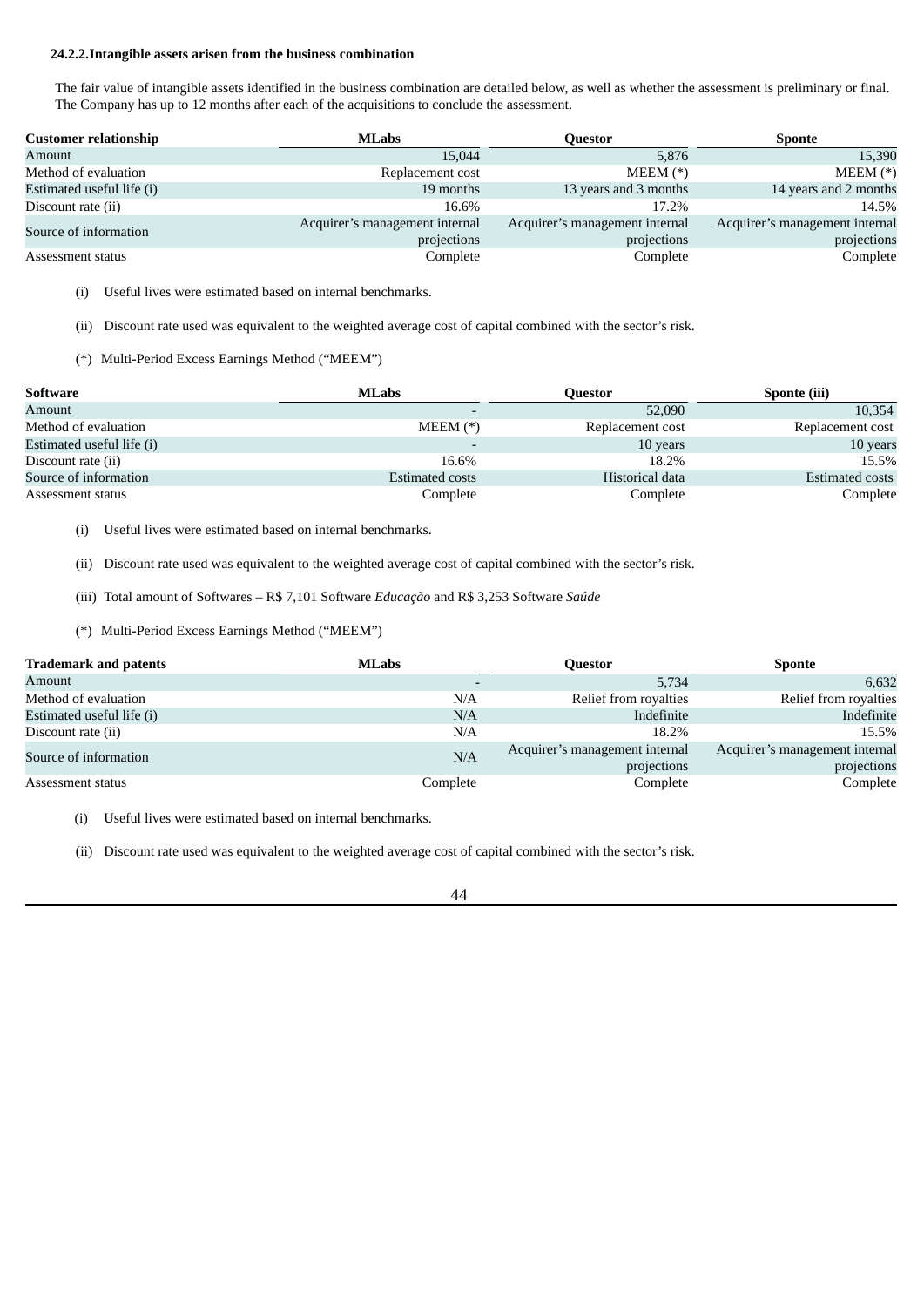#### 24.2.2. Intangible assets arisen from the business combination

The fair value of intangible assets identified in the business combination are detailed below, as well as whether the assessment is preliminary or final. The Company has up to 12 months after each of the acquisitions to conclude the assessment.

| Customer relationship | MLabs | Questor | Sponte |
|---|---|---|---|
| Amount | 15,044 | 5,876 | 15,390 |
| Method of evaluation | Replacement cost | MEEM (*) | MEEM (*) |
| Estimated useful life (i) | 19 months | 13 years and 3 months | 14 years and 2 months |
| Discount rate (ii) | 16.6% | 17.2% | 14.5% |
| Source of information | Acquirer's management internal projections | Acquirer's management internal projections | Acquirer's management internal projections |
| Assessment status | Complete | Complete | Complete |

(i) Useful lives were estimated based on internal benchmarks.

(ii) Discount rate used was equivalent to the weighted average cost of capital combined with the sector's risk.

(*) Multi-Period Excess Earnings Method ("MEEM")

| Software | MLabs | Questor | Sponte (iii) |
|---|---|---|---|
| Amount | - | 52,090 | 10,354 |
| Method of evaluation | MEEM (*) | Replacement cost | Replacement cost |
| Estimated useful life (i) | - | 10 years | 10 years |
| Discount rate (ii) | 16.6% | 18.2% | 15.5% |
| Source of information | Estimated costs | Historical data | Estimated costs |
| Assessment status | Complete | Complete | Complete |

(i) Useful lives were estimated based on internal benchmarks.

(ii) Discount rate used was equivalent to the weighted average cost of capital combined with the sector's risk.

(iii) Total amount of Softwares – R$ 7,101 Software *Educação* and R$ 3,253 Software *Saúde*

(*) Multi-Period Excess Earnings Method ("MEEM")

| Trademark and patents | MLabs | Questor | Sponte |
|---|---|---|---|
| Amount | - | 5,734 | 6,632 |
| Method of evaluation | N/A | Relief from royalties | Relief from royalties |
| Estimated useful life (i) | N/A | Indefinite | Indefinite |
| Discount rate (ii) | N/A | 18.2% | 15.5% |
| Source of information | N/A | Acquirer's management internal projections | Acquirer's management internal projections |
| Assessment status | Complete | Complete | Complete |

(i) Useful lives were estimated based on internal benchmarks.

(ii) Discount rate used was equivalent to the weighted average cost of capital combined with the sector's risk.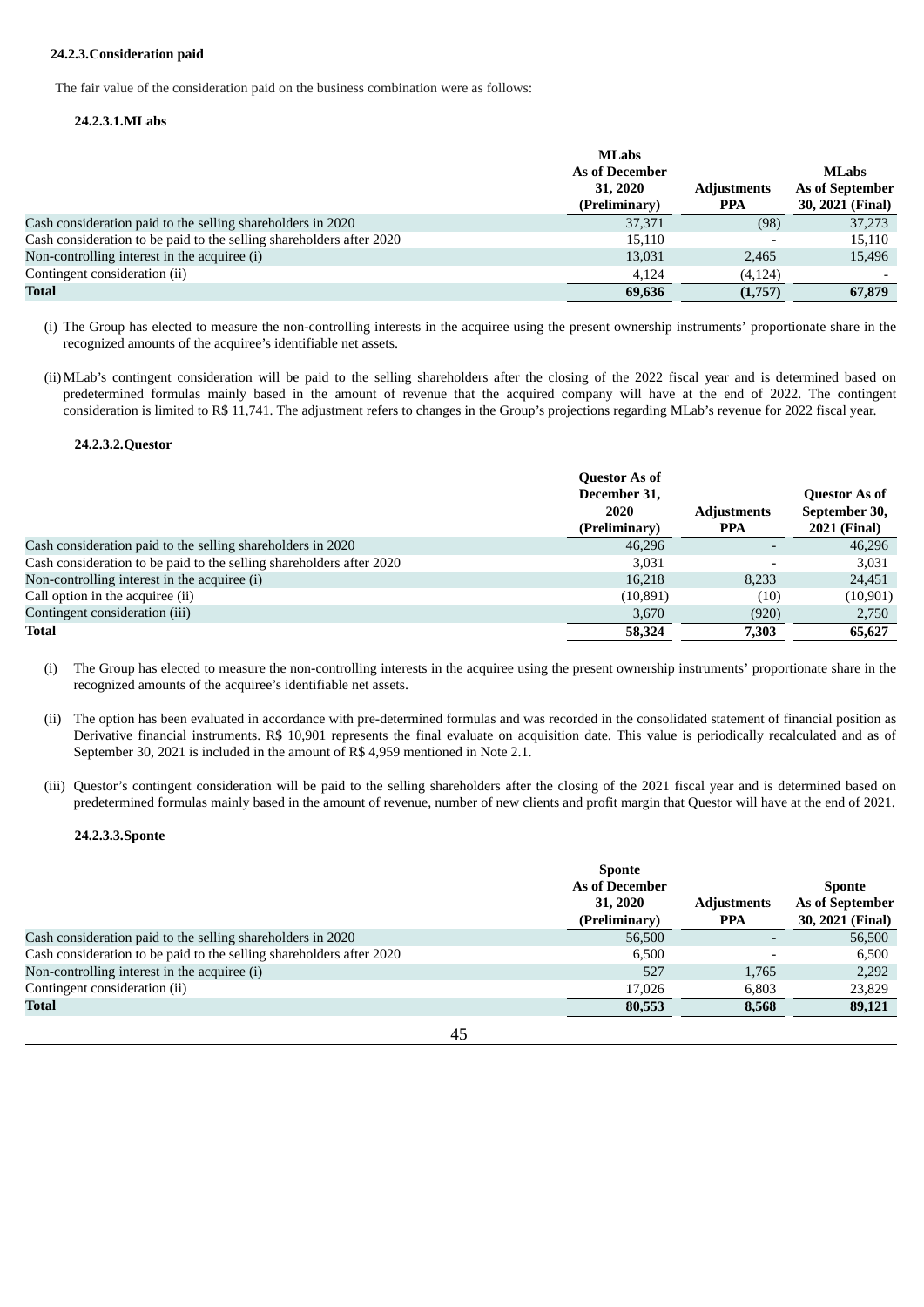#### 24.2.3. Consideration paid

The fair value of the consideration paid on the business combination were as follows:

##### 24.2.3.1. MLabs

| | MLabs As of December 31, 2020 (Preliminary) | Adjustments PPA | MLabs As of September 30, 2021 (Final) |
|---|---|---|---|
| Cash consideration paid to the selling shareholders in 2020 | 37,371 | (98) | 37,273 |
| Cash consideration to be paid to the selling shareholders after 2020 | 15,110 | - | 15,110 |
| Non-controlling interest in the acquiree (i) | 13,031 | 2,465 | 15,496 |
| Contingent consideration (ii) | 4,124 | (4,124) | - |
| **Total** | **69,636** | **(1,757)** | **67,879** |

(i) The Group has elected to measure the non-controlling interests in the acquiree using the present ownership instruments' proportionate share in the recognized amounts of the acquiree's identifiable net assets.

(ii) MLab's contingent consideration will be paid to the selling shareholders after the closing of the 2022 fiscal year and is determined based on predetermined formulas mainly based in the amount of revenue that the acquired company will have at the end of 2022. The contingent consideration is limited to R$ 11,741. The adjustment refers to changes in the Group's projections regarding MLab's revenue for 2022 fiscal year.

##### 24.2.3.2. Questor

| | Questor As of December 31, 2020 (Preliminary) | Adjustments PPA | Questor As of September 30, 2021 (Final) |
|---|---|---|---|
| Cash consideration paid to the selling shareholders in 2020 | 46,296 | - | 46,296 |
| Cash consideration to be paid to the selling shareholders after 2020 | 3,031 | - | 3,031 |
| Non-controlling interest in the acquiree (i) | 16,218 | 8,233 | 24,451 |
| Call option in the acquiree (ii) | (10,891) | (10) | (10,901) |
| Contingent consideration (iii) | 3,670 | (920) | 2,750 |
| **Total** | **58,324** | **7,303** | **65,627** |

(i) The Group has elected to measure the non-controlling interests in the acquiree using the present ownership instruments' proportionate share in the recognized amounts of the acquiree's identifiable net assets.

(ii) The option has been evaluated in accordance with pre-determined formulas and was recorded in the consolidated statement of financial position as Derivative financial instruments. R$ 10,901 represents the final evaluate on acquisition date. This value is periodically recalculated and as of September 30, 2021 is included in the amount of R$ 4,959 mentioned in Note 2.1.

(iii) Questor's contingent consideration will be paid to the selling shareholders after the closing of the 2021 fiscal year and is determined based on predetermined formulas mainly based in the amount of revenue, number of new clients and profit margin that Questor will have at the end of 2021.

##### 24.2.3.3. Sponte

| | Sponte As of December 31, 2020 (Preliminary) | Adjustments PPA | Sponte As of September 30, 2021 (Final) |
|---|---|---|---|
| Cash consideration paid to the selling shareholders in 2020 | 56,500 | - | 56,500 |
| Cash consideration to be paid to the selling shareholders after 2020 | 6,500 | - | 6,500 |
| Non-controlling interest in the acquiree (i) | 527 | 1,765 | 2,292 |
| Contingent consideration (ii) | 17,026 | 6,803 | 23,829 |
| **Total** | **80,553** | **8,568** | **89,121** |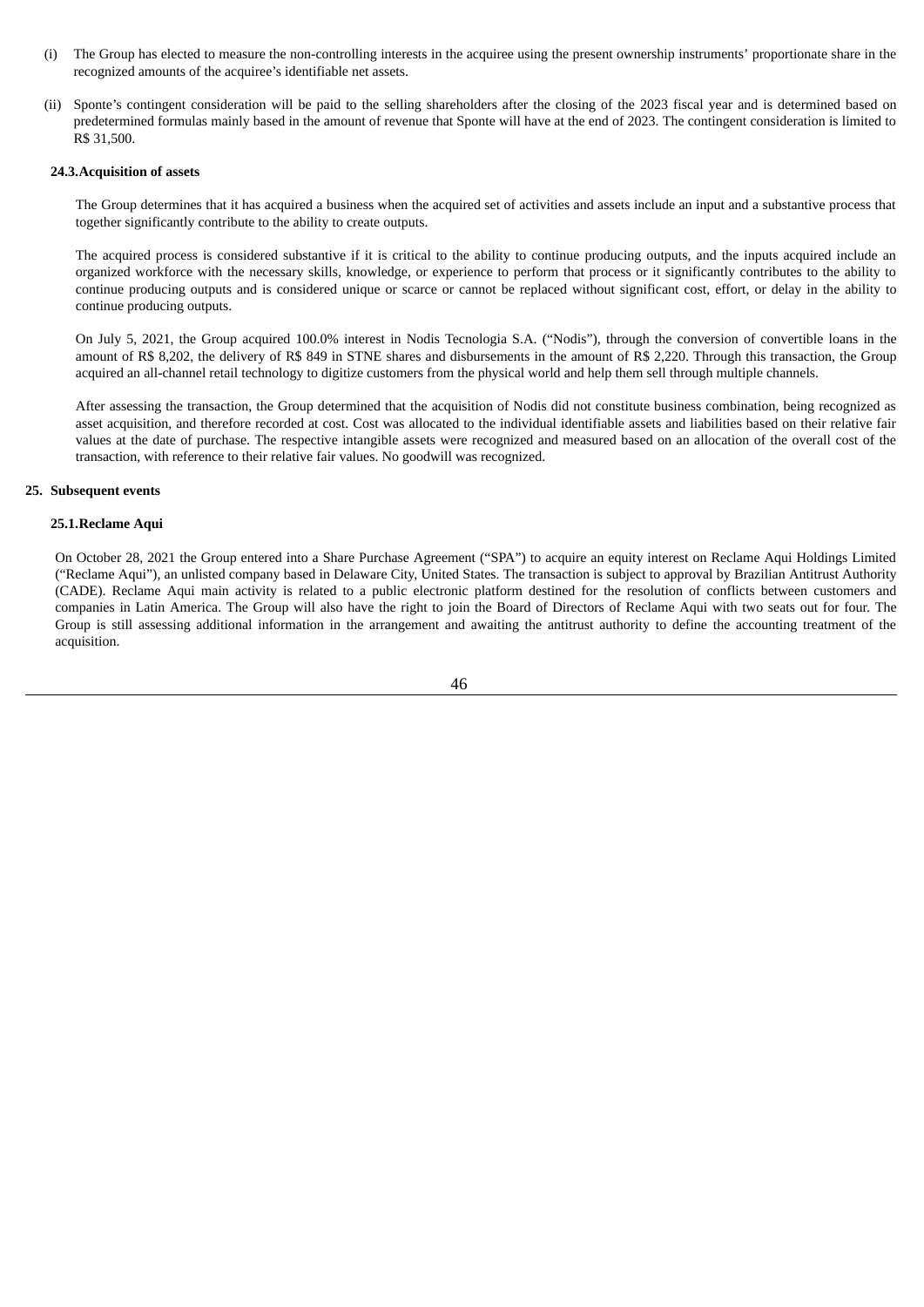(i) The Group has elected to measure the non-controlling interests in the acquiree using the present ownership instruments' proportionate share in the recognized amounts of the acquiree's identifiable net assets.

(ii) Sponte's contingent consideration will be paid to the selling shareholders after the closing of the 2023 fiscal year and is determined based on predetermined formulas mainly based in the amount of revenue that Sponte will have at the end of 2023. The contingent consideration is limited to R$ 31,500.

### 24.3. Acquisition of assets

The Group determines that it has acquired a business when the acquired set of activities and assets include an input and a substantive process that together significantly contribute to the ability to create outputs.

The acquired process is considered substantive if it is critical to the ability to continue producing outputs, and the inputs acquired include an organized workforce with the necessary skills, knowledge, or experience to perform that process or it significantly contributes to the ability to continue producing outputs and is considered unique or scarce or cannot be replaced without significant cost, effort, or delay in the ability to continue producing outputs.

On July 5, 2021, the Group acquired 100.0% interest in Nodis Tecnologia S.A. ("Nodis"), through the conversion of convertible loans in the amount of R$ 8,202, the delivery of R$ 849 in STNE shares and disbursements in the amount of R$ 2,220. Through this transaction, the Group acquired an all-channel retail technology to digitize customers from the physical world and help them sell through multiple channels.

After assessing the transaction, the Group determined that the acquisition of Nodis did not constitute business combination, being recognized as asset acquisition, and therefore recorded at cost. Cost was allocated to the individual identifiable assets and liabilities based on their relative fair values at the date of purchase. The respective intangible assets were recognized and measured based on an allocation of the overall cost of the transaction, with reference to their relative fair values. No goodwill was recognized.

## 25. Subsequent events

### 25.1. Reclame Aqui

On October 28, 2021 the Group entered into a Share Purchase Agreement ("SPA") to acquire an equity interest on Reclame Aqui Holdings Limited ("Reclame Aqui"), an unlisted company based in Delaware City, United States. The transaction is subject to approval by Brazilian Antitrust Authority (CADE). Reclame Aqui main activity is related to a public electronic platform destined for the resolution of conflicts between customers and companies in Latin America. The Group will also have the right to join the Board of Directors of Reclame Aqui with two seats out for four. The Group is still assessing additional information in the arrangement and awaiting the antitrust authority to define the accounting treatment of the acquisition.